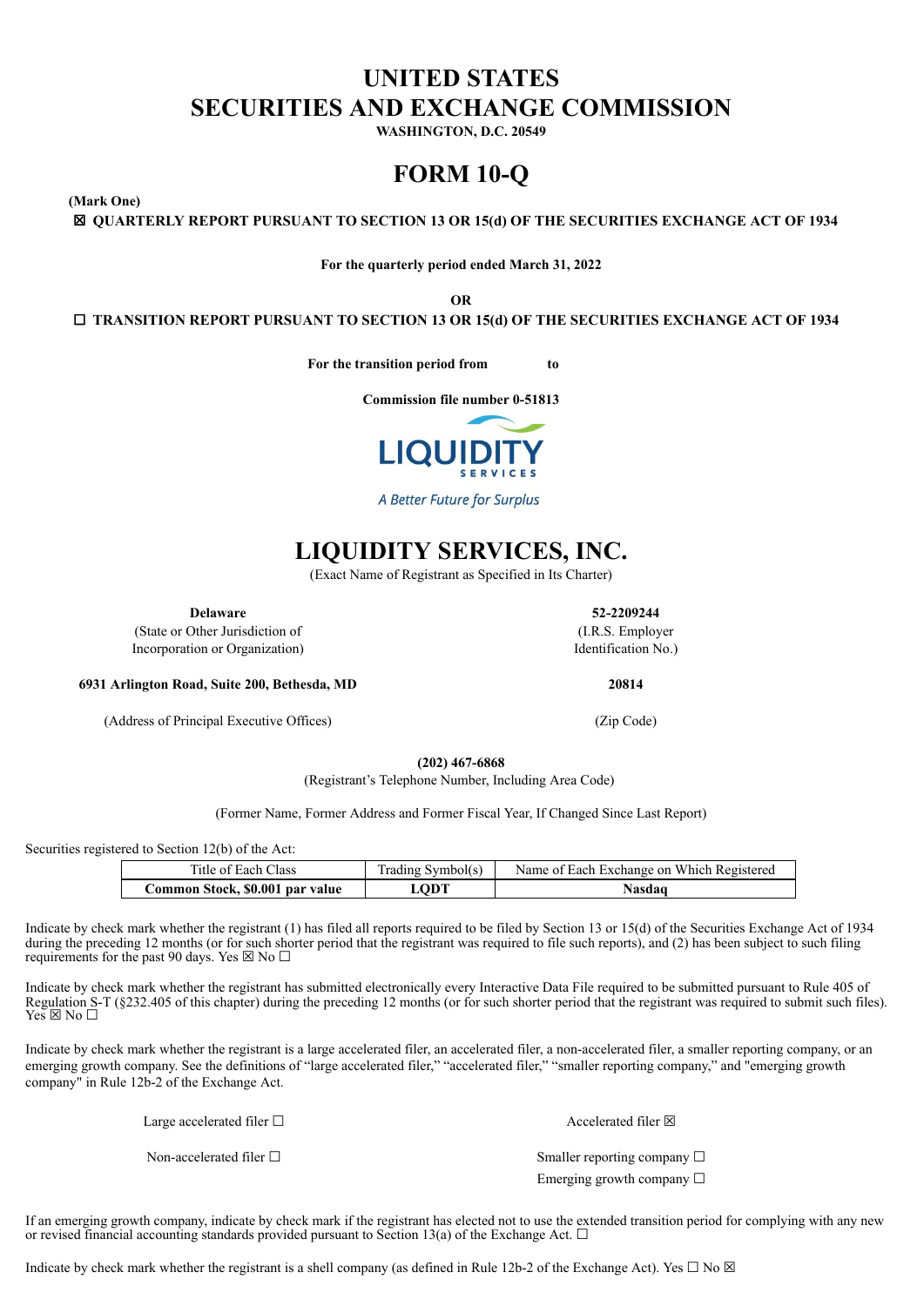# UNITED STATES
# SECURITIES AND EXCHANGE COMMISSION

**WASHINGTON, D.C. 20549**

# FORM 10-Q

**(Mark One)**

☒ **QUARTERLY REPORT PURSUANT TO SECTION 13 OR 15(d) OF THE SECURITIES EXCHANGE ACT OF 1934**

**For the quarterly period ended March 31, 2022**

**OR**

☐ **TRANSITION REPORT PURSUANT TO SECTION 13 OR 15(d) OF THE SECURITIES EXCHANGE ACT OF 1934**

**For the transition period from to**

**Commission file number 0-51813**

LIQUIDITY SERVICES

*A Better Future for Surplus*

# LIQUIDITY SERVICES, INC.

(Exact Name of Registrant as Specified in Its Charter)

| | |
|---|---|
| **Delaware** | **52-2209244** |
| (State or Other Jurisdiction of Incorporation or Organization) | (I.R.S. Employer Identification No.) |
| **6931 Arlington Road, Suite 200, Bethesda, MD** | **20814** |
| (Address of Principal Executive Offices) | (Zip Code) |

**(202) 467-6868**

(Registrant's Telephone Number, Including Area Code)

(Former Name, Former Address and Former Fiscal Year, If Changed Since Last Report)

Securities registered to Section 12(b) of the Act:

| Title of Each Class | Trading Symbol(s) | Name of Each Exchange on Which Registered |
|---|---|---|
| **Common Stock, $0.001 par value** | **LQDT** | **Nasdaq** |

Indicate by check mark whether the registrant (1) has filed all reports required to be filed by Section 13 or 15(d) of the Securities Exchange Act of 1934 during the preceding 12 months (or for such shorter period that the registrant was required to file such reports), and (2) has been subject to such filing requirements for the past 90 days. Yes ☒ No ☐

Indicate by check mark whether the registrant has submitted electronically every Interactive Data File required to be submitted pursuant to Rule 405 of Regulation S-T (§232.405 of this chapter) during the preceding 12 months (or for such shorter period that the registrant was required to submit such files). Yes ☒ No ☐

Indicate by check mark whether the registrant is a large accelerated filer, an accelerated filer, a non-accelerated filer, a smaller reporting company, or an emerging growth company. See the definitions of "large accelerated filer," "accelerated filer," "smaller reporting company," and "emerging growth company" in Rule 12b-2 of the Exchange Act.

| | |
|---|---|
| Large accelerated filer ☐ | Accelerated filer ☒ |
| Non-accelerated filer ☐ | Smaller reporting company ☐ |
| | Emerging growth company ☐ |

If an emerging growth company, indicate by check mark if the registrant has elected not to use the extended transition period for complying with any new or revised financial accounting standards provided pursuant to Section 13(a) of the Exchange Act. ☐

Indicate by check mark whether the registrant is a shell company (as defined in Rule 12b-2 of the Exchange Act). Yes ☐ No ☒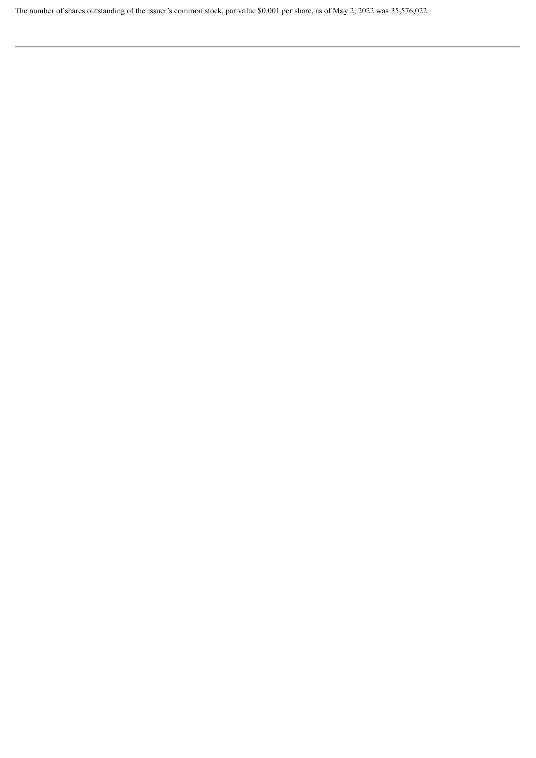The number of shares outstanding of the issuer's common stock, par value $0.001 per share, as of May 2, 2022 was 35,576,022.

---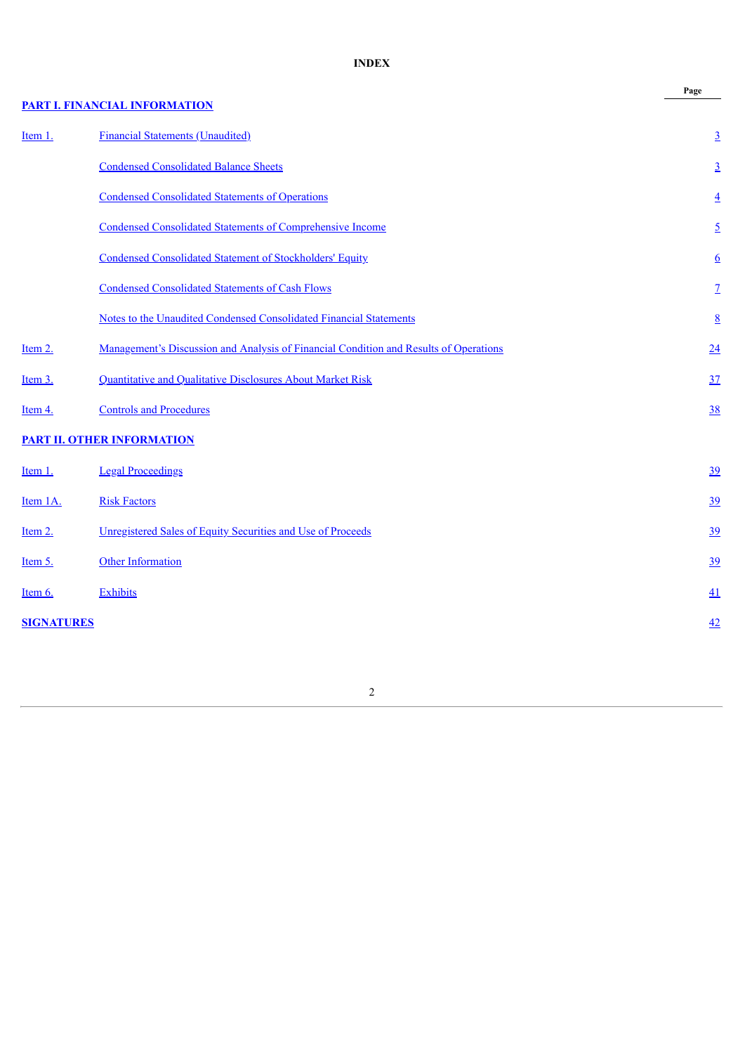**INDEX**

| | | Page |
|---|---|---|
| **PART I. FINANCIAL INFORMATION** | | |
| Item 1. | Financial Statements (Unaudited) | 3 |
| | Condensed Consolidated Balance Sheets | 3 |
| | Condensed Consolidated Statements of Operations | 4 |
| | Condensed Consolidated Statements of Comprehensive Income | 5 |
| | Condensed Consolidated Statement of Stockholders' Equity | 6 |
| | Condensed Consolidated Statements of Cash Flows | 7 |
| | Notes to the Unaudited Condensed Consolidated Financial Statements | 8 |
| Item 2. | Management's Discussion and Analysis of Financial Condition and Results of Operations | 24 |
| Item 3. | Quantitative and Qualitative Disclosures About Market Risk | 37 |
| Item 4. | Controls and Procedures | 38 |
| **PART II. OTHER INFORMATION** | | |
| Item 1. | Legal Proceedings | 39 |
| Item 1A. | Risk Factors | 39 |
| Item 2. | Unregistered Sales of Equity Securities and Use of Proceeds | 39 |
| Item 5. | Other Information | 39 |
| Item 6. | Exhibits | 41 |
| **SIGNATURES** | | 42 |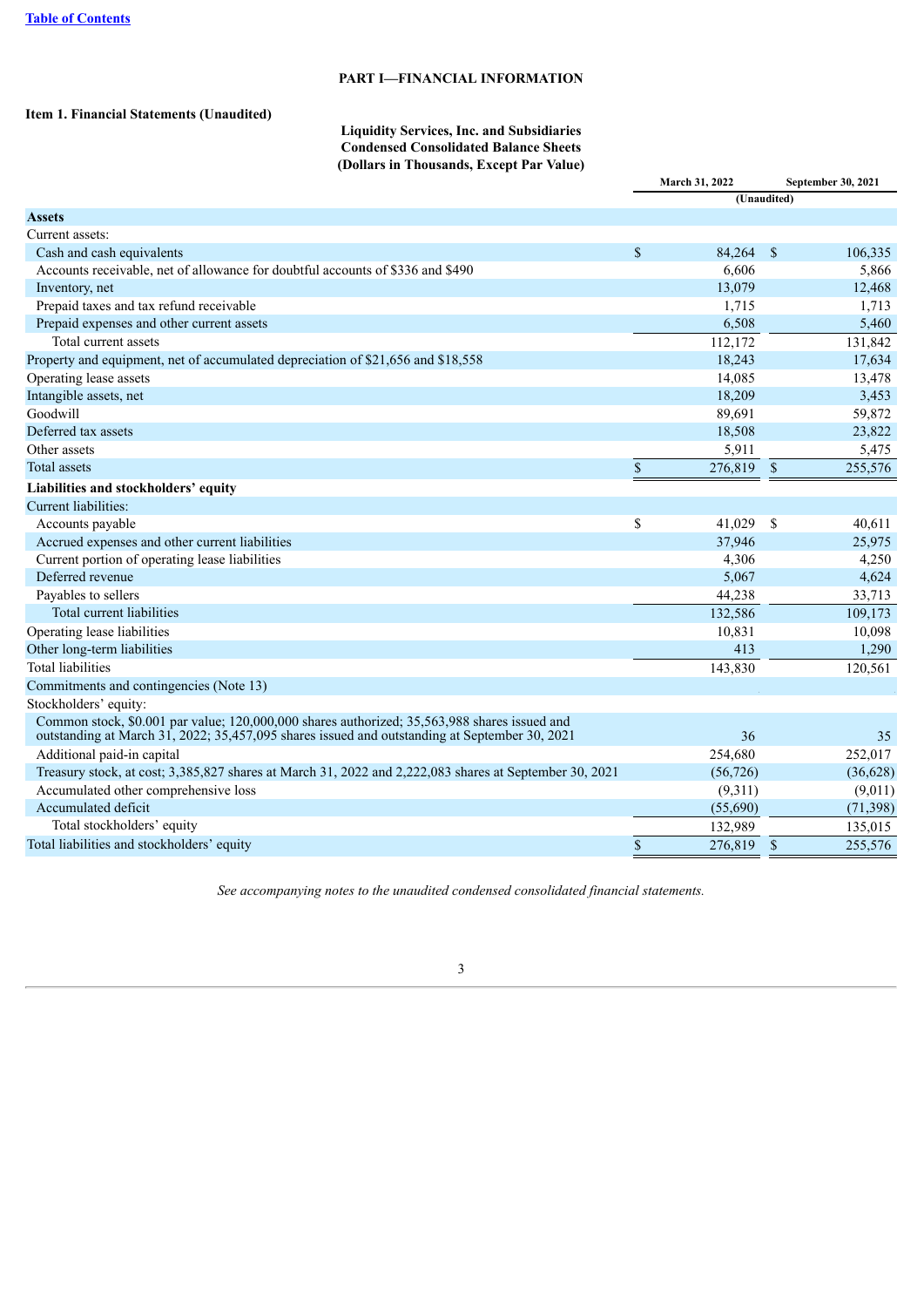[Table of Contents](#)

# PART I—FINANCIAL INFORMATION

## Item 1. Financial Statements (Unaudited)

**Liquidity Services, Inc. and Subsidiaries**
**Condensed Consolidated Balance Sheets**
**(Dollars in Thousands, Except Par Value)**

| | March 31, 2022 | September 30, 2021 |
|---|---|---|
| | (Unaudited) | |
| **Assets** | | |
| Current assets: | | |
| Cash and cash equivalents | $ 84,264 | $ 106,335 |
| Accounts receivable, net of allowance for doubtful accounts of $336 and $490 | 6,606 | 5,866 |
| Inventory, net | 13,079 | 12,468 |
| Prepaid taxes and tax refund receivable | 1,715 | 1,713 |
| Prepaid expenses and other current assets | 6,508 | 5,460 |
| Total current assets | 112,172 | 131,842 |
| Property and equipment, net of accumulated depreciation of $21,656 and $18,558 | 18,243 | 17,634 |
| Operating lease assets | 14,085 | 13,478 |
| Intangible assets, net | 18,209 | 3,453 |
| Goodwill | 89,691 | 59,872 |
| Deferred tax assets | 18,508 | 23,822 |
| Other assets | 5,911 | 5,475 |
| Total assets | $ 276,819 | $ 255,576 |
| **Liabilities and stockholders' equity** | | |
| Current liabilities: | | |
| Accounts payable | $ 41,029 | $ 40,611 |
| Accrued expenses and other current liabilities | 37,946 | 25,975 |
| Current portion of operating lease liabilities | 4,306 | 4,250 |
| Deferred revenue | 5,067 | 4,624 |
| Payables to sellers | 44,238 | 33,713 |
| Total current liabilities | 132,586 | 109,173 |
| Operating lease liabilities | 10,831 | 10,098 |
| Other long-term liabilities | 413 | 1,290 |
| Total liabilities | 143,830 | 120,561 |
| Commitments and contingencies (Note 13) | | |
| Stockholders' equity: | | |
| Common stock, $0.001 par value; 120,000,000 shares authorized; 35,563,988 shares issued and outstanding at March 31, 2022; 35,457,095 shares issued and outstanding at September 30, 2021 | 36 | 35 |
| Additional paid-in capital | 254,680 | 252,017 |
| Treasury stock, at cost; 3,385,827 shares at March 31, 2022 and 2,222,083 shares at September 30, 2021 | (56,726) | (36,628) |
| Accumulated other comprehensive loss | (9,311) | (9,011) |
| Accumulated deficit | (55,690) | (71,398) |
| Total stockholders' equity | 132,989 | 135,015 |
| Total liabilities and stockholders' equity | $ 276,819 | $ 255,576 |

*See accompanying notes to the unaudited condensed consolidated financial statements.*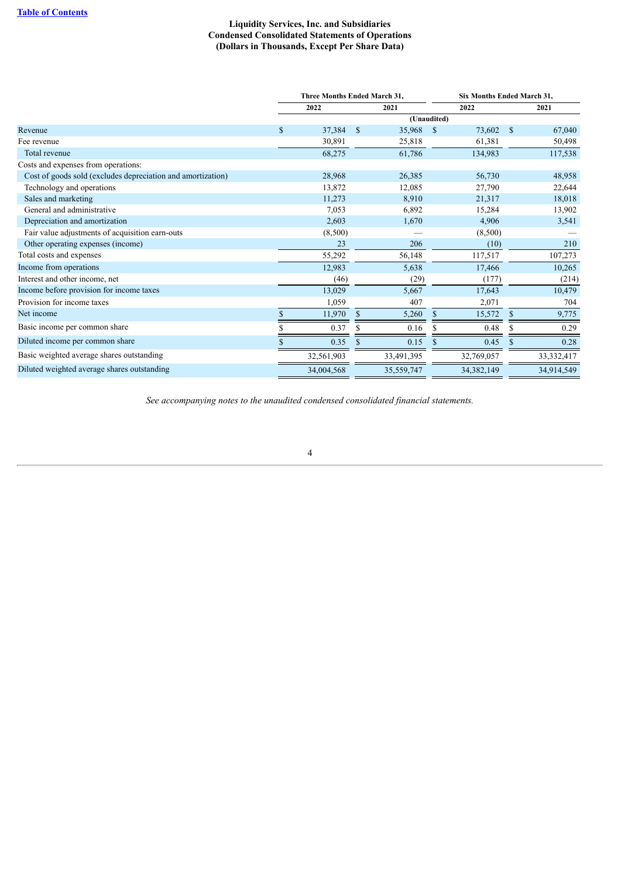[Table of Contents](#)

**Liquidity Services, Inc. and Subsidiaries**
**Condensed Consolidated Statements of Operations**
**(Dollars in Thousands, Except Per Share Data)**

| | Three Months Ended March 31, | | Six Months Ended March 31, | |
|---|---|---|---|---|
| | 2022 | 2021 | 2022 | 2021 |
| | (Unaudited) | | | |
| Revenue | $ 37,384 | $ 35,968 | $ 73,602 | $ 67,040 |
| Fee revenue | 30,891 | 25,818 | 61,381 | 50,498 |
| Total revenue | 68,275 | 61,786 | 134,983 | 117,538 |
| Costs and expenses from operations: | | | | |
| Cost of goods sold (excludes depreciation and amortization) | 28,968 | 26,385 | 56,730 | 48,958 |
| Technology and operations | 13,872 | 12,085 | 27,790 | 22,644 |
| Sales and marketing | 11,273 | 8,910 | 21,317 | 18,018 |
| General and administrative | 7,053 | 6,892 | 15,284 | 13,902 |
| Depreciation and amortization | 2,603 | 1,670 | 4,906 | 3,541 |
| Fair value adjustments of acquisition earn-outs | (8,500) | — | (8,500) | — |
| Other operating expenses (income) | 23 | 206 | (10) | 210 |
| Total costs and expenses | 55,292 | 56,148 | 117,517 | 107,273 |
| Income from operations | 12,983 | 5,638 | 17,466 | 10,265 |
| Interest and other income, net | (46) | (29) | (177) | (214) |
| Income before provision for income taxes | 13,029 | 5,667 | 17,643 | 10,479 |
| Provision for income taxes | 1,059 | 407 | 2,071 | 704 |
| Net income | $ 11,970 | $ 5,260 | $ 15,572 | $ 9,775 |
| Basic income per common share | $ 0.37 | $ 0.16 | $ 0.48 | $ 0.29 |
| Diluted income per common share | $ 0.35 | $ 0.15 | $ 0.45 | $ 0.28 |
| Basic weighted average shares outstanding | 32,561,903 | 33,491,395 | 32,769,057 | 33,332,417 |
| Diluted weighted average shares outstanding | 34,004,568 | 35,559,747 | 34,382,149 | 34,914,549 |

*See accompanying notes to the unaudited condensed consolidated financial statements.*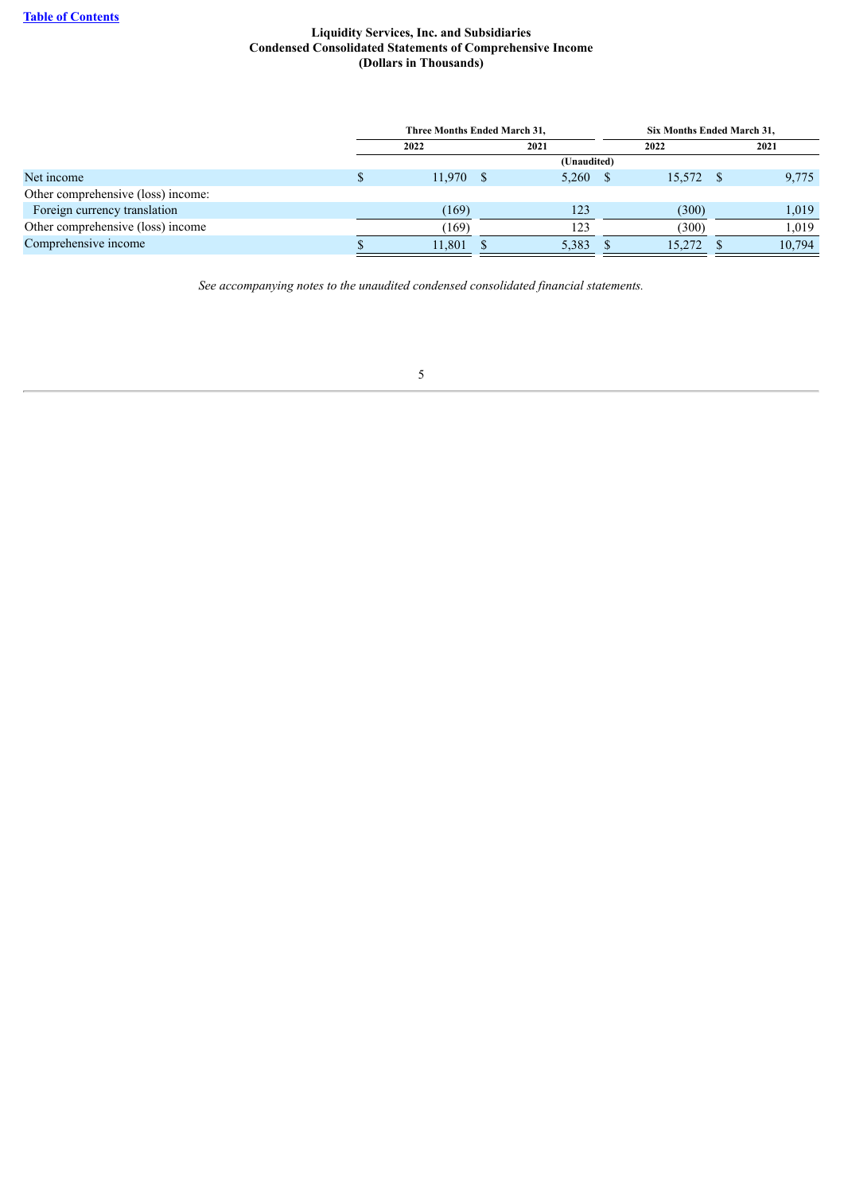**Liquidity Services, Inc. and Subsidiaries**
**Condensed Consolidated Statements of Comprehensive Income**
**(Dollars in Thousands)**

| | Three Months Ended March 31, | | Six Months Ended March 31, | |
|---|---|---|---|---|
| | 2022 | 2021 | 2022 | 2021 |
| | (Unaudited) | | | |
| Net income | $ 11,970 | $ 5,260 | $ 15,572 | $ 9,775 |
| Other comprehensive (loss) income: | | | | |
| Foreign currency translation | (169) | 123 | (300) | 1,019 |
| Other comprehensive (loss) income | (169) | 123 | (300) | 1,019 |
| Comprehensive income | $ 11,801 | $ 5,383 | $ 15,272 | $ 10,794 |

*See accompanying notes to the unaudited condensed consolidated financial statements.*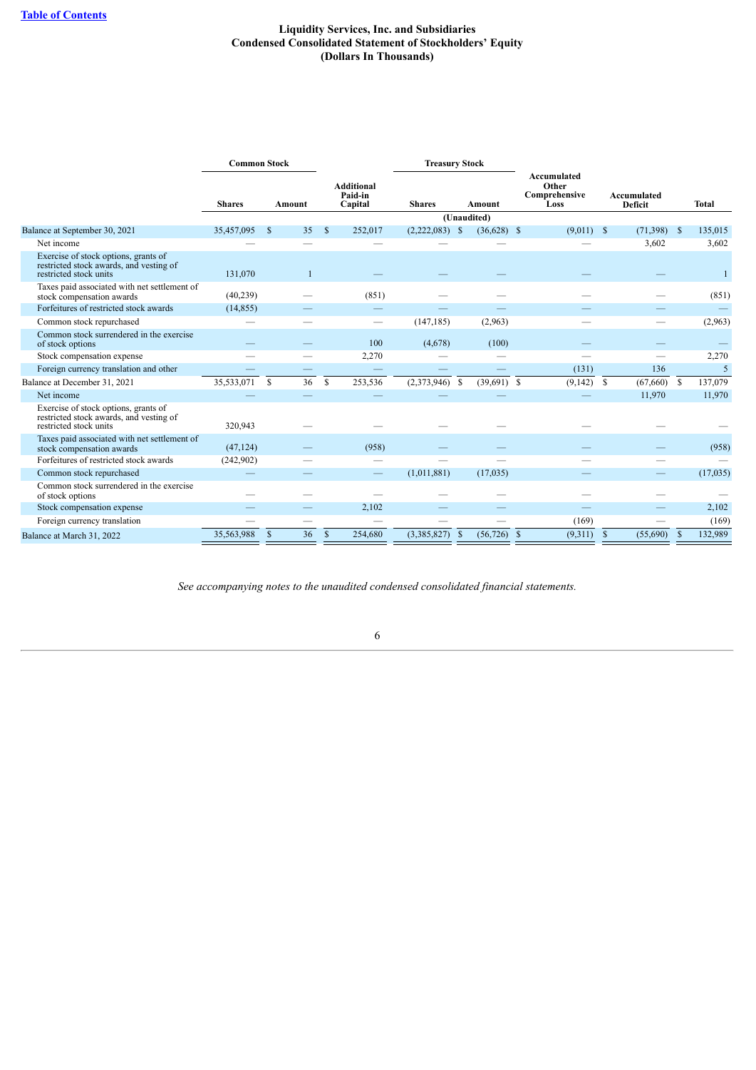**Liquidity Services, Inc. and Subsidiaries**
**Condensed Consolidated Statement of Stockholders' Equity**
**(Dollars In Thousands)**

| | Common Stock | | Additional Paid-in Capital | Treasury Stock | | Accumulated Other Comprehensive Loss | Accumulated Deficit | Total |
|---|---|---|---|---|---|---|---|---|
| | Shares | Amount | | Shares | Amount | | | |
| | | | | (Unaudited) | | | | |
| Balance at September 30, 2021 | 35,457,095 | $ 35 | $ 252,017 | (2,222,083) | $ (36,628) | $ (9,011) | $ (71,398) | $ 135,015 |
| Net income | — | — | — | — | — | — | 3,602 | 3,602 |
| Exercise of stock options, grants of restricted stock awards, and vesting of restricted stock units | 131,070 | 1 | — | — | — | — | — | 1 |
| Taxes paid associated with net settlement of stock compensation awards | (40,239) | — | (851) | — | — | — | — | (851) |
| Forfeitures of restricted stock awards | (14,855) | — | — | — | — | — | — | — |
| Common stock repurchased | — | — | — | (147,185) | (2,963) | — | — | (2,963) |
| Common stock surrendered in the exercise of stock options | — | — | 100 | (4,678) | (100) | — | — | — |
| Stock compensation expense | — | — | 2,270 | — | — | — | — | 2,270 |
| Foreign currency translation and other | — | — | — | — | — | (131) | 136 | 5 |
| Balance at December 31, 2021 | 35,533,071 | $ 36 | $ 253,536 | (2,373,946) | $ (39,691) | $ (9,142) | $ (67,660) | $ 137,079 |
| Net income | — | — | — | — | — | — | 11,970 | 11,970 |
| Exercise of stock options, grants of restricted stock awards, and vesting of restricted stock units | 320,943 | — | — | — | — | — | — | — |
| Taxes paid associated with net settlement of stock compensation awards | (47,124) | — | (958) | — | — | — | — | (958) |
| Forfeitures of restricted stock awards | (242,902) | — | — | — | — | — | — | — |
| Common stock repurchased | — | — | — | (1,011,881) | (17,035) | — | — | (17,035) |
| Common stock surrendered in the exercise of stock options | — | — | — | — | — | — | — | — |
| Stock compensation expense | — | — | 2,102 | — | — | — | — | 2,102 |
| Foreign currency translation | — | — | — | — | — | (169) | — | (169) |
| Balance at March 31, 2022 | 35,563,988 | $ 36 | $ 254,680 | (3,385,827) | $ (56,726) | $ (9,311) | $ (55,690) | $ 132,989 |

*See accompanying notes to the unaudited condensed consolidated financial statements.*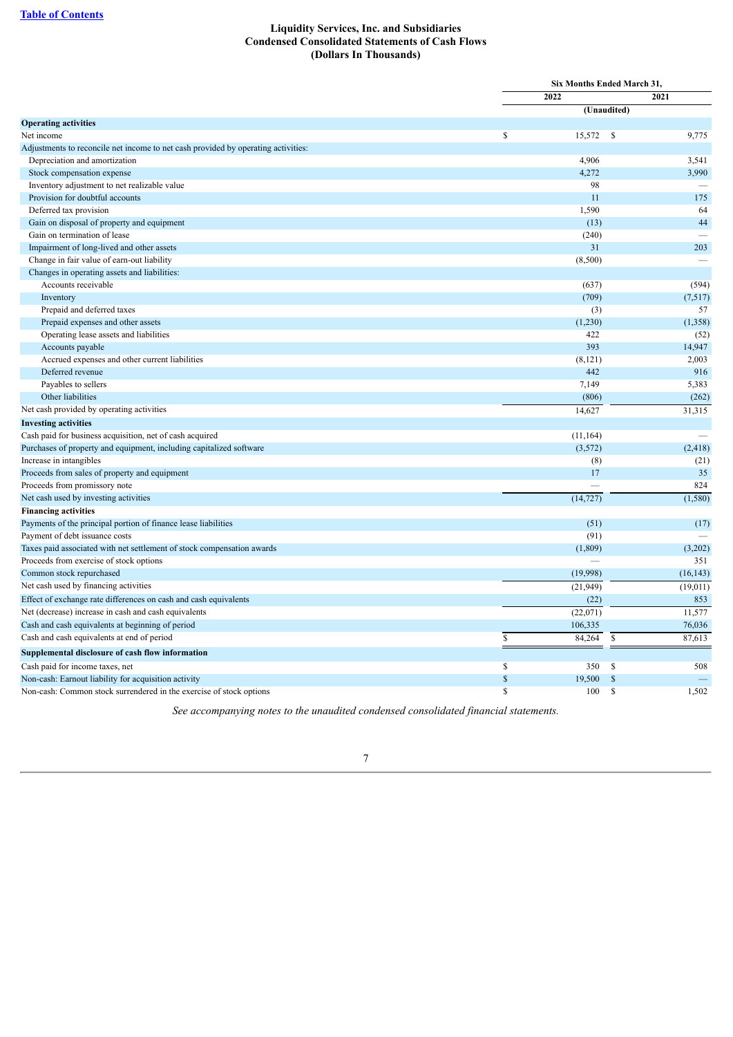**Table of Contents**

# Liquidity Services, Inc. and Subsidiaries
## Condensed Consolidated Statements of Cash Flows
### (Dollars In Thousands)

| | Six Months Ended March 31, | |
|---|---|---|
| | 2022 | 2021 |
| | (Unaudited) | |
| **Operating activities** | | |
| Net income | $ 15,572 | $ 9,775 |
| Adjustments to reconcile net income to net cash provided by operating activities: | | |
| Depreciation and amortization | 4,906 | 3,541 |
| Stock compensation expense | 4,272 | 3,990 |
| Inventory adjustment to net realizable value | 98 | — |
| Provision for doubtful accounts | 11 | 175 |
| Deferred tax provision | 1,590 | 64 |
| Gain on disposal of property and equipment | (13) | 44 |
| Gain on termination of lease | (240) | — |
| Impairment of long-lived and other assets | 31 | 203 |
| Change in fair value of earn-out liability | (8,500) | — |
| Changes in operating assets and liabilities: | | |
| Accounts receivable | (637) | (594) |
| Inventory | (709) | (7,517) |
| Prepaid and deferred taxes | (3) | 57 |
| Prepaid expenses and other assets | (1,230) | (1,358) |
| Operating lease assets and liabilities | 422 | (52) |
| Accounts payable | 393 | 14,947 |
| Accrued expenses and other current liabilities | (8,121) | 2,003 |
| Deferred revenue | 442 | 916 |
| Payables to sellers | 7,149 | 5,383 |
| Other liabilities | (806) | (262) |
| Net cash provided by operating activities | 14,627 | 31,315 |
| **Investing activities** | | |
| Cash paid for business acquisition, net of cash acquired | (11,164) | — |
| Purchases of property and equipment, including capitalized software | (3,572) | (2,418) |
| Increase in intangibles | (8) | (21) |
| Proceeds from sales of property and equipment | 17 | 35 |
| Proceeds from promissory note | — | 824 |
| Net cash used by investing activities | (14,727) | (1,580) |
| **Financing activities** | | |
| Payments of the principal portion of finance lease liabilities | (51) | (17) |
| Payment of debt issuance costs | (91) | — |
| Taxes paid associated with net settlement of stock compensation awards | (1,809) | (3,202) |
| Proceeds from exercise of stock options | — | 351 |
| Common stock repurchased | (19,998) | (16,143) |
| Net cash used by financing activities | (21,949) | (19,011) |
| Effect of exchange rate differences on cash and cash equivalents | (22) | 853 |
| Net (decrease) increase in cash and cash equivalents | (22,071) | 11,577 |
| Cash and cash equivalents at beginning of period | 106,335 | 76,036 |
| Cash and cash equivalents at end of period | $ 84,264 | $ 87,613 |
| **Supplemental disclosure of cash flow information** | | |
| Cash paid for income taxes, net | $ 350 | $ 508 |
| Non-cash: Earnout liability for acquisition activity | $ 19,500 | $ — |
| Non-cash: Common stock surrendered in the exercise of stock options | $ 100 | $ 1,502 |

*See accompanying notes to the unaudited condensed consolidated financial statements.*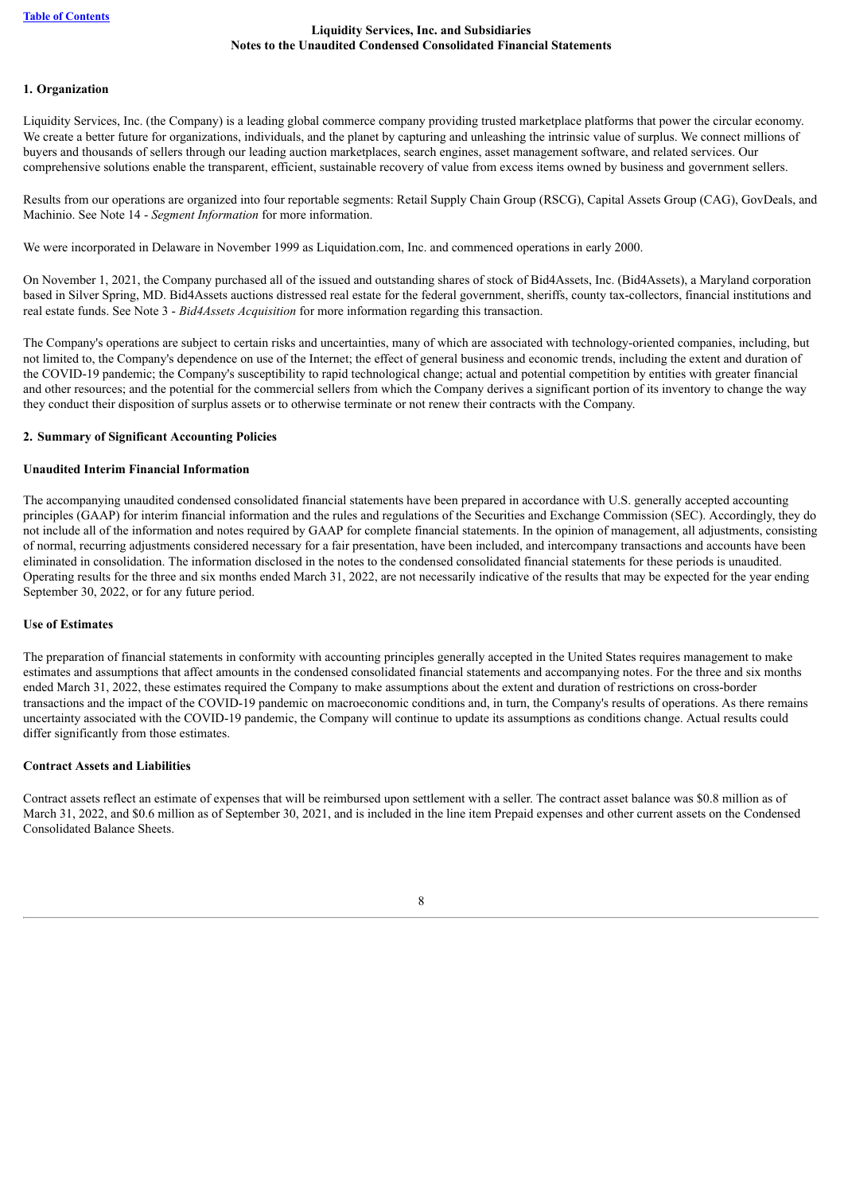**Liquidity Services, Inc. and Subsidiaries**
**Notes to the Unaudited Condensed Consolidated Financial Statements**

## 1. Organization

Liquidity Services, Inc. (the Company) is a leading global commerce company providing trusted marketplace platforms that power the circular economy. We create a better future for organizations, individuals, and the planet by capturing and unleashing the intrinsic value of surplus. We connect millions of buyers and thousands of sellers through our leading auction marketplaces, search engines, asset management software, and related services. Our comprehensive solutions enable the transparent, efficient, sustainable recovery of value from excess items owned by business and government sellers.

Results from our operations are organized into four reportable segments: Retail Supply Chain Group (RSCG), Capital Assets Group (CAG), GovDeals, and Machinio. See Note 14 - *Segment Information* for more information.

We were incorporated in Delaware in November 1999 as Liquidation.com, Inc. and commenced operations in early 2000.

On November 1, 2021, the Company purchased all of the issued and outstanding shares of stock of Bid4Assets, Inc. (Bid4Assets), a Maryland corporation based in Silver Spring, MD. Bid4Assets auctions distressed real estate for the federal government, sheriffs, county tax-collectors, financial institutions and real estate funds. See Note 3 - *Bid4Assets Acquisition* for more information regarding this transaction.

The Company's operations are subject to certain risks and uncertainties, many of which are associated with technology-oriented companies, including, but not limited to, the Company's dependence on use of the Internet; the effect of general business and economic trends, including the extent and duration of the COVID-19 pandemic; the Company's susceptibility to rapid technological change; actual and potential competition by entities with greater financial and other resources; and the potential for the commercial sellers from which the Company derives a significant portion of its inventory to change the way they conduct their disposition of surplus assets or to otherwise terminate or not renew their contracts with the Company.

## 2. Summary of Significant Accounting Policies

### Unaudited Interim Financial Information

The accompanying unaudited condensed consolidated financial statements have been prepared in accordance with U.S. generally accepted accounting principles (GAAP) for interim financial information and the rules and regulations of the Securities and Exchange Commission (SEC). Accordingly, they do not include all of the information and notes required by GAAP for complete financial statements. In the opinion of management, all adjustments, consisting of normal, recurring adjustments considered necessary for a fair presentation, have been included, and intercompany transactions and accounts have been eliminated in consolidation. The information disclosed in the notes to the condensed consolidated financial statements for these periods is unaudited. Operating results for the three and six months ended March 31, 2022, are not necessarily indicative of the results that may be expected for the year ending September 30, 2022, or for any future period.

### Use of Estimates

The preparation of financial statements in conformity with accounting principles generally accepted in the United States requires management to make estimates and assumptions that affect amounts in the condensed consolidated financial statements and accompanying notes. For the three and six months ended March 31, 2022, these estimates required the Company to make assumptions about the extent and duration of restrictions on cross-border transactions and the impact of the COVID-19 pandemic on macroeconomic conditions and, in turn, the Company's results of operations. As there remains uncertainty associated with the COVID-19 pandemic, the Company will continue to update its assumptions as conditions change. Actual results could differ significantly from those estimates.

### Contract Assets and Liabilities

Contract assets reflect an estimate of expenses that will be reimbursed upon settlement with a seller. The contract asset balance was $0.8 million as of March 31, 2022, and $0.6 million as of September 30, 2021, and is included in the line item Prepaid expenses and other current assets on the Condensed Consolidated Balance Sheets.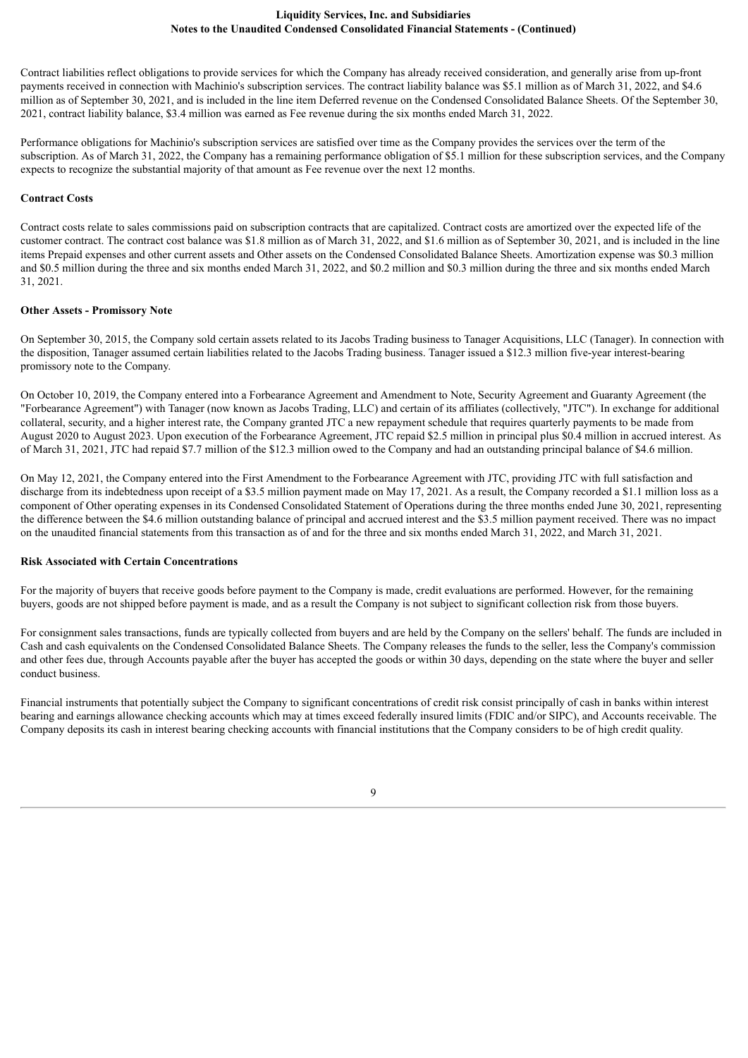Contract liabilities reflect obligations to provide services for which the Company has already received consideration, and generally arise from up-front payments received in connection with Machinio's subscription services. The contract liability balance was $5.1 million as of March 31, 2022, and $4.6 million as of September 30, 2021, and is included in the line item Deferred revenue on the Condensed Consolidated Balance Sheets. Of the September 30, 2021, contract liability balance, $3.4 million was earned as Fee revenue during the six months ended March 31, 2022.

Performance obligations for Machinio's subscription services are satisfied over time as the Company provides the services over the term of the subscription. As of March 31, 2022, the Company has a remaining performance obligation of $5.1 million for these subscription services, and the Company expects to recognize the substantial majority of that amount as Fee revenue over the next 12 months.

**Contract Costs**

Contract costs relate to sales commissions paid on subscription contracts that are capitalized. Contract costs are amortized over the expected life of the customer contract. The contract cost balance was $1.8 million as of March 31, 2022, and $1.6 million as of September 30, 2021, and is included in the line items Prepaid expenses and other current assets and Other assets on the Condensed Consolidated Balance Sheets. Amortization expense was $0.3 million and $0.5 million during the three and six months ended March 31, 2022, and $0.2 million and $0.3 million during the three and six months ended March 31, 2021.

**Other Assets - Promissory Note**

On September 30, 2015, the Company sold certain assets related to its Jacobs Trading business to Tanager Acquisitions, LLC (Tanager). In connection with the disposition, Tanager assumed certain liabilities related to the Jacobs Trading business. Tanager issued a $12.3 million five-year interest-bearing promissory note to the Company.

On October 10, 2019, the Company entered into a Forbearance Agreement and Amendment to Note, Security Agreement and Guaranty Agreement (the "Forbearance Agreement") with Tanager (now known as Jacobs Trading, LLC) and certain of its affiliates (collectively, "JTC"). In exchange for additional collateral, security, and a higher interest rate, the Company granted JTC a new repayment schedule that requires quarterly payments to be made from August 2020 to August 2023. Upon execution of the Forbearance Agreement, JTC repaid $2.5 million in principal plus $0.4 million in accrued interest. As of March 31, 2021, JTC had repaid $7.7 million of the $12.3 million owed to the Company and had an outstanding principal balance of $4.6 million.

On May 12, 2021, the Company entered into the First Amendment to the Forbearance Agreement with JTC, providing JTC with full satisfaction and discharge from its indebtedness upon receipt of a $3.5 million payment made on May 17, 2021. As a result, the Company recorded a $1.1 million loss as a component of Other operating expenses in its Condensed Consolidated Statement of Operations during the three months ended June 30, 2021, representing the difference between the $4.6 million outstanding balance of principal and accrued interest and the $3.5 million payment received. There was no impact on the unaudited financial statements from this transaction as of and for the three and six months ended March 31, 2022, and March 31, 2021.

**Risk Associated with Certain Concentrations**

For the majority of buyers that receive goods before payment to the Company is made, credit evaluations are performed. However, for the remaining buyers, goods are not shipped before payment is made, and as a result the Company is not subject to significant collection risk from those buyers.

For consignment sales transactions, funds are typically collected from buyers and are held by the Company on the sellers' behalf. The funds are included in Cash and cash equivalents on the Condensed Consolidated Balance Sheets. The Company releases the funds to the seller, less the Company's commission and other fees due, through Accounts payable after the buyer has accepted the goods or within 30 days, depending on the state where the buyer and seller conduct business.

Financial instruments that potentially subject the Company to significant concentrations of credit risk consist principally of cash in banks within interest bearing and earnings allowance checking accounts which may at times exceed federally insured limits (FDIC and/or SIPC), and Accounts receivable. The Company deposits its cash in interest bearing checking accounts with financial institutions that the Company considers to be of high credit quality.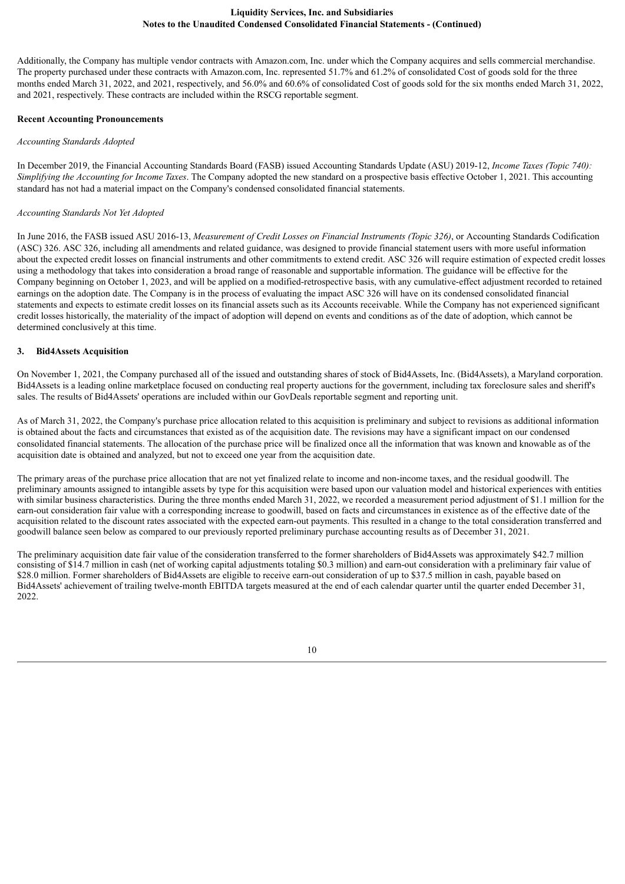Additionally, the Company has multiple vendor contracts with Amazon.com, Inc. under which the Company acquires and sells commercial merchandise. The property purchased under these contracts with Amazon.com, Inc. represented 51.7% and 61.2% of consolidated Cost of goods sold for the three months ended March 31, 2022, and 2021, respectively, and 56.0% and 60.6% of consolidated Cost of goods sold for the six months ended March 31, 2022, and 2021, respectively. These contracts are included within the RSCG reportable segment.

**Recent Accounting Pronouncements**

*Accounting Standards Adopted*

In December 2019, the Financial Accounting Standards Board (FASB) issued Accounting Standards Update (ASU) 2019-12, *Income Taxes (Topic 740): Simplifying the Accounting for Income Taxes*. The Company adopted the new standard on a prospective basis effective October 1, 2021. This accounting standard has not had a material impact on the Company's condensed consolidated financial statements.

*Accounting Standards Not Yet Adopted*

In June 2016, the FASB issued ASU 2016-13, *Measurement of Credit Losses on Financial Instruments (Topic 326)*, or Accounting Standards Codification (ASC) 326. ASC 326, including all amendments and related guidance, was designed to provide financial statement users with more useful information about the expected credit losses on financial instruments and other commitments to extend credit. ASC 326 will require estimation of expected credit losses using a methodology that takes into consideration a broad range of reasonable and supportable information. The guidance will be effective for the Company beginning on October 1, 2023, and will be applied on a modified-retrospective basis, with any cumulative-effect adjustment recorded to retained earnings on the adoption date. The Company is in the process of evaluating the impact ASC 326 will have on its condensed consolidated financial statements and expects to estimate credit losses on its financial assets such as its Accounts receivable. While the Company has not experienced significant credit losses historically, the materiality of the impact of adoption will depend on events and conditions as of the date of adoption, which cannot be determined conclusively at this time.

## 3. Bid4Assets Acquisition

On November 1, 2021, the Company purchased all of the issued and outstanding shares of stock of Bid4Assets, Inc. (Bid4Assets), a Maryland corporation. Bid4Assets is a leading online marketplace focused on conducting real property auctions for the government, including tax foreclosure sales and sheriff's sales. The results of Bid4Assets' operations are included within our GovDeals reportable segment and reporting unit.

As of March 31, 2022, the Company's purchase price allocation related to this acquisition is preliminary and subject to revisions as additional information is obtained about the facts and circumstances that existed as of the acquisition date. The revisions may have a significant impact on our condensed consolidated financial statements. The allocation of the purchase price will be finalized once all the information that was known and knowable as of the acquisition date is obtained and analyzed, but not to exceed one year from the acquisition date.

The primary areas of the purchase price allocation that are not yet finalized relate to income and non-income taxes, and the residual goodwill. The preliminary amounts assigned to intangible assets by type for this acquisition were based upon our valuation model and historical experiences with entities with similar business characteristics. During the three months ended March 31, 2022, we recorded a measurement period adjustment of $1.1 million for the earn-out consideration fair value with a corresponding increase to goodwill, based on facts and circumstances in existence as of the effective date of the acquisition related to the discount rates associated with the expected earn-out payments. This resulted in a change to the total consideration transferred and goodwill balance seen below as compared to our previously reported preliminary purchase accounting results as of December 31, 2021.

The preliminary acquisition date fair value of the consideration transferred to the former shareholders of Bid4Assets was approximately $42.7 million consisting of $14.7 million in cash (net of working capital adjustments totaling $0.3 million) and earn-out consideration with a preliminary fair value of $28.0 million. Former shareholders of Bid4Assets are eligible to receive earn-out consideration of up to $37.5 million in cash, payable based on Bid4Assets' achievement of trailing twelve-month EBITDA targets measured at the end of each calendar quarter until the quarter ended December 31, 2022.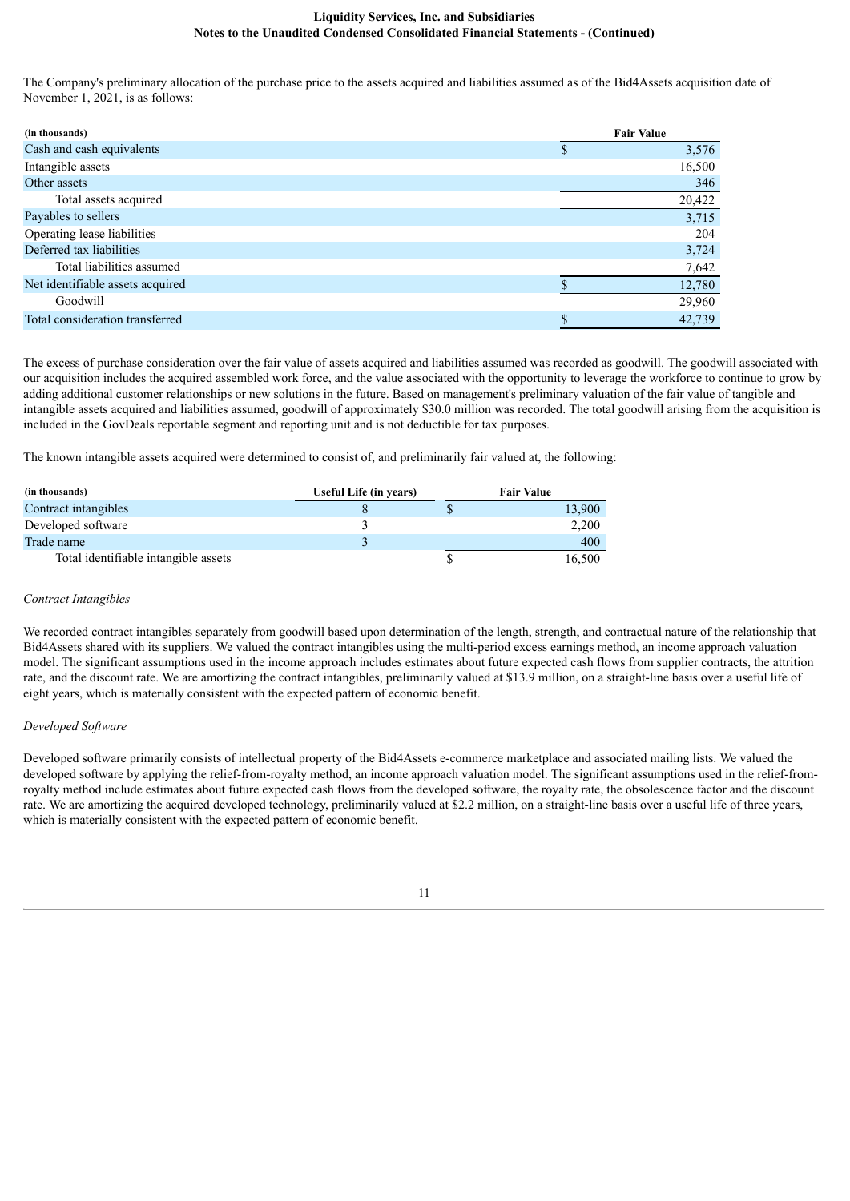The Company's preliminary allocation of the purchase price to the assets acquired and liabilities assumed as of the Bid4Assets acquisition date of November 1, 2021, is as follows:

| (in thousands) | Fair Value |
|---|---|
| Cash and cash equivalents | $ 3,576 |
| Intangible assets | 16,500 |
| Other assets | 346 |
| Total assets acquired | 20,422 |
| Payables to sellers | 3,715 |
| Operating lease liabilities | 204 |
| Deferred tax liabilities | 3,724 |
| Total liabilities assumed | 7,642 |
| Net identifiable assets acquired | $ 12,780 |
| Goodwill | 29,960 |
| Total consideration transferred | $ 42,739 |

The excess of purchase consideration over the fair value of assets acquired and liabilities assumed was recorded as goodwill. The goodwill associated with our acquisition includes the acquired assembled work force, and the value associated with the opportunity to leverage the workforce to continue to grow by adding additional customer relationships or new solutions in the future. Based on management's preliminary valuation of the fair value of tangible and intangible assets acquired and liabilities assumed, goodwill of approximately $30.0 million was recorded. The total goodwill arising from the acquisition is included in the GovDeals reportable segment and reporting unit and is not deductible for tax purposes.

The known intangible assets acquired were determined to consist of, and preliminarily fair valued at, the following:

| (in thousands) | Useful Life (in years) | Fair Value |
|---|---|---|
| Contract intangibles | 8 | $ 13,900 |
| Developed software | 3 | 2,200 |
| Trade name | 3 | 400 |
| Total identifiable intangible assets | | $ 16,500 |

*Contract Intangibles*

We recorded contract intangibles separately from goodwill based upon determination of the length, strength, and contractual nature of the relationship that Bid4Assets shared with its suppliers. We valued the contract intangibles using the multi-period excess earnings method, an income approach valuation model. The significant assumptions used in the income approach includes estimates about future expected cash flows from supplier contracts, the attrition rate, and the discount rate. We are amortizing the contract intangibles, preliminarily valued at $13.9 million, on a straight-line basis over a useful life of eight years, which is materially consistent with the expected pattern of economic benefit.

*Developed Software*

Developed software primarily consists of intellectual property of the Bid4Assets e-commerce marketplace and associated mailing lists. We valued the developed software by applying the relief-from-royalty method, an income approach valuation model. The significant assumptions used in the relief-from-royalty method include estimates about future expected cash flows from the developed software, the royalty rate, the obsolescence factor and the discount rate. We are amortizing the acquired developed technology, preliminarily valued at $2.2 million, on a straight-line basis over a useful life of three years, which is materially consistent with the expected pattern of economic benefit.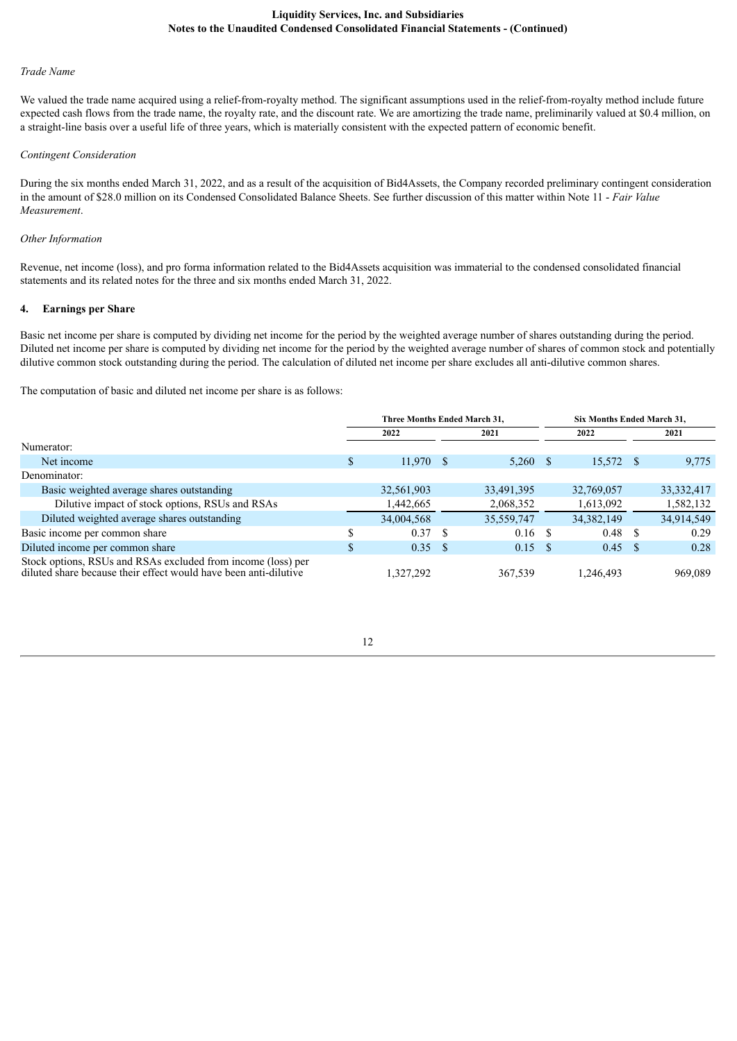*Trade Name*

We valued the trade name acquired using a relief-from-royalty method. The significant assumptions used in the relief-from-royalty method include future expected cash flows from the trade name, the royalty rate, and the discount rate. We are amortizing the trade name, preliminarily valued at $0.4 million, on a straight-line basis over a useful life of three years, which is materially consistent with the expected pattern of economic benefit.

*Contingent Consideration*

During the six months ended March 31, 2022, and as a result of the acquisition of Bid4Assets, the Company recorded preliminary contingent consideration in the amount of $28.0 million on its Condensed Consolidated Balance Sheets. See further discussion of this matter within Note 11 - *Fair Value Measurement*.

*Other Information*

Revenue, net income (loss), and pro forma information related to the Bid4Assets acquisition was immaterial to the condensed consolidated financial statements and its related notes for the three and six months ended March 31, 2022.

## 4. Earnings per Share

Basic net income per share is computed by dividing net income for the period by the weighted average number of shares outstanding during the period. Diluted net income per share is computed by dividing net income for the period by the weighted average number of shares of common stock and potentially dilutive common stock outstanding during the period. The calculation of diluted net income per share excludes all anti-dilutive common shares.

The computation of basic and diluted net income per share is as follows:

| | Three Months Ended March 31, | | Six Months Ended March 31, | |
|---|---|---|---|---|
| | 2022 | 2021 | 2022 | 2021 |
| Numerator: | | | | |
| Net income | $ 11,970 | $ 5,260 | $ 15,572 | $ 9,775 |
| Denominator: | | | | |
| Basic weighted average shares outstanding | 32,561,903 | 33,491,395 | 32,769,057 | 33,332,417 |
| Dilutive impact of stock options, RSUs and RSAs | 1,442,665 | 2,068,352 | 1,613,092 | 1,582,132 |
| Diluted weighted average shares outstanding | 34,004,568 | 35,559,747 | 34,382,149 | 34,914,549 |
| Basic income per common share | $ 0.37 | $ 0.16 | $ 0.48 | $ 0.29 |
| Diluted income per common share | $ 0.35 | $ 0.15 | $ 0.45 | $ 0.28 |
| Stock options, RSUs and RSAs excluded from income (loss) per diluted share because their effect would have been anti-dilutive | 1,327,292 | 367,539 | 1,246,493 | 969,089 |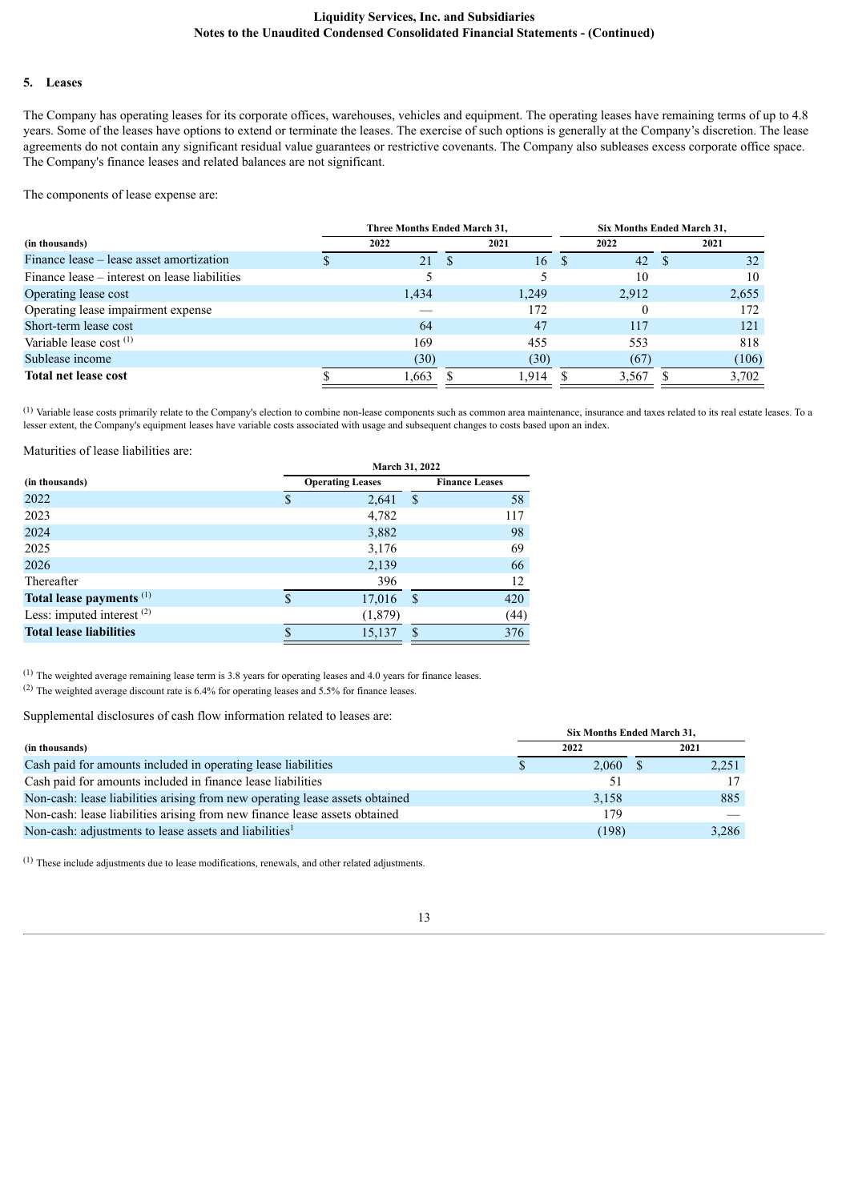## 5. Leases

The Company has operating leases for its corporate offices, warehouses, vehicles and equipment. The operating leases have remaining terms of up to 4.8 years. Some of the leases have options to extend or terminate the leases. The exercise of such options is generally at the Company's discretion. The lease agreements do not contain any significant residual value guarantees or restrictive covenants. The Company also subleases excess corporate office space. The Company's finance leases and related balances are not significant.

The components of lease expense are:

| (in thousands) | Three Months Ended March 31, 2022 | Three Months Ended March 31, 2021 | Six Months Ended March 31, 2022 | Six Months Ended March 31, 2021 |
|---|---|---|---|---|
| Finance lease – lease asset amortization | $ 21 | $ 16 | $ 42 | $ 32 |
| Finance lease – interest on lease liabilities | 5 | 5 | 10 | 10 |
| Operating lease cost | 1,434 | 1,249 | 2,912 | 2,655 |
| Operating lease impairment expense | — | 172 | 0 | 172 |
| Short-term lease cost | 64 | 47 | 117 | 121 |
| Variable lease cost [1] | 169 | 455 | 553 | 818 |
| Sublease income | (30) | (30) | (67) | (106) |
| **Total net lease cost** | $ 1,663 | $ 1,914 | $ 3,567 | $ 3,702 |

[1] Variable lease costs primarily relate to the Company's election to combine non-lease components such as common area maintenance, insurance and taxes related to its real estate leases. To a lesser extent, the Company's equipment leases have variable costs associated with usage and subsequent changes to costs based upon an index.

Maturities of lease liabilities are:

| (in thousands) | March 31, 2022 Operating Leases | March 31, 2022 Finance Leases |
|---|---|---|
| 2022 | $ 2,641 | $ 58 |
| 2023 | 4,782 | 117 |
| 2024 | 3,882 | 98 |
| 2025 | 3,176 | 69 |
| 2026 | 2,139 | 66 |
| Thereafter | 396 | 12 |
| **Total lease payments** [1] | $ 17,016 | $ 420 |
| Less: imputed interest [2] | (1,879) | (44) |
| **Total lease liabilities** | $ 15,137 | $ 376 |

[1] The weighted average remaining lease term is 3.8 years for operating leases and 4.0 years for finance leases.

[2] The weighted average discount rate is 6.4% for operating leases and 5.5% for finance leases.

Supplemental disclosures of cash flow information related to leases are:

| (in thousands) | Six Months Ended March 31, 2022 | Six Months Ended March 31, 2021 |
|---|---|---|
| Cash paid for amounts included in operating lease liabilities | $ 2,060 | $ 2,251 |
| Cash paid for amounts included in finance lease liabilities | 51 | 17 |
| Non-cash: lease liabilities arising from new operating lease assets obtained | 3,158 | 885 |
| Non-cash: lease liabilities arising from new finance lease assets obtained | 179 | — |
| Non-cash: adjustments to lease assets and liabilities[1] | (198) | 3,286 |

[1] These include adjustments due to lease modifications, renewals, and other related adjustments.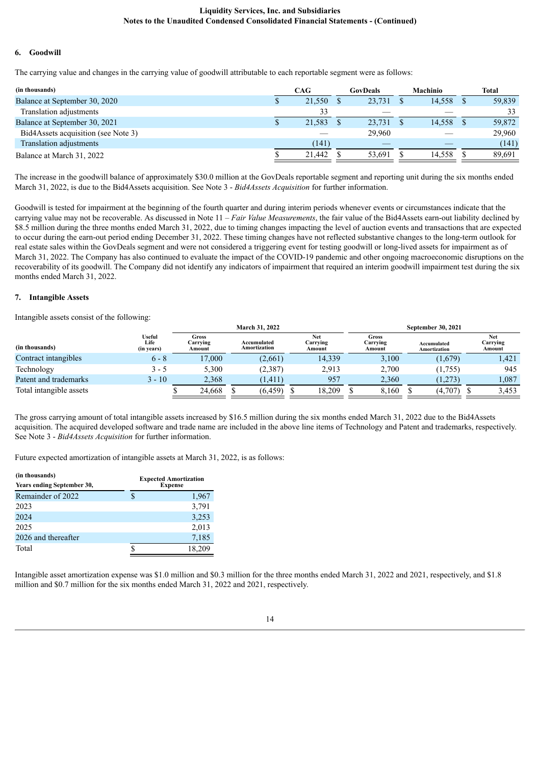## 6. Goodwill

The carrying value and changes in the carrying value of goodwill attributable to each reportable segment were as follows:

| (in thousands) | CAG | GovDeals | Machinio | Total |
|---|---|---|---|---|
| Balance at September 30, 2020 | $ 21,550 | $ 23,731 | $ 14,558 | $ 59,839 |
| Translation adjustments | 33 | — | — | 33 |
| Balance at September 30, 2021 | $ 21,583 | $ 23,731 | $ 14,558 | $ 59,872 |
| Bid4Assets acquisition (see Note 3) | — | 29,960 | — | 29,960 |
| Translation adjustments | (141) | — | — | (141) |
| Balance at March 31, 2022 | $ 21,442 | $ 53,691 | $ 14,558 | $ 89,691 |

The increase in the goodwill balance of approximately $30.0 million at the GovDeals reportable segment and reporting unit during the six months ended March 31, 2022, is due to the Bid4Assets acquisition. See Note 3 - *Bid4Assets Acquisition* for further information.

Goodwill is tested for impairment at the beginning of the fourth quarter and during interim periods whenever events or circumstances indicate that the carrying value may not be recoverable. As discussed in Note 11 – *Fair Value Measurements*, the fair value of the Bid4Assets earn-out liability declined by $8.5 million during the three months ended March 31, 2022, due to timing changes impacting the level of auction events and transactions that are expected to occur during the earn-out period ending December 31, 2022. These timing changes have not reflected substantive changes to the long-term outlook for real estate sales within the GovDeals segment and were not considered a triggering event for testing goodwill or long-lived assets for impairment as of March 31, 2022. The Company has also continued to evaluate the impact of the COVID-19 pandemic and other ongoing macroeconomic disruptions on the recoverability of its goodwill. The Company did not identify any indicators of impairment that required an interim goodwill impairment test during the six months ended March 31, 2022.

## 7. Intangible Assets

Intangible assets consist of the following:

| | | March 31, 2022 | | | September 30, 2021 | | |
|---|---|---|---|---|---|---|---|
| (in thousands) | Useful Life (in years) | Gross Carrying Amount | Accumulated Amortization | Net Carrying Amount | Gross Carrying Amount | Accumulated Amortization | Net Carrying Amount |
| Contract intangibles | 6 - 8 | 17,000 | (2,661) | 14,339 | 3,100 | (1,679) | 1,421 |
| Technology | 3 - 5 | 5,300 | (2,387) | 2,913 | 2,700 | (1,755) | 945 |
| Patent and trademarks | 3 - 10 | 2,368 | (1,411) | 957 | 2,360 | (1,273) | 1,087 |
| Total intangible assets | | $ 24,668 | $ (6,459) | $ 18,209 | $ 8,160 | $ (4,707) | $ 3,453 |

The gross carrying amount of total intangible assets increased by $16.5 million during the six months ended March 31, 2022 due to the Bid4Assets acquisition. The acquired developed software and trade name are included in the above line items of Technology and Patent and trademarks, respectively. See Note 3 - *Bid4Assets Acquisition* for further information.

Future expected amortization of intangible assets at March 31, 2022, is as follows:

| (in thousands) Years ending September 30, | Expected Amortization Expense |
|---|---|
| Remainder of 2022 | $ 1,967 |
| 2023 | 3,791 |
| 2024 | 3,253 |
| 2025 | 2,013 |
| 2026 and thereafter | 7,185 |
| Total | $ 18,209 |

Intangible asset amortization expense was $1.0 million and $0.3 million for the three months ended March 31, 2022 and 2021, respectively, and $1.8 million and $0.7 million for the six months ended March 31, 2022 and 2021, respectively.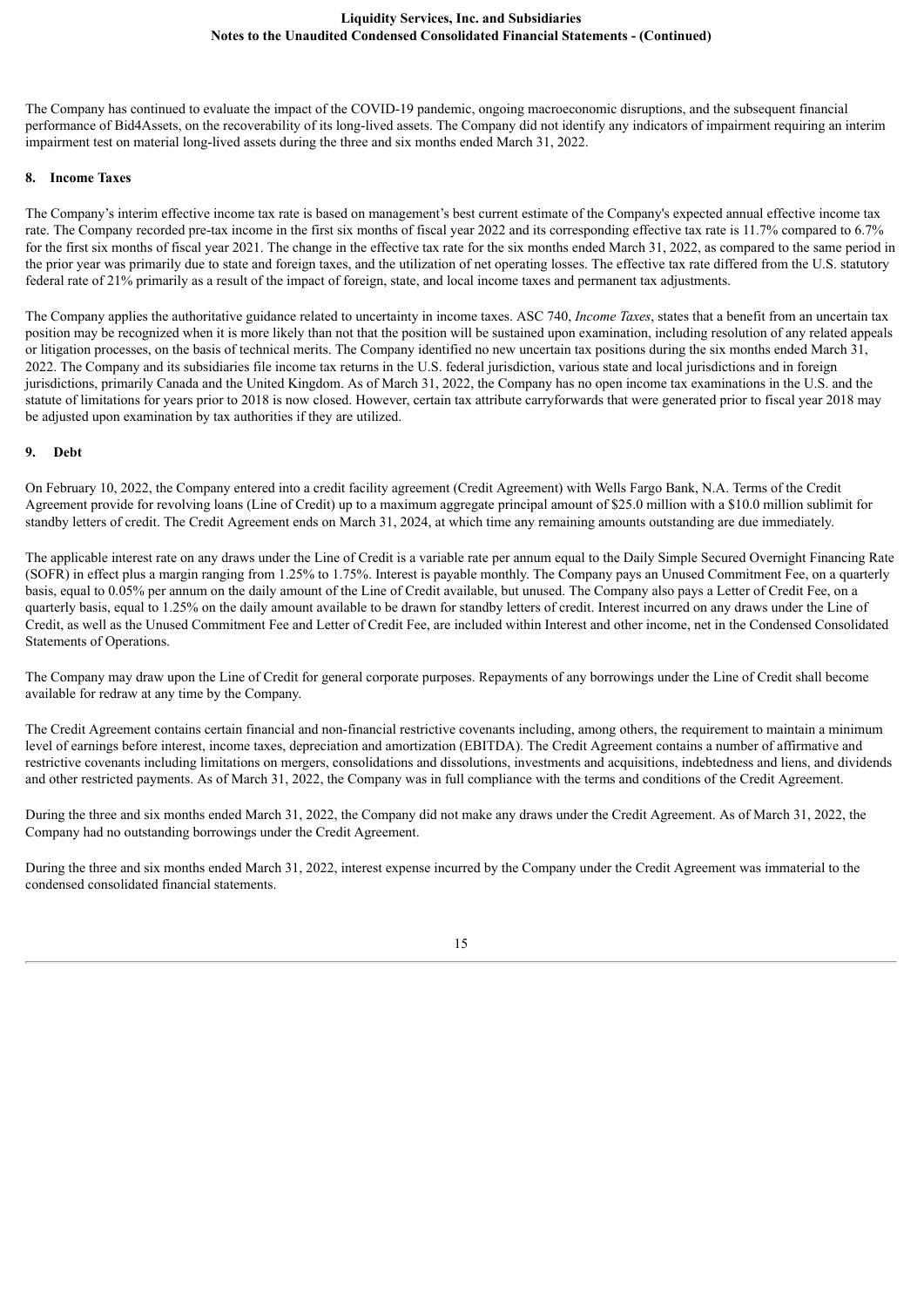The Company has continued to evaluate the impact of the COVID-19 pandemic, ongoing macroeconomic disruptions, and the subsequent financial performance of Bid4Assets, on the recoverability of its long-lived assets. The Company did not identify any indicators of impairment requiring an interim impairment test on material long-lived assets during the three and six months ended March 31, 2022.

## 8. Income Taxes

The Company's interim effective income tax rate is based on management's best current estimate of the Company's expected annual effective income tax rate. The Company recorded pre-tax income in the first six months of fiscal year 2022 and its corresponding effective tax rate is 11.7% compared to 6.7% for the first six months of fiscal year 2021. The change in the effective tax rate for the six months ended March 31, 2022, as compared to the same period in the prior year was primarily due to state and foreign taxes, and the utilization of net operating losses. The effective tax rate differed from the U.S. statutory federal rate of 21% primarily as a result of the impact of foreign, state, and local income taxes and permanent tax adjustments.

The Company applies the authoritative guidance related to uncertainty in income taxes. ASC 740, *Income Taxes*, states that a benefit from an uncertain tax position may be recognized when it is more likely than not that the position will be sustained upon examination, including resolution of any related appeals or litigation processes, on the basis of technical merits. The Company identified no new uncertain tax positions during the six months ended March 31, 2022. The Company and its subsidiaries file income tax returns in the U.S. federal jurisdiction, various state and local jurisdictions and in foreign jurisdictions, primarily Canada and the United Kingdom. As of March 31, 2022, the Company has no open income tax examinations in the U.S. and the statute of limitations for years prior to 2018 is now closed. However, certain tax attribute carryforwards that were generated prior to fiscal year 2018 may be adjusted upon examination by tax authorities if they are utilized.

## 9. Debt

On February 10, 2022, the Company entered into a credit facility agreement (Credit Agreement) with Wells Fargo Bank, N.A. Terms of the Credit Agreement provide for revolving loans (Line of Credit) up to a maximum aggregate principal amount of $25.0 million with a $10.0 million sublimit for standby letters of credit. The Credit Agreement ends on March 31, 2024, at which time any remaining amounts outstanding are due immediately.

The applicable interest rate on any draws under the Line of Credit is a variable rate per annum equal to the Daily Simple Secured Overnight Financing Rate (SOFR) in effect plus a margin ranging from 1.25% to 1.75%. Interest is payable monthly. The Company pays an Unused Commitment Fee, on a quarterly basis, equal to 0.05% per annum on the daily amount of the Line of Credit available, but unused. The Company also pays a Letter of Credit Fee, on a quarterly basis, equal to 1.25% on the daily amount available to be drawn for standby letters of credit. Interest incurred on any draws under the Line of Credit, as well as the Unused Commitment Fee and Letter of Credit Fee, are included within Interest and other income, net in the Condensed Consolidated Statements of Operations.

The Company may draw upon the Line of Credit for general corporate purposes. Repayments of any borrowings under the Line of Credit shall become available for redraw at any time by the Company.

The Credit Agreement contains certain financial and non-financial restrictive covenants including, among others, the requirement to maintain a minimum level of earnings before interest, income taxes, depreciation and amortization (EBITDA). The Credit Agreement contains a number of affirmative and restrictive covenants including limitations on mergers, consolidations and dissolutions, investments and acquisitions, indebtedness and liens, and dividends and other restricted payments. As of March 31, 2022, the Company was in full compliance with the terms and conditions of the Credit Agreement.

During the three and six months ended March 31, 2022, the Company did not make any draws under the Credit Agreement. As of March 31, 2022, the Company had no outstanding borrowings under the Credit Agreement.

During the three and six months ended March 31, 2022, interest expense incurred by the Company under the Credit Agreement was immaterial to the condensed consolidated financial statements.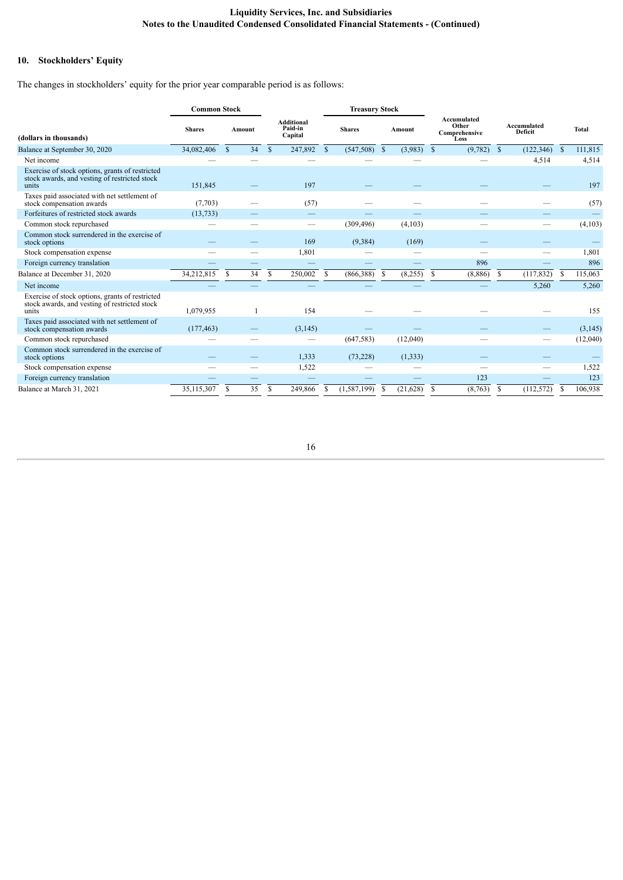## 10. Stockholders' Equity

The changes in stockholders' equity for the prior year comparable period is as follows:

| | Common Stock | | Additional Paid-in Capital | Treasury Stock | | Accumulated Other Comprehensive Loss | Accumulated Deficit | Total |
|---|---|---|---|---|---|---|---|---|
| (dollars in thousands) | Shares | Amount | | Shares | Amount | | | |
| Balance at September 30, 2020 | 34,082,406 | $ 34 | $ 247,892 | $ (547,508) | $ (3,983) | $ (9,782) | $ (122,346) | $ 111,815 |
| Net income | — | — | — | — | — | — | 4,514 | 4,514 |
| Exercise of stock options, grants of restricted stock awards, and vesting of restricted stock units | 151,845 | — | 197 | — | — | — | — | 197 |
| Taxes paid associated with net settlement of stock compensation awards | (7,703) | — | (57) | — | — | — | — | (57) |
| Forfeitures of restricted stock awards | (13,733) | — | — | — | — | — | — | — |
| Common stock repurchased | — | — | — | (309,496) | (4,103) | — | — | (4,103) |
| Common stock surrendered in the exercise of stock options | — | — | 169 | (9,384) | (169) | — | — | — |
| Stock compensation expense | — | — | 1,801 | — | — | — | — | 1,801 |
| Foreign currency translation | — | — | — | — | — | 896 | — | 896 |
| Balance at December 31, 2020 | 34,212,815 | $ 34 | $ 250,002 | $ (866,388) | $ (8,255) | $ (8,886) | $ (117,832) | $ 115,063 |
| Net income | — | — | — | — | — | — | 5,260 | 5,260 |
| Exercise of stock options, grants of restricted stock awards, and vesting of restricted stock units | 1,079,955 | 1 | 154 | — | — | — | — | 155 |
| Taxes paid associated with net settlement of stock compensation awards | (177,463) | — | (3,145) | — | — | — | — | (3,145) |
| Common stock repurchased | — | — | — | (647,583) | (12,040) | — | — | (12,040) |
| Common stock surrendered in the exercise of stock options | — | — | 1,333 | (73,228) | (1,333) | — | — | — |
| Stock compensation expense | — | — | 1,522 | — | — | — | — | 1,522 |
| Foreign currency translation | — | — | — | — | — | 123 | — | 123 |
| Balance at March 31, 2021 | 35,115,307 | $ 35 | $ 249,866 | $ (1,587,199) | $ (21,628) | $ (8,763) | $ (112,572) | $ 106,938 |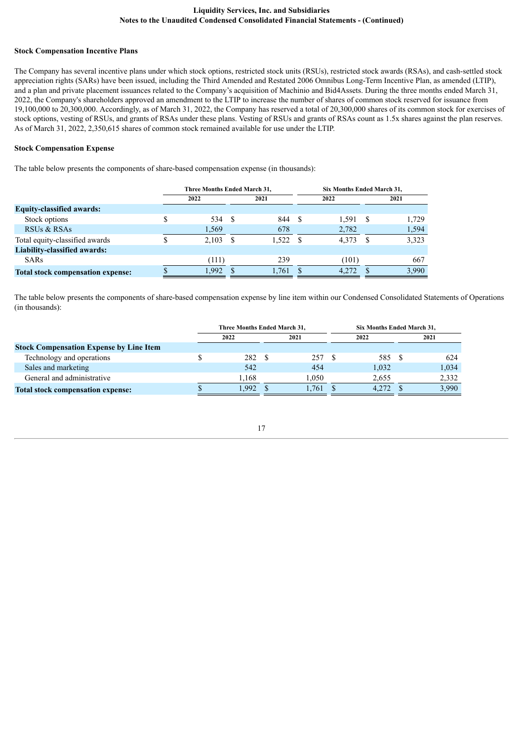### Stock Compensation Incentive Plans

The Company has several incentive plans under which stock options, restricted stock units (RSUs), restricted stock awards (RSAs), and cash-settled stock appreciation rights (SARs) have been issued, including the Third Amended and Restated 2006 Omnibus Long-Term Incentive Plan, as amended (LTIP), and a plan and private placement issuances related to the Company's acquisition of Machinio and Bid4Assets. During the three months ended March 31, 2022, the Company's shareholders approved an amendment to the LTIP to increase the number of shares of common stock reserved for issuance from 19,100,000 to 20,300,000. Accordingly, as of March 31, 2022, the Company has reserved a total of 20,300,000 shares of its common stock for exercises of stock options, vesting of RSUs, and grants of RSAs under these plans. Vesting of RSUs and grants of RSAs count as 1.5x shares against the plan reserves. As of March 31, 2022, 2,350,615 shares of common stock remained available for use under the LTIP.

### Stock Compensation Expense

The table below presents the components of share-based compensation expense (in thousands):

| | Three Months Ended March 31, | | Six Months Ended March 31, | |
|---|---|---|---|---|
| | 2022 | 2021 | 2022 | 2021 |
| **Equity-classified awards:** | | | | |
| Stock options | $ 534 | $ 844 | $ 1,591 | $ 1,729 |
| RSUs & RSAs | 1,569 | 678 | 2,782 | 1,594 |
| Total equity-classified awards | $ 2,103 | $ 1,522 | $ 4,373 | $ 3,323 |
| **Liability-classified awards:** | | | | |
| SARs | (111) | 239 | (101) | 667 |
| **Total stock compensation expense:** | $ 1,992 | $ 1,761 | $ 4,272 | $ 3,990 |

The table below presents the components of share-based compensation expense by line item within our Condensed Consolidated Statements of Operations (in thousands):

| | Three Months Ended March 31, | | Six Months Ended March 31, | |
|---|---|---|---|---|
| | 2022 | 2021 | 2022 | 2021 |
| **Stock Compensation Expense by Line Item** | | | | |
| Technology and operations | $ 282 | $ 257 | $ 585 | $ 624 |
| Sales and marketing | 542 | 454 | 1,032 | 1,034 |
| General and administrative | 1,168 | 1,050 | 2,655 | 2,332 |
| **Total stock compensation expense:** | $ 1,992 | $ 1,761 | $ 4,272 | $ 3,990 |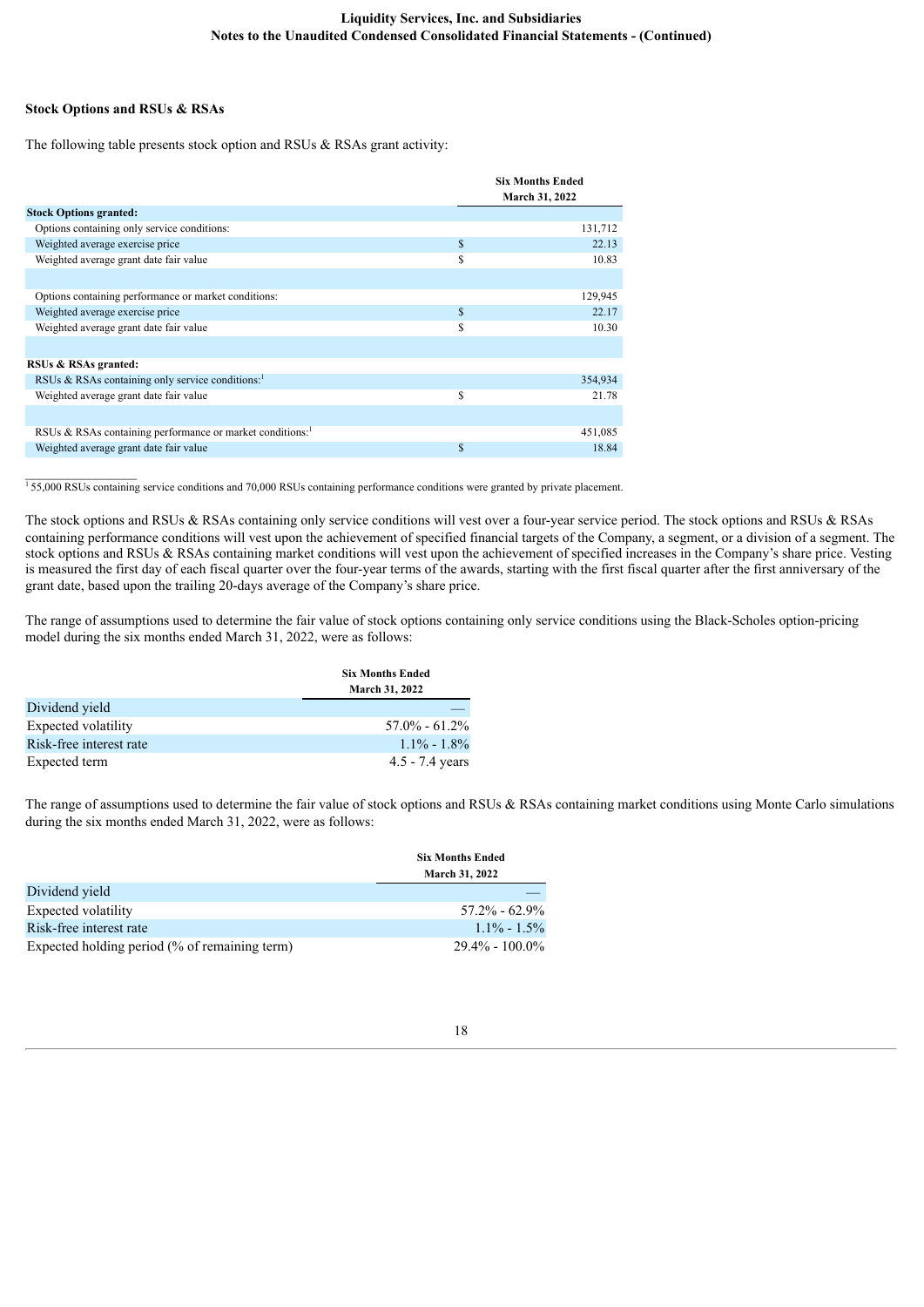### Stock Options and RSUs & RSAs

The following table presents stock option and RSUs & RSAs grant activity:

| | Six Months Ended March 31, 2022 |
|---|---|
| **Stock Options granted:** | |
| Options containing only service conditions: | 131,712 |
| Weighted average exercise price | $ 22.13 |
| Weighted average grant date fair value | $ 10.83 |
| | |
| Options containing performance or market conditions: | 129,945 |
| Weighted average exercise price | $ 22.17 |
| Weighted average grant date fair value | $ 10.30 |
| | |
| **RSUs & RSAs granted:** | |
| RSUs & RSAs containing only service conditions:[1] | 354,934 |
| Weighted average grant date fair value | $ 21.78 |
| | |
| RSUs & RSAs containing performance or market conditions:[1] | 451,085 |
| Weighted average grant date fair value | $ 18.84 |

[1] 55,000 RSUs containing service conditions and 70,000 RSUs containing performance conditions were granted by private placement.

The stock options and RSUs & RSAs containing only service conditions will vest over a four-year service period. The stock options and RSUs & RSAs containing performance conditions will vest upon the achievement of specified financial targets of the Company, a segment, or a division of a segment. The stock options and RSUs & RSAs containing market conditions will vest upon the achievement of specified increases in the Company's share price. Vesting is measured the first day of each fiscal quarter over the four-year terms of the awards, starting with the first fiscal quarter after the first anniversary of the grant date, based upon the trailing 20-days average of the Company's share price.

The range of assumptions used to determine the fair value of stock options containing only service conditions using the Black-Scholes option-pricing model during the six months ended March 31, 2022, were as follows:

| | Six Months Ended March 31, 2022 |
|---|---|
| Dividend yield | — |
| Expected volatility | 57.0% - 61.2% |
| Risk-free interest rate | 1.1% - 1.8% |
| Expected term | 4.5 - 7.4 years |

The range of assumptions used to determine the fair value of stock options and RSUs & RSAs containing market conditions using Monte Carlo simulations during the six months ended March 31, 2022, were as follows:

| | Six Months Ended March 31, 2022 |
|---|---|
| Dividend yield | — |
| Expected volatility | 57.2% - 62.9% |
| Risk-free interest rate | 1.1% - 1.5% |
| Expected holding period (% of remaining term) | 29.4% - 100.0% |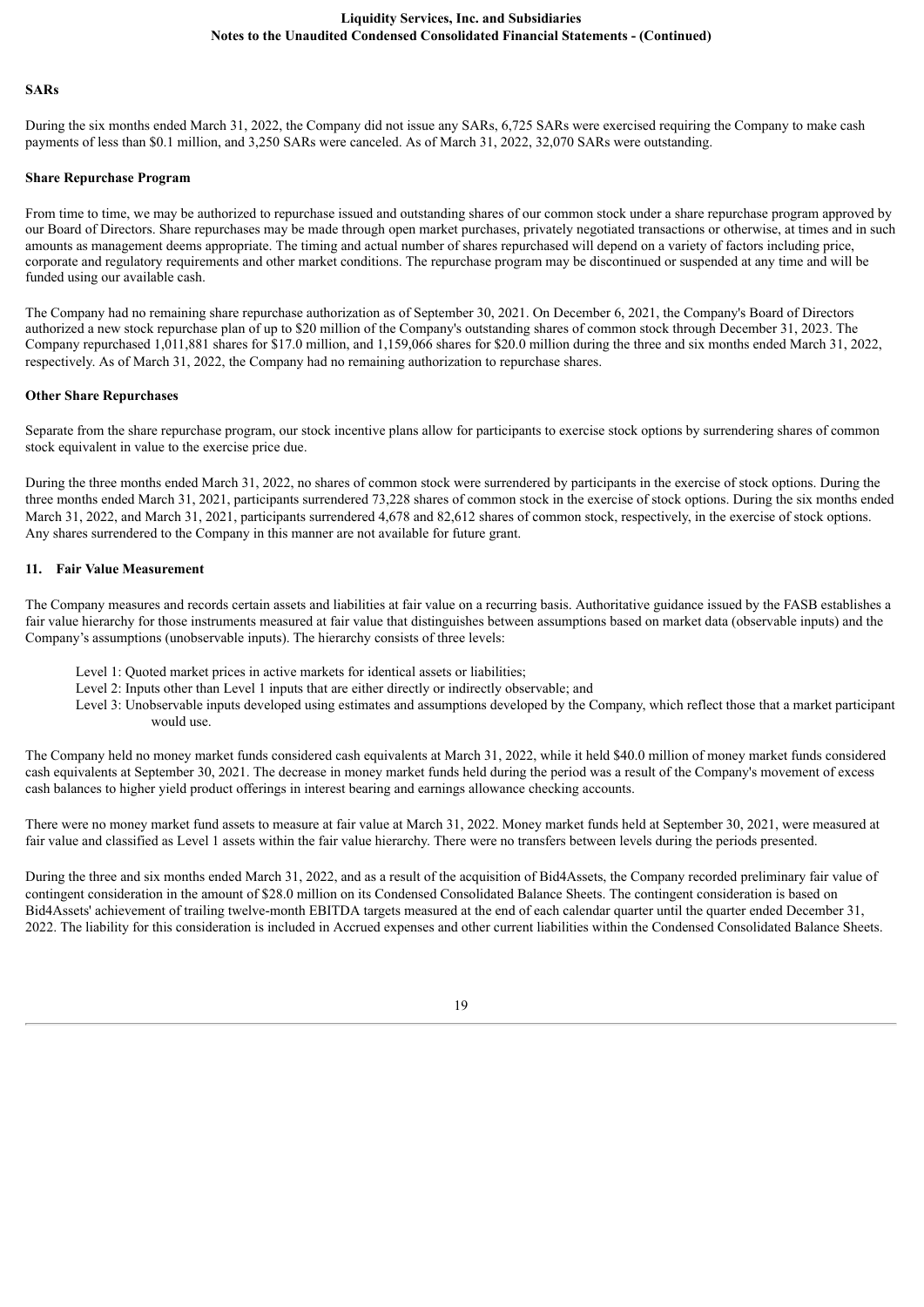#### SARs

During the six months ended March 31, 2022, the Company did not issue any SARs, 6,725 SARs were exercised requiring the Company to make cash payments of less than $0.1 million, and 3,250 SARs were canceled. As of March 31, 2022, 32,070 SARs were outstanding.

#### Share Repurchase Program

From time to time, we may be authorized to repurchase issued and outstanding shares of our common stock under a share repurchase program approved by our Board of Directors. Share repurchases may be made through open market purchases, privately negotiated transactions or otherwise, at times and in such amounts as management deems appropriate. The timing and actual number of shares repurchased will depend on a variety of factors including price, corporate and regulatory requirements and other market conditions. The repurchase program may be discontinued or suspended at any time and will be funded using our available cash.

The Company had no remaining share repurchase authorization as of September 30, 2021. On December 6, 2021, the Company's Board of Directors authorized a new stock repurchase plan of up to $20 million of the Company's outstanding shares of common stock through December 31, 2023. The Company repurchased 1,011,881 shares for $17.0 million, and 1,159,066 shares for $20.0 million during the three and six months ended March 31, 2022, respectively. As of March 31, 2022, the Company had no remaining authorization to repurchase shares.

#### Other Share Repurchases

Separate from the share repurchase program, our stock incentive plans allow for participants to exercise stock options by surrendering shares of common stock equivalent in value to the exercise price due.

During the three months ended March 31, 2022, no shares of common stock were surrendered by participants in the exercise of stock options. During the three months ended March 31, 2021, participants surrendered 73,228 shares of common stock in the exercise of stock options. During the six months ended March 31, 2022, and March 31, 2021, participants surrendered 4,678 and 82,612 shares of common stock, respectively, in the exercise of stock options. Any shares surrendered to the Company in this manner are not available for future grant.

### 11. Fair Value Measurement

The Company measures and records certain assets and liabilities at fair value on a recurring basis. Authoritative guidance issued by the FASB establishes a fair value hierarchy for those instruments measured at fair value that distinguishes between assumptions based on market data (observable inputs) and the Company's assumptions (unobservable inputs). The hierarchy consists of three levels:

- Level 1: Quoted market prices in active markets for identical assets or liabilities;
- Level 2: Inputs other than Level 1 inputs that are either directly or indirectly observable; and
- Level 3: Unobservable inputs developed using estimates and assumptions developed by the Company, which reflect those that a market participant would use.

The Company held no money market funds considered cash equivalents at March 31, 2022, while it held $40.0 million of money market funds considered cash equivalents at September 30, 2021. The decrease in money market funds held during the period was a result of the Company's movement of excess cash balances to higher yield product offerings in interest bearing and earnings allowance checking accounts.

There were no money market fund assets to measure at fair value at March 31, 2022. Money market funds held at September 30, 2021, were measured at fair value and classified as Level 1 assets within the fair value hierarchy. There were no transfers between levels during the periods presented.

During the three and six months ended March 31, 2022, and as a result of the acquisition of Bid4Assets, the Company recorded preliminary fair value of contingent consideration in the amount of $28.0 million on its Condensed Consolidated Balance Sheets. The contingent consideration is based on Bid4Assets' achievement of trailing twelve-month EBITDA targets measured at the end of each calendar quarter until the quarter ended December 31, 2022. The liability for this consideration is included in Accrued expenses and other current liabilities within the Condensed Consolidated Balance Sheets.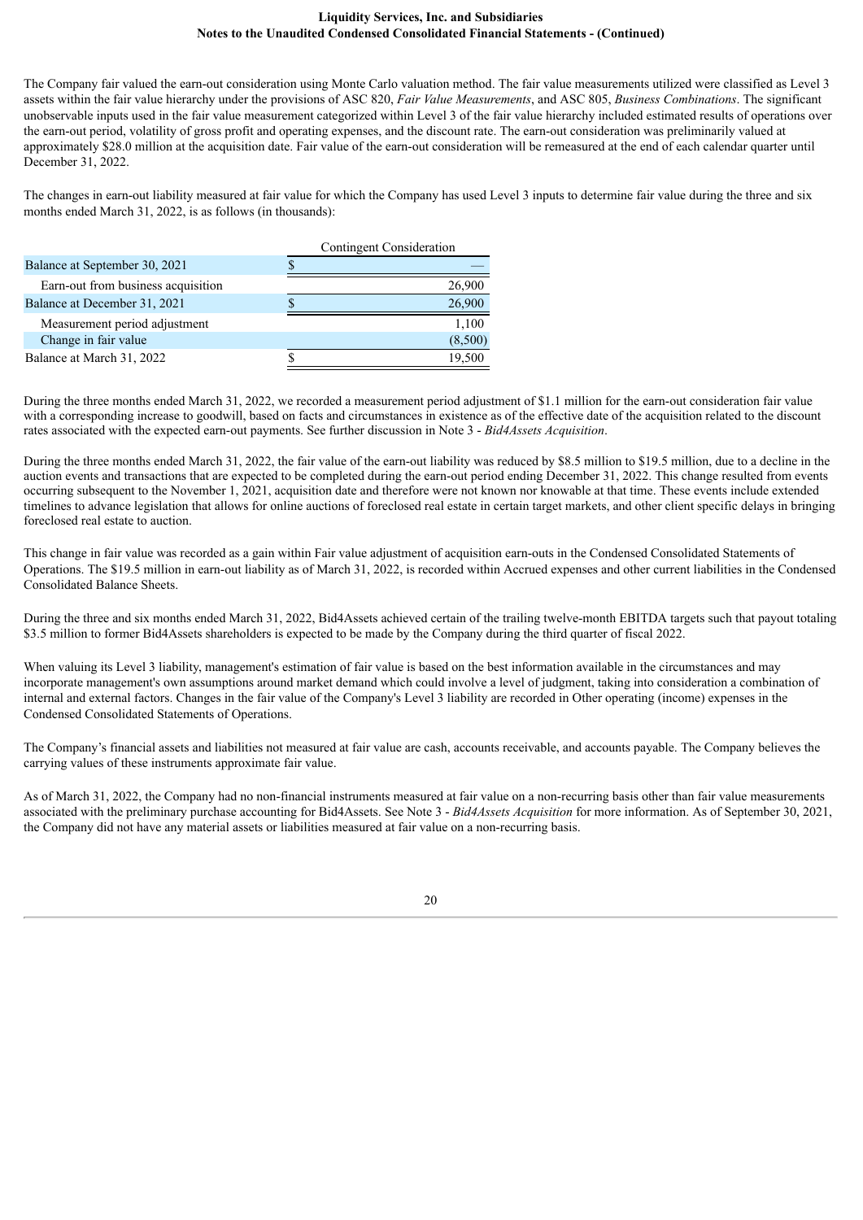The Company fair valued the earn-out consideration using Monte Carlo valuation method. The fair value measurements utilized were classified as Level 3 assets within the fair value hierarchy under the provisions of ASC 820, *Fair Value Measurements*, and ASC 805, *Business Combinations*. The significant unobservable inputs used in the fair value measurement categorized within Level 3 of the fair value hierarchy included estimated results of operations over the earn-out period, volatility of gross profit and operating expenses, and the discount rate. The earn-out consideration was preliminarily valued at approximately $28.0 million at the acquisition date. Fair value of the earn-out consideration will be remeasured at the end of each calendar quarter until December 31, 2022.

The changes in earn-out liability measured at fair value for which the Company has used Level 3 inputs to determine fair value during the three and six months ended March 31, 2022, is as follows (in thousands):

| | Contingent Consideration |
|---|---|
| Balance at September 30, 2021 | $ — |
| Earn-out from business acquisition | 26,900 |
| Balance at December 31, 2021 | $ 26,900 |
| Measurement period adjustment | 1,100 |
| Change in fair value | (8,500) |
| Balance at March 31, 2022 | $ 19,500 |

During the three months ended March 31, 2022, we recorded a measurement period adjustment of $1.1 million for the earn-out consideration fair value with a corresponding increase to goodwill, based on facts and circumstances in existence as of the effective date of the acquisition related to the discount rates associated with the expected earn-out payments. See further discussion in Note 3 - *Bid4Assets Acquisition*.

During the three months ended March 31, 2022, the fair value of the earn-out liability was reduced by $8.5 million to $19.5 million, due to a decline in the auction events and transactions that are expected to be completed during the earn-out period ending December 31, 2022. This change resulted from events occurring subsequent to the November 1, 2021, acquisition date and therefore were not known nor knowable at that time. These events include extended timelines to advance legislation that allows for online auctions of foreclosed real estate in certain target markets, and other client specific delays in bringing foreclosed real estate to auction.

This change in fair value was recorded as a gain within Fair value adjustment of acquisition earn-outs in the Condensed Consolidated Statements of Operations. The $19.5 million in earn-out liability as of March 31, 2022, is recorded within Accrued expenses and other current liabilities in the Condensed Consolidated Balance Sheets.

During the three and six months ended March 31, 2022, Bid4Assets achieved certain of the trailing twelve-month EBITDA targets such that payout totaling $3.5 million to former Bid4Assets shareholders is expected to be made by the Company during the third quarter of fiscal 2022.

When valuing its Level 3 liability, management's estimation of fair value is based on the best information available in the circumstances and may incorporate management's own assumptions around market demand which could involve a level of judgment, taking into consideration a combination of internal and external factors. Changes in the fair value of the Company's Level 3 liability are recorded in Other operating (income) expenses in the Condensed Consolidated Statements of Operations.

The Company's financial assets and liabilities not measured at fair value are cash, accounts receivable, and accounts payable. The Company believes the carrying values of these instruments approximate fair value.

As of March 31, 2022, the Company had no non-financial instruments measured at fair value on a non-recurring basis other than fair value measurements associated with the preliminary purchase accounting for Bid4Assets. See Note 3 - *Bid4Assets Acquisition* for more information. As of September 30, 2021, the Company did not have any material assets or liabilities measured at fair value on a non-recurring basis.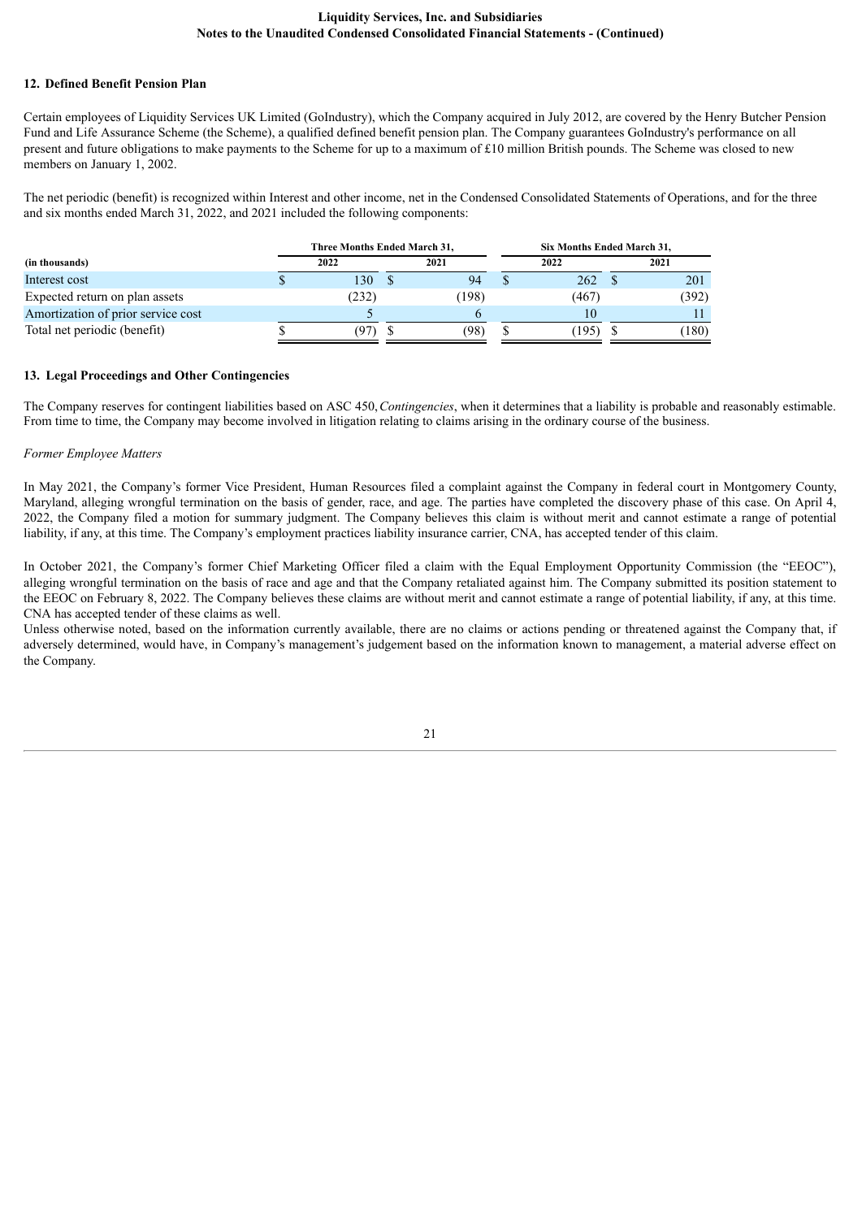### 12. Defined Benefit Pension Plan

Certain employees of Liquidity Services UK Limited (GoIndustry), which the Company acquired in July 2012, are covered by the Henry Butcher Pension Fund and Life Assurance Scheme (the Scheme), a qualified defined benefit pension plan. The Company guarantees GoIndustry's performance on all present and future obligations to make payments to the Scheme for up to a maximum of £10 million British pounds. The Scheme was closed to new members on January 1, 2002.

The net periodic (benefit) is recognized within Interest and other income, net in the Condensed Consolidated Statements of Operations, and for the three and six months ended March 31, 2022, and 2021 included the following components:

| (in thousands) | Three Months Ended March 31, 2022 | Three Months Ended March 31, 2021 | Six Months Ended March 31, 2022 | Six Months Ended March 31, 2021 |
|---|---|---|---|---|
| Interest cost | $ 130 | $ 94 | $ 262 | $ 201 |
| Expected return on plan assets | (232) | (198) | (467) | (392) |
| Amortization of prior service cost | 5 | 6 | 10 | 11 |
| Total net periodic (benefit) | $ (97) | $ (98) | $ (195) | $ (180) |

### 13. Legal Proceedings and Other Contingencies

The Company reserves for contingent liabilities based on ASC 450, *Contingencies*, when it determines that a liability is probable and reasonably estimable. From time to time, the Company may become involved in litigation relating to claims arising in the ordinary course of the business.

*Former Employee Matters*

In May 2021, the Company's former Vice President, Human Resources filed a complaint against the Company in federal court in Montgomery County, Maryland, alleging wrongful termination on the basis of gender, race, and age. The parties have completed the discovery phase of this case. On April 4, 2022, the Company filed a motion for summary judgment. The Company believes this claim is without merit and cannot estimate a range of potential liability, if any, at this time. The Company's employment practices liability insurance carrier, CNA, has accepted tender of this claim.

In October 2021, the Company's former Chief Marketing Officer filed a claim with the Equal Employment Opportunity Commission (the "EEOC"), alleging wrongful termination on the basis of race and age and that the Company retaliated against him. The Company submitted its position statement to the EEOC on February 8, 2022. The Company believes these claims are without merit and cannot estimate a range of potential liability, if any, at this time. CNA has accepted tender of these claims as well.

Unless otherwise noted, based on the information currently available, there are no claims or actions pending or threatened against the Company that, if adversely determined, would have, in Company's management's judgement based on the information known to management, a material adverse effect on the Company.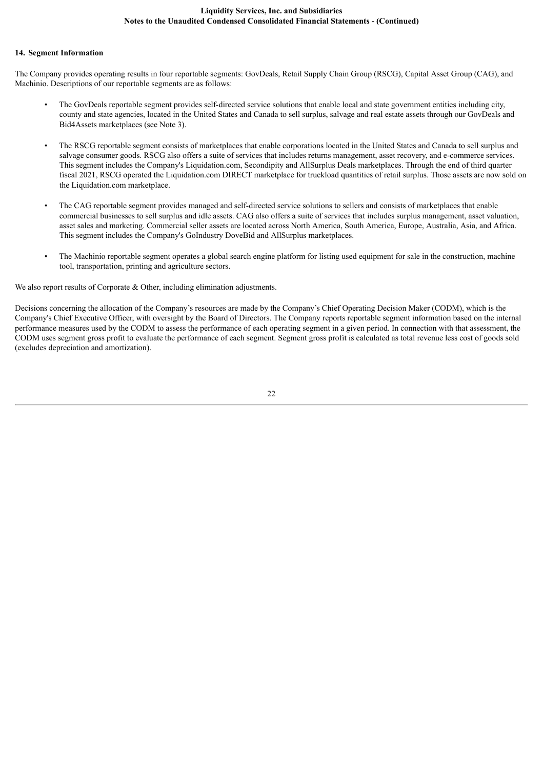## 14. Segment Information

The Company provides operating results in four reportable segments: GovDeals, Retail Supply Chain Group (RSCG), Capital Asset Group (CAG), and Machinio. Descriptions of our reportable segments are as follows:

- The GovDeals reportable segment provides self-directed service solutions that enable local and state government entities including city, county and state agencies, located in the United States and Canada to sell surplus, salvage and real estate assets through our GovDeals and Bid4Assets marketplaces (see Note 3).
- The RSCG reportable segment consists of marketplaces that enable corporations located in the United States and Canada to sell surplus and salvage consumer goods. RSCG also offers a suite of services that includes returns management, asset recovery, and e-commerce services. This segment includes the Company's Liquidation.com, Secondipity and AllSurplus Deals marketplaces. Through the end of third quarter fiscal 2021, RSCG operated the Liquidation.com DIRECT marketplace for truckload quantities of retail surplus. Those assets are now sold on the Liquidation.com marketplace.
- The CAG reportable segment provides managed and self-directed service solutions to sellers and consists of marketplaces that enable commercial businesses to sell surplus and idle assets. CAG also offers a suite of services that includes surplus management, asset valuation, asset sales and marketing. Commercial seller assets are located across North America, South America, Europe, Australia, Asia, and Africa. This segment includes the Company's GoIndustry DoveBid and AllSurplus marketplaces.
- The Machinio reportable segment operates a global search engine platform for listing used equipment for sale in the construction, machine tool, transportation, printing and agriculture sectors.

We also report results of Corporate & Other, including elimination adjustments.

Decisions concerning the allocation of the Company's resources are made by the Company's Chief Operating Decision Maker (CODM), which is the Company's Chief Executive Officer, with oversight by the Board of Directors. The Company reports reportable segment information based on the internal performance measures used by the CODM to assess the performance of each operating segment in a given period. In connection with that assessment, the CODM uses segment gross profit to evaluate the performance of each segment. Segment gross profit is calculated as total revenue less cost of goods sold (excludes depreciation and amortization).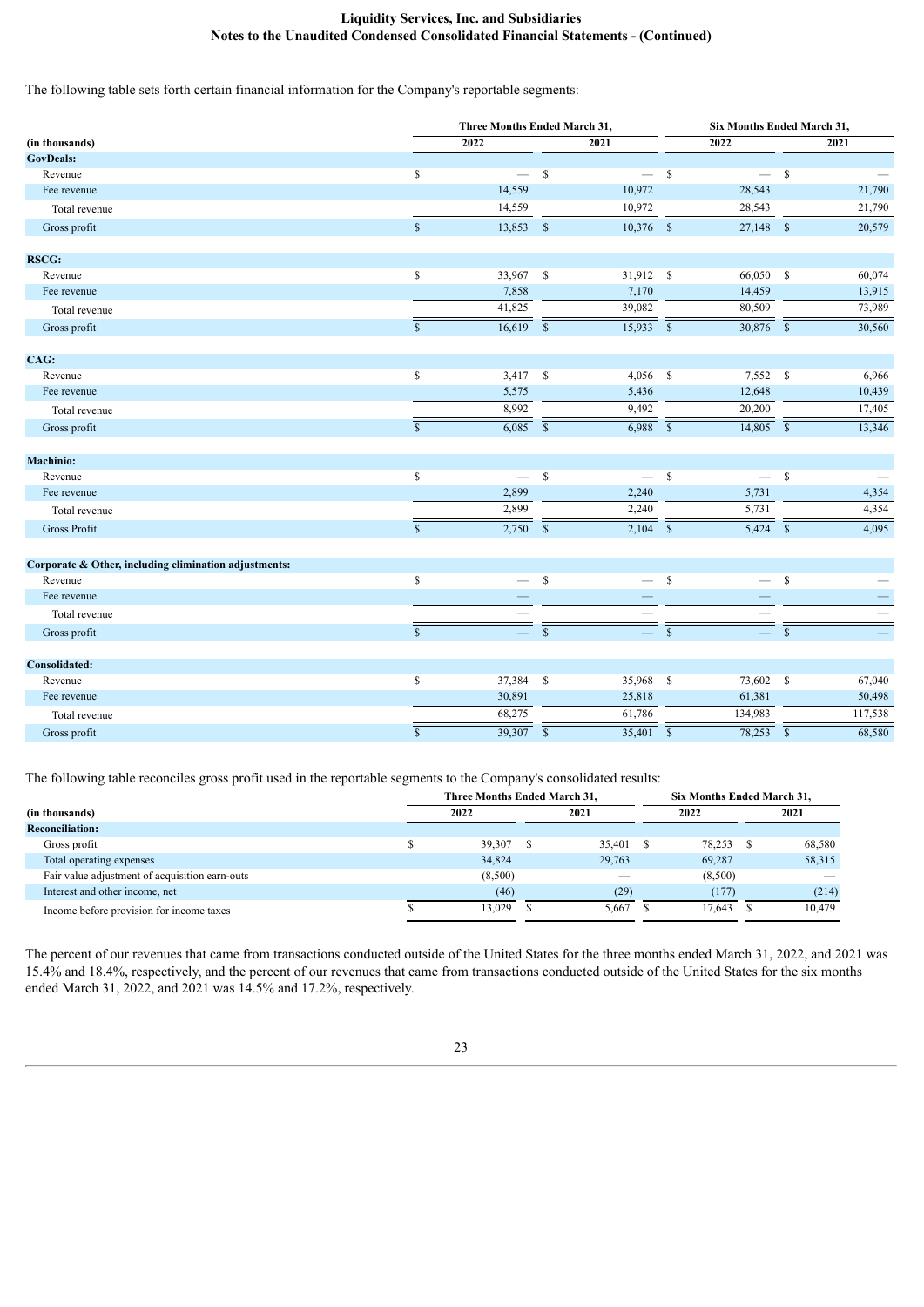The following table sets forth certain financial information for the Company's reportable segments:

| (in thousands) | Three Months Ended March 31, | | Six Months Ended March 31, | |
|---|---|---|---|---|
| | 2022 | 2021 | 2022 | 2021 |
| **GovDeals:** | | | | |
| Revenue | $ — | $ — | $ — | $ — |
| Fee revenue | 14,559 | 10,972 | 28,543 | 21,790 |
| Total revenue | 14,559 | 10,972 | 28,543 | 21,790 |
| Gross profit | $ 13,853 | $ 10,376 | $ 27,148 | $ 20,579 |
| **RSCG:** | | | | |
| Revenue | $ 33,967 | $ 31,912 | $ 66,050 | $ 60,074 |
| Fee revenue | 7,858 | 7,170 | 14,459 | 13,915 |
| Total revenue | 41,825 | 39,082 | 80,509 | 73,989 |
| Gross profit | $ 16,619 | $ 15,933 | $ 30,876 | $ 30,560 |
| **CAG:** | | | | |
| Revenue | $ 3,417 | $ 4,056 | $ 7,552 | $ 6,966 |
| Fee revenue | 5,575 | 5,436 | 12,648 | 10,439 |
| Total revenue | 8,992 | 9,492 | 20,200 | 17,405 |
| Gross profit | $ 6,085 | $ 6,988 | $ 14,805 | $ 13,346 |
| **Machinio:** | | | | |
| Revenue | $ — | $ — | $ — | $ — |
| Fee revenue | 2,899 | 2,240 | 5,731 | 4,354 |
| Total revenue | 2,899 | 2,240 | 5,731 | 4,354 |
| Gross Profit | $ 2,750 | $ 2,104 | $ 5,424 | $ 4,095 |
| **Corporate & Other, including elimination adjustments:** | | | | |
| Revenue | $ — | $ — | $ — | $ — |
| Fee revenue | — | — | — | — |
| Total revenue | — | — | — | — |
| Gross profit | $ — | $ — | $ — | $ — |
| **Consolidated:** | | | | |
| Revenue | $ 37,384 | $ 35,968 | $ 73,602 | $ 67,040 |
| Fee revenue | 30,891 | 25,818 | 61,381 | 50,498 |
| Total revenue | 68,275 | 61,786 | 134,983 | 117,538 |
| Gross profit | $ 39,307 | $ 35,401 | $ 78,253 | $ 68,580 |

The following table reconciles gross profit used in the reportable segments to the Company's consolidated results:

| (in thousands) | Three Months Ended March 31, | | Six Months Ended March 31, | |
|---|---|---|---|---|
| | 2022 | 2021 | 2022 | 2021 |
| **Reconciliation:** | | | | |
| Gross profit | $ 39,307 | $ 35,401 | $ 78,253 | $ 68,580 |
| Total operating expenses | 34,824 | 29,763 | 69,287 | 58,315 |
| Fair value adjustment of acquisition earn-outs | (8,500) | — | (8,500) | — |
| Interest and other income, net | (46) | (29) | (177) | (214) |
| Income before provision for income taxes | $ 13,029 | $ 5,667 | $ 17,643 | $ 10,479 |

The percent of our revenues that came from transactions conducted outside of the United States for the three months ended March 31, 2022, and 2021 was 15.4% and 18.4%, respectively, and the percent of our revenues that came from transactions conducted outside of the United States for the six months ended March 31, 2022, and 2021 was 14.5% and 17.2%, respectively.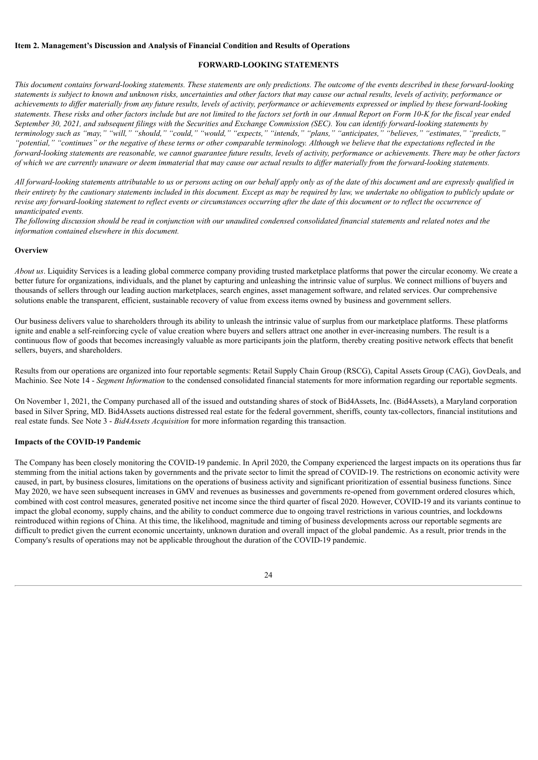#### Item 2. Management's Discussion and Analysis of Financial Condition and Results of Operations

## FORWARD-LOOKING STATEMENTS

*This document contains forward-looking statements. These statements are only predictions. The outcome of the events described in these forward-looking statements is subject to known and unknown risks, uncertainties and other factors that may cause our actual results, levels of activity, performance or achievements to differ materially from any future results, levels of activity, performance or achievements expressed or implied by these forward-looking statements. These risks and other factors include but are not limited to the factors set forth in our Annual Report on Form 10-K for the fiscal year ended September 30, 2021, and subsequent filings with the Securities and Exchange Commission (SEC). You can identify forward-looking statements by terminology such as "may," "will," "should," "could," "would," "expects," "intends," "plans," "anticipates," "believes," "estimates," "predicts," "potential," "continues" or the negative of these terms or other comparable terminology. Although we believe that the expectations reflected in the forward-looking statements are reasonable, we cannot guarantee future results, levels of activity, performance or achievements. There may be other factors of which we are currently unaware or deem immaterial that may cause our actual results to differ materially from the forward-looking statements.*

*All forward-looking statements attributable to us or persons acting on our behalf apply only as of the date of this document and are expressly qualified in their entirety by the cautionary statements included in this document. Except as may be required by law, we undertake no obligation to publicly update or revise any forward-looking statement to reflect events or circumstances occurring after the date of this document or to reflect the occurrence of unanticipated events.*

*The following discussion should be read in conjunction with our unaudited condensed consolidated financial statements and related notes and the information contained elsewhere in this document.*

### Overview

*About us*. Liquidity Services is a leading global commerce company providing trusted marketplace platforms that power the circular economy. We create a better future for organizations, individuals, and the planet by capturing and unleashing the intrinsic value of surplus. We connect millions of buyers and thousands of sellers through our leading auction marketplaces, search engines, asset management software, and related services. Our comprehensive solutions enable the transparent, efficient, sustainable recovery of value from excess items owned by business and government sellers.

Our business delivers value to shareholders through its ability to unleash the intrinsic value of surplus from our marketplace platforms. These platforms ignite and enable a self-reinforcing cycle of value creation where buyers and sellers attract one another in ever-increasing numbers. The result is a continuous flow of goods that becomes increasingly valuable as more participants join the platform, thereby creating positive network effects that benefit sellers, buyers, and shareholders.

Results from our operations are organized into four reportable segments: Retail Supply Chain Group (RSCG), Capital Assets Group (CAG), GovDeals, and Machinio. See Note 14 - *Segment Information* to the condensed consolidated financial statements for more information regarding our reportable segments.

On November 1, 2021, the Company purchased all of the issued and outstanding shares of stock of Bid4Assets, Inc. (Bid4Assets), a Maryland corporation based in Silver Spring, MD. Bid4Assets auctions distressed real estate for the federal government, sheriffs, county tax-collectors, financial institutions and real estate funds. See Note 3 - *Bid4Assets Acquisition* for more information regarding this transaction.

### Impacts of the COVID-19 Pandemic

The Company has been closely monitoring the COVID-19 pandemic. In April 2020, the Company experienced the largest impacts on its operations thus far stemming from the initial actions taken by governments and the private sector to limit the spread of COVID-19. The restrictions on economic activity were caused, in part, by business closures, limitations on the operations of business activity and significant prioritization of essential business functions. Since May 2020, we have seen subsequent increases in GMV and revenues as businesses and governments re-opened from government ordered closures which, combined with cost control measures, generated positive net income since the third quarter of fiscal 2020. However, COVID-19 and its variants continue to impact the global economy, supply chains, and the ability to conduct commerce due to ongoing travel restrictions in various countries, and lockdowns reintroduced within regions of China. At this time, the likelihood, magnitude and timing of business developments across our reportable segments are difficult to predict given the current economic uncertainty, unknown duration and overall impact of the global pandemic. As a result, prior trends in the Company's results of operations may not be applicable throughout the duration of the COVID-19 pandemic.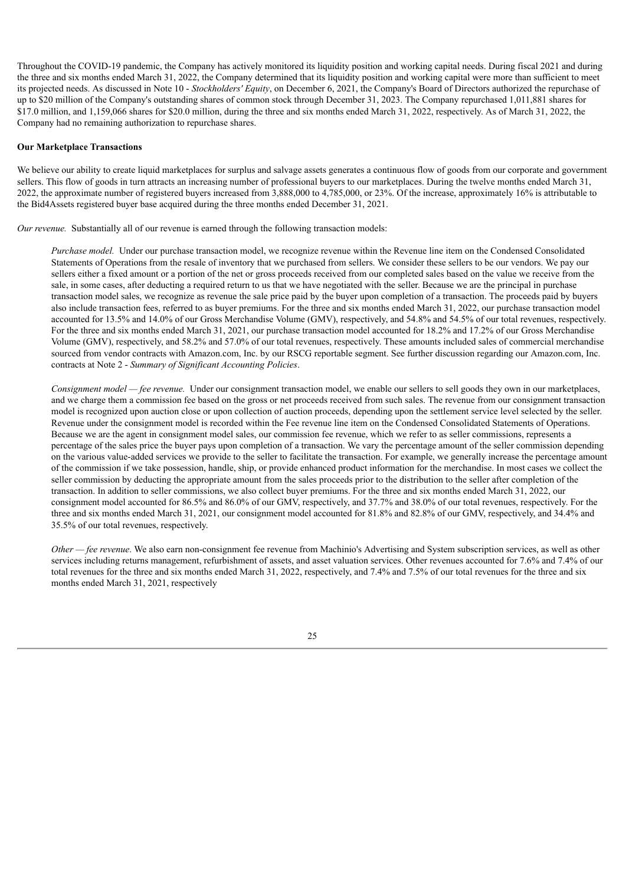Throughout the COVID-19 pandemic, the Company has actively monitored its liquidity position and working capital needs. During fiscal 2021 and during the three and six months ended March 31, 2022, the Company determined that its liquidity position and working capital were more than sufficient to meet its projected needs. As discussed in Note 10 - *Stockholders' Equity*, on December 6, 2021, the Company's Board of Directors authorized the repurchase of up to $20 million of the Company's outstanding shares of common stock through December 31, 2023. The Company repurchased 1,011,881 shares for $17.0 million, and 1,159,066 shares for $20.0 million, during the three and six months ended March 31, 2022, respectively. As of March 31, 2022, the Company had no remaining authorization to repurchase shares.

**Our Marketplace Transactions**

We believe our ability to create liquid marketplaces for surplus and salvage assets generates a continuous flow of goods from our corporate and government sellers. This flow of goods in turn attracts an increasing number of professional buyers to our marketplaces. During the twelve months ended March 31, 2022, the approximate number of registered buyers increased from 3,888,000 to 4,785,000, or 23%. Of the increase, approximately 16% is attributable to the Bid4Assets registered buyer base acquired during the three months ended December 31, 2021.

*Our revenue.* Substantially all of our revenue is earned through the following transaction models:

*Purchase model.* Under our purchase transaction model, we recognize revenue within the Revenue line item on the Condensed Consolidated Statements of Operations from the resale of inventory that we purchased from sellers. We consider these sellers to be our vendors. We pay our sellers either a fixed amount or a portion of the net or gross proceeds received from our completed sales based on the value we receive from the sale, in some cases, after deducting a required return to us that we have negotiated with the seller. Because we are the principal in purchase transaction model sales, we recognize as revenue the sale price paid by the buyer upon completion of a transaction. The proceeds paid by buyers also include transaction fees, referred to as buyer premiums. For the three and six months ended March 31, 2022, our purchase transaction model accounted for 13.5% and 14.0% of our Gross Merchandise Volume (GMV), respectively, and 54.8% and 54.5% of our total revenues, respectively. For the three and six months ended March 31, 2021, our purchase transaction model accounted for 18.2% and 17.2% of our Gross Merchandise Volume (GMV), respectively, and 58.2% and 57.0% of our total revenues, respectively. These amounts included sales of commercial merchandise sourced from vendor contracts with Amazon.com, Inc. by our RSCG reportable segment. See further discussion regarding our Amazon.com, Inc. contracts at Note 2 - *Summary of Significant Accounting Policies*.

*Consignment model — fee revenue.* Under our consignment transaction model, we enable our sellers to sell goods they own in our marketplaces, and we charge them a commission fee based on the gross or net proceeds received from such sales. The revenue from our consignment transaction model is recognized upon auction close or upon collection of auction proceeds, depending upon the settlement service level selected by the seller. Revenue under the consignment model is recorded within the Fee revenue line item on the Condensed Consolidated Statements of Operations. Because we are the agent in consignment model sales, our commission fee revenue, which we refer to as seller commissions, represents a percentage of the sales price the buyer pays upon completion of a transaction. We vary the percentage amount of the seller commission depending on the various value-added services we provide to the seller to facilitate the transaction. For example, we generally increase the percentage amount of the commission if we take possession, handle, ship, or provide enhanced product information for the merchandise. In most cases we collect the seller commission by deducting the appropriate amount from the sales proceeds prior to the distribution to the seller after completion of the transaction. In addition to seller commissions, we also collect buyer premiums. For the three and six months ended March 31, 2022, our consignment model accounted for 86.5% and 86.0% of our GMV, respectively, and 37.7% and 38.0% of our total revenues, respectively. For the three and six months ended March 31, 2021, our consignment model accounted for 81.8% and 82.8% of our GMV, respectively, and 34.4% and 35.5% of our total revenues, respectively.

*Other — fee revenue*. We also earn non-consignment fee revenue from Machinio's Advertising and System subscription services, as well as other services including returns management, refurbishment of assets, and asset valuation services. Other revenues accounted for 7.6% and 7.4% of our total revenues for the three and six months ended March 31, 2022, respectively, and 7.4% and 7.5% of our total revenues for the three and six months ended March 31, 2021, respectively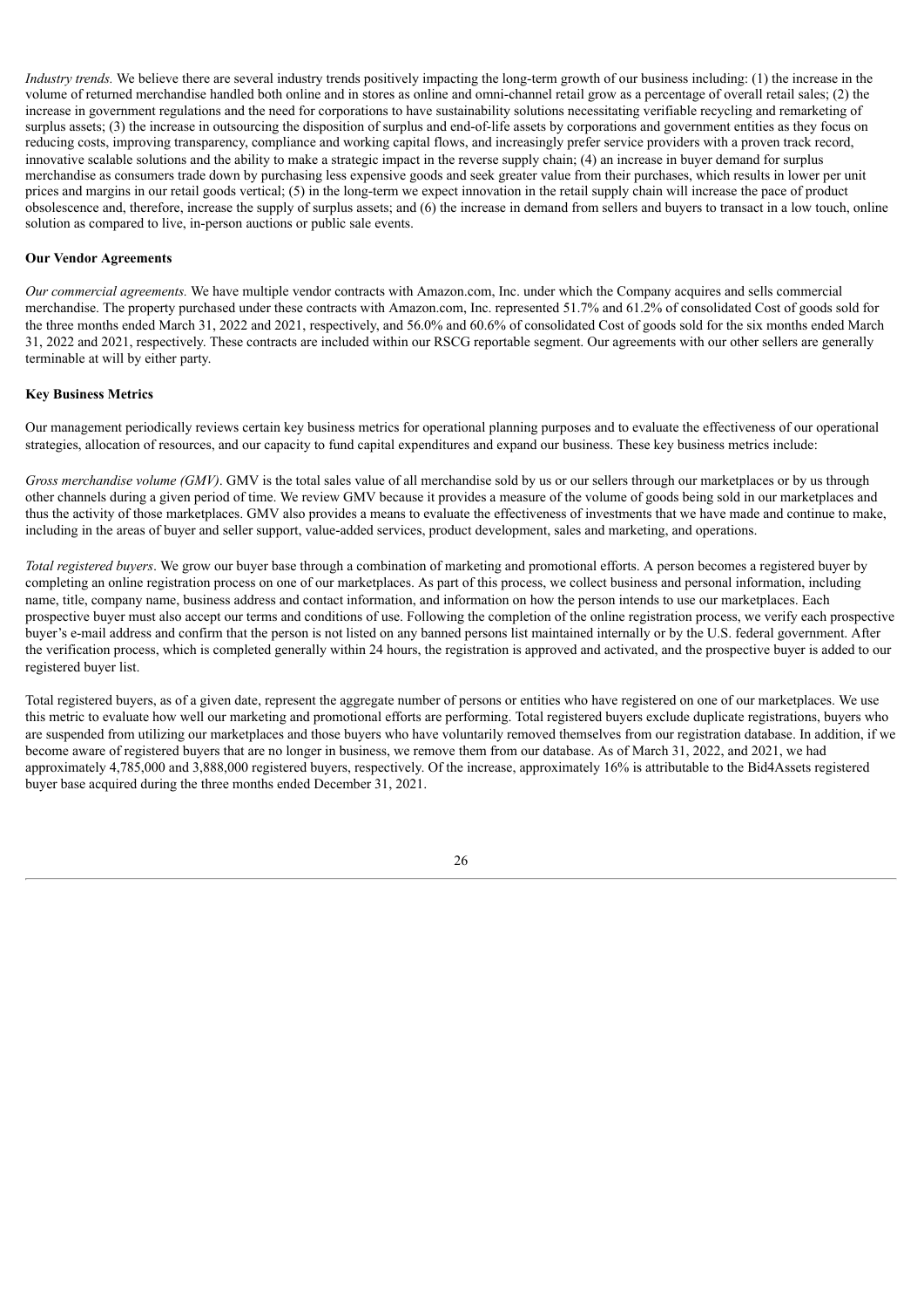*Industry trends.* We believe there are several industry trends positively impacting the long-term growth of our business including: (1) the increase in the volume of returned merchandise handled both online and in stores as online and omni-channel retail grow as a percentage of overall retail sales; (2) the increase in government regulations and the need for corporations to have sustainability solutions necessitating verifiable recycling and remarketing of surplus assets; (3) the increase in outsourcing the disposition of surplus and end-of-life assets by corporations and government entities as they focus on reducing costs, improving transparency, compliance and working capital flows, and increasingly prefer service providers with a proven track record, innovative scalable solutions and the ability to make a strategic impact in the reverse supply chain; (4) an increase in buyer demand for surplus merchandise as consumers trade down by purchasing less expensive goods and seek greater value from their purchases, which results in lower per unit prices and margins in our retail goods vertical; (5) in the long-term we expect innovation in the retail supply chain will increase the pace of product obsolescence and, therefore, increase the supply of surplus assets; and (6) the increase in demand from sellers and buyers to transact in a low touch, online solution as compared to live, in-person auctions or public sale events.

**Our Vendor Agreements**

*Our commercial agreements.* We have multiple vendor contracts with Amazon.com, Inc. under which the Company acquires and sells commercial merchandise. The property purchased under these contracts with Amazon.com, Inc. represented 51.7% and 61.2% of consolidated Cost of goods sold for the three months ended March 31, 2022 and 2021, respectively, and 56.0% and 60.6% of consolidated Cost of goods sold for the six months ended March 31, 2022 and 2021, respectively. These contracts are included within our RSCG reportable segment. Our agreements with our other sellers are generally terminable at will by either party.

**Key Business Metrics**

Our management periodically reviews certain key business metrics for operational planning purposes and to evaluate the effectiveness of our operational strategies, allocation of resources, and our capacity to fund capital expenditures and expand our business. These key business metrics include:

*Gross merchandise volume (GMV)*. GMV is the total sales value of all merchandise sold by us or our sellers through our marketplaces or by us through other channels during a given period of time. We review GMV because it provides a measure of the volume of goods being sold in our marketplaces and thus the activity of those marketplaces. GMV also provides a means to evaluate the effectiveness of investments that we have made and continue to make, including in the areas of buyer and seller support, value-added services, product development, sales and marketing, and operations.

*Total registered buyers*. We grow our buyer base through a combination of marketing and promotional efforts. A person becomes a registered buyer by completing an online registration process on one of our marketplaces. As part of this process, we collect business and personal information, including name, title, company name, business address and contact information, and information on how the person intends to use our marketplaces. Each prospective buyer must also accept our terms and conditions of use. Following the completion of the online registration process, we verify each prospective buyer's e-mail address and confirm that the person is not listed on any banned persons list maintained internally or by the U.S. federal government. After the verification process, which is completed generally within 24 hours, the registration is approved and activated, and the prospective buyer is added to our registered buyer list.

Total registered buyers, as of a given date, represent the aggregate number of persons or entities who have registered on one of our marketplaces. We use this metric to evaluate how well our marketing and promotional efforts are performing. Total registered buyers exclude duplicate registrations, buyers who are suspended from utilizing our marketplaces and those buyers who have voluntarily removed themselves from our registration database. In addition, if we become aware of registered buyers that are no longer in business, we remove them from our database. As of March 31, 2022, and 2021, we had approximately 4,785,000 and 3,888,000 registered buyers, respectively. Of the increase, approximately 16% is attributable to the Bid4Assets registered buyer base acquired during the three months ended December 31, 2021.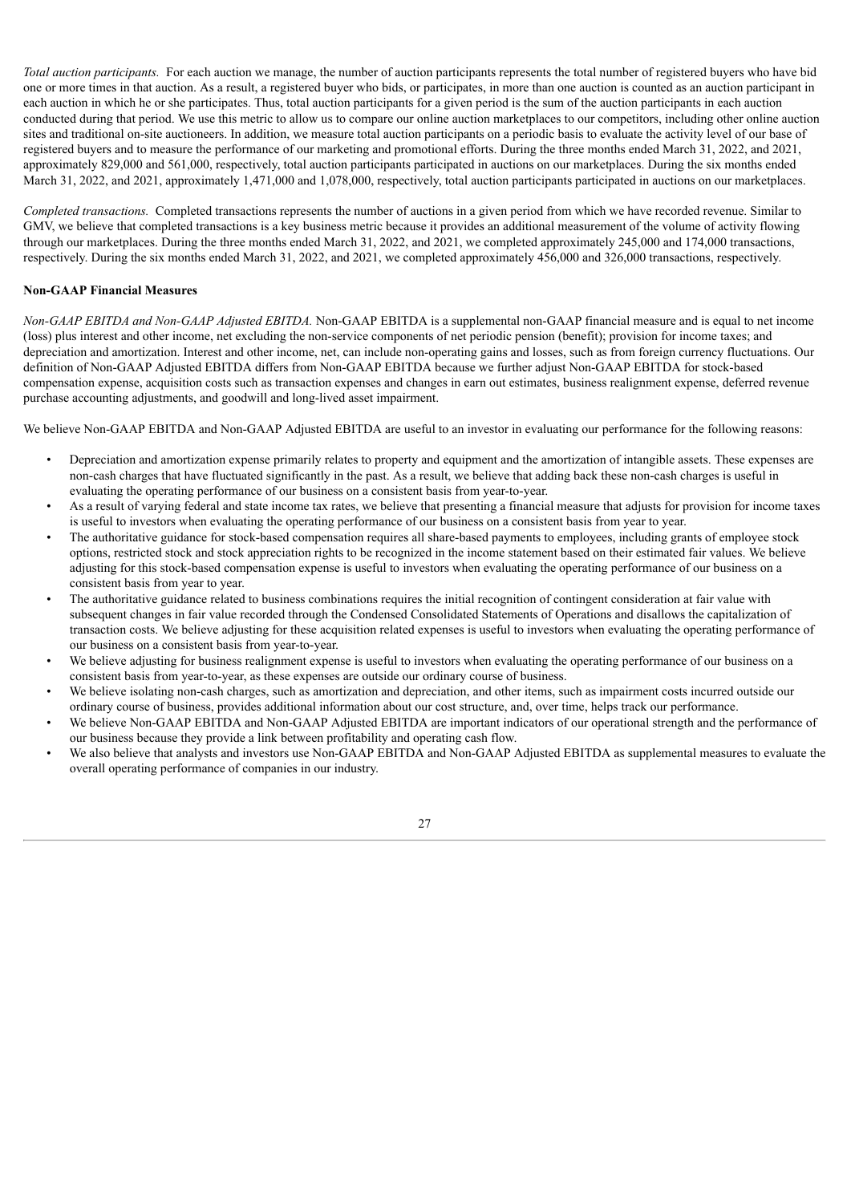*Total auction participants.* For each auction we manage, the number of auction participants represents the total number of registered buyers who have bid one or more times in that auction. As a result, a registered buyer who bids, or participates, in more than one auction is counted as an auction participant in each auction in which he or she participates. Thus, total auction participants for a given period is the sum of the auction participants in each auction conducted during that period. We use this metric to allow us to compare our online auction marketplaces to our competitors, including other online auction sites and traditional on-site auctioneers. In addition, we measure total auction participants on a periodic basis to evaluate the activity level of our base of registered buyers and to measure the performance of our marketing and promotional efforts. During the three months ended March 31, 2022, and 2021, approximately 829,000 and 561,000, respectively, total auction participants participated in auctions on our marketplaces. During the six months ended March 31, 2022, and 2021, approximately 1,471,000 and 1,078,000, respectively, total auction participants participated in auctions on our marketplaces.

*Completed transactions.* Completed transactions represents the number of auctions in a given period from which we have recorded revenue. Similar to GMV, we believe that completed transactions is a key business metric because it provides an additional measurement of the volume of activity flowing through our marketplaces. During the three months ended March 31, 2022, and 2021, we completed approximately 245,000 and 174,000 transactions, respectively. During the six months ended March 31, 2022, and 2021, we completed approximately 456,000 and 326,000 transactions, respectively.

**Non-GAAP Financial Measures**

*Non-GAAP EBITDA and Non-GAAP Adjusted EBITDA.* Non-GAAP EBITDA is a supplemental non-GAAP financial measure and is equal to net income (loss) plus interest and other income, net excluding the non-service components of net periodic pension (benefit); provision for income taxes; and depreciation and amortization. Interest and other income, net, can include non-operating gains and losses, such as from foreign currency fluctuations. Our definition of Non-GAAP Adjusted EBITDA differs from Non-GAAP EBITDA because we further adjust Non-GAAP EBITDA for stock-based compensation expense, acquisition costs such as transaction expenses and changes in earn out estimates, business realignment expense, deferred revenue purchase accounting adjustments, and goodwill and long-lived asset impairment.

We believe Non-GAAP EBITDA and Non-GAAP Adjusted EBITDA are useful to an investor in evaluating our performance for the following reasons:

- Depreciation and amortization expense primarily relates to property and equipment and the amortization of intangible assets. These expenses are non-cash charges that have fluctuated significantly in the past. As a result, we believe that adding back these non-cash charges is useful in evaluating the operating performance of our business on a consistent basis from year-to-year.
- As a result of varying federal and state income tax rates, we believe that presenting a financial measure that adjusts for provision for income taxes is useful to investors when evaluating the operating performance of our business on a consistent basis from year to year.
- The authoritative guidance for stock-based compensation requires all share-based payments to employees, including grants of employee stock options, restricted stock and stock appreciation rights to be recognized in the income statement based on their estimated fair values. We believe adjusting for this stock-based compensation expense is useful to investors when evaluating the operating performance of our business on a consistent basis from year to year.
- The authoritative guidance related to business combinations requires the initial recognition of contingent consideration at fair value with subsequent changes in fair value recorded through the Condensed Consolidated Statements of Operations and disallows the capitalization of transaction costs. We believe adjusting for these acquisition related expenses is useful to investors when evaluating the operating performance of our business on a consistent basis from year-to-year.
- We believe adjusting for business realignment expense is useful to investors when evaluating the operating performance of our business on a consistent basis from year-to-year, as these expenses are outside our ordinary course of business.
- We believe isolating non-cash charges, such as amortization and depreciation, and other items, such as impairment costs incurred outside our ordinary course of business, provides additional information about our cost structure, and, over time, helps track our performance.
- We believe Non-GAAP EBITDA and Non-GAAP Adjusted EBITDA are important indicators of our operational strength and the performance of our business because they provide a link between profitability and operating cash flow.
- We also believe that analysts and investors use Non-GAAP EBITDA and Non-GAAP Adjusted EBITDA as supplemental measures to evaluate the overall operating performance of companies in our industry.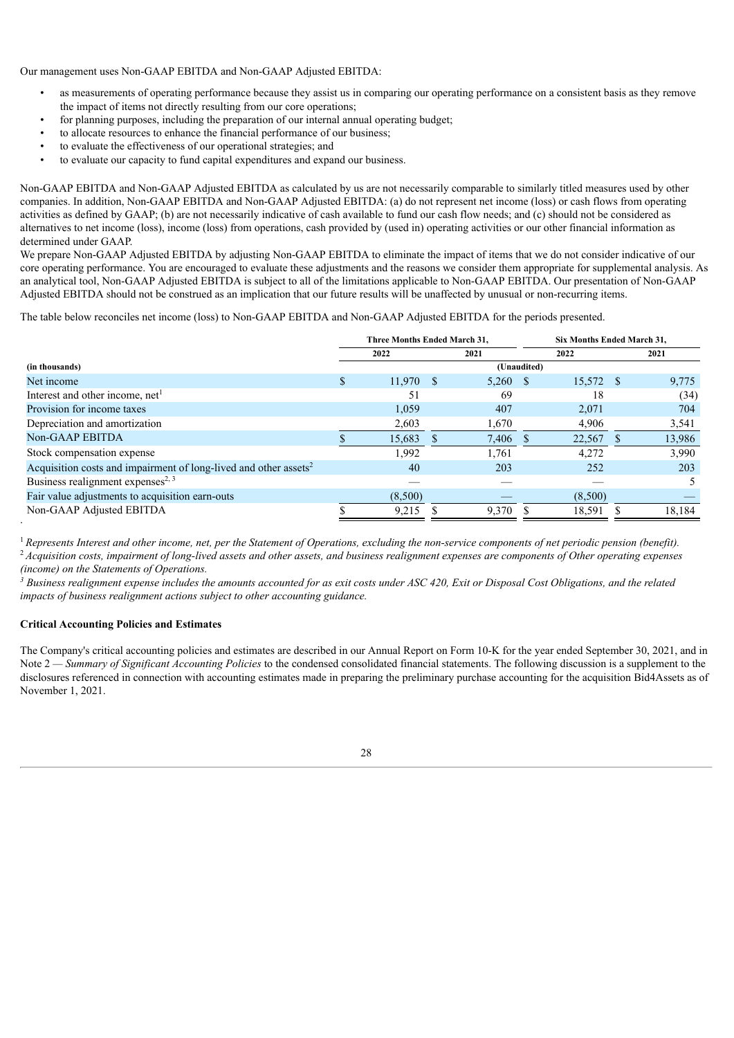Our management uses Non-GAAP EBITDA and Non-GAAP Adjusted EBITDA:

- as measurements of operating performance because they assist us in comparing our operating performance on a consistent basis as they remove the impact of items not directly resulting from our core operations;
- for planning purposes, including the preparation of our internal annual operating budget;
- to allocate resources to enhance the financial performance of our business;
- to evaluate the effectiveness of our operational strategies; and
- to evaluate our capacity to fund capital expenditures and expand our business.

Non-GAAP EBITDA and Non-GAAP Adjusted EBITDA as calculated by us are not necessarily comparable to similarly titled measures used by other companies. In addition, Non-GAAP EBITDA and Non-GAAP Adjusted EBITDA: (a) do not represent net income (loss) or cash flows from operating activities as defined by GAAP; (b) are not necessarily indicative of cash available to fund our cash flow needs; and (c) should not be considered as alternatives to net income (loss), income (loss) from operations, cash provided by (used in) operating activities or our other financial information as determined under GAAP.

We prepare Non-GAAP Adjusted EBITDA by adjusting Non-GAAP EBITDA to eliminate the impact of items that we do not consider indicative of our core operating performance. You are encouraged to evaluate these adjustments and the reasons we consider them appropriate for supplemental analysis. As an analytical tool, Non-GAAP Adjusted EBITDA is subject to all of the limitations applicable to Non-GAAP EBITDA. Our presentation of Non-GAAP Adjusted EBITDA should not be construed as an implication that our future results will be unaffected by unusual or non-recurring items.

The table below reconciles net income (loss) to Non-GAAP EBITDA and Non-GAAP Adjusted EBITDA for the periods presented.

| | Three Months Ended March 31, | | Six Months Ended March 31, | |
|---|---|---|---|---|
| | 2022 | 2021 | 2022 | 2021 |
| **(in thousands)** | (Unaudited) | | | |
| Net income | $ 11,970 | $ 5,260 | $ 15,572 | $ 9,775 |
| Interest and other income, net[1] | 51 | 69 | 18 | (34) |
| Provision for income taxes | 1,059 | 407 | 2,071 | 704 |
| Depreciation and amortization | 2,603 | 1,670 | 4,906 | 3,541 |
| Non-GAAP EBITDA | $ 15,683 | $ 7,406 | $ 22,567 | $ 13,986 |
| Stock compensation expense | 1,992 | 1,761 | 4,272 | 3,990 |
| Acquisition costs and impairment of long-lived and other assets[2] | 40 | 203 | 252 | 203 |
| Business realignment expenses[2, 3] | — | — | — | 5 |
| Fair value adjustments to acquisition earn-outs | (8,500) | — | (8,500) | — |
| Non-GAAP Adjusted EBITDA | $ 9,215 | $ 9,370 | $ 18,591 | $ 18,184 |

[1] *Represents Interest and other income, net, per the Statement of Operations, excluding the non-service components of net periodic pension (benefit).*

[2] *Acquisition costs, impairment of long-lived assets and other assets, and business realignment expenses are components of Other operating expenses (income) on the Statements of Operations.*

[3] *Business realignment expense includes the amounts accounted for as exit costs under ASC 420, Exit or Disposal Cost Obligations, and the related impacts of business realignment actions subject to other accounting guidance.*

**Critical Accounting Policies and Estimates**

The Company's critical accounting policies and estimates are described in our Annual Report on Form 10-K for the year ended September 30, 2021, and in Note 2 — *Summary of Significant Accounting Policies* to the condensed consolidated financial statements. The following discussion is a supplement to the disclosures referenced in connection with accounting estimates made in preparing the preliminary purchase accounting for the acquisition Bid4Assets as of November 1, 2021.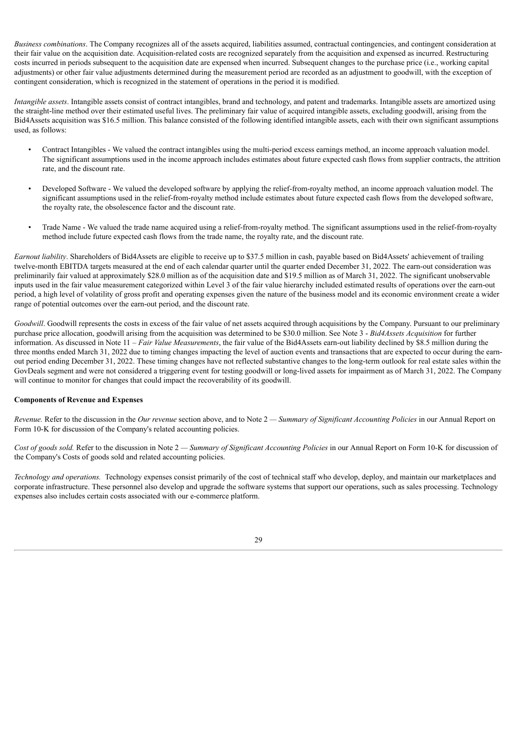*Business combinations*. The Company recognizes all of the assets acquired, liabilities assumed, contractual contingencies, and contingent consideration at their fair value on the acquisition date. Acquisition-related costs are recognized separately from the acquisition and expensed as incurred. Restructuring costs incurred in periods subsequent to the acquisition date are expensed when incurred. Subsequent changes to the purchase price (i.e., working capital adjustments) or other fair value adjustments determined during the measurement period are recorded as an adjustment to goodwill, with the exception of contingent consideration, which is recognized in the statement of operations in the period it is modified.

*Intangible assets*. Intangible assets consist of contract intangibles, brand and technology, and patent and trademarks. Intangible assets are amortized using the straight-line method over their estimated useful lives. The preliminary fair value of acquired intangible assets, excluding goodwill, arising from the Bid4Assets acquisition was $16.5 million. This balance consisted of the following identified intangible assets, each with their own significant assumptions used, as follows:

- Contract Intangibles - We valued the contract intangibles using the multi-period excess earnings method, an income approach valuation model. The significant assumptions used in the income approach includes estimates about future expected cash flows from supplier contracts, the attrition rate, and the discount rate.
- Developed Software - We valued the developed software by applying the relief-from-royalty method, an income approach valuation model. The significant assumptions used in the relief-from-royalty method include estimates about future expected cash flows from the developed software, the royalty rate, the obsolescence factor and the discount rate.
- Trade Name - We valued the trade name acquired using a relief-from-royalty method. The significant assumptions used in the relief-from-royalty method include future expected cash flows from the trade name, the royalty rate, and the discount rate.

*Earnout liability*. Shareholders of Bid4Assets are eligible to receive up to $37.5 million in cash, payable based on Bid4Assets' achievement of trailing twelve-month EBITDA targets measured at the end of each calendar quarter until the quarter ended December 31, 2022. The earn-out consideration was preliminarily fair valued at approximately $28.0 million as of the acquisition date and $19.5 million as of March 31, 2022. The significant unobservable inputs used in the fair value measurement categorized within Level 3 of the fair value hierarchy included estimated results of operations over the earn-out period, a high level of volatility of gross profit and operating expenses given the nature of the business model and its economic environment create a wider range of potential outcomes over the earn-out period, and the discount rate.

*Goodwill*. Goodwill represents the costs in excess of the fair value of net assets acquired through acquisitions by the Company. Pursuant to our preliminary purchase price allocation, goodwill arising from the acquisition was determined to be $30.0 million. See Note 3 - *Bid4Assets Acquisition* for further information. As discussed in Note 11 – *Fair Value Measurements*, the fair value of the Bid4Assets earn-out liability declined by $8.5 million during the three months ended March 31, 2022 due to timing changes impacting the level of auction events and transactions that are expected to occur during the earn-out period ending December 31, 2022. These timing changes have not reflected substantive changes to the long-term outlook for real estate sales within the GovDeals segment and were not considered a triggering event for testing goodwill or long-lived assets for impairment as of March 31, 2022. The Company will continue to monitor for changes that could impact the recoverability of its goodwill.

**Components of Revenue and Expenses**

*Revenue.* Refer to the discussion in the *Our revenue* section above, and to Note 2 — *Summary of Significant Accounting Policies* in our Annual Report on Form 10-K for discussion of the Company's related accounting policies.

*Cost of goods sold.* Refer to the discussion in Note 2 — *Summary of Significant Accounting Policies* in our Annual Report on Form 10-K for discussion of the Company's Costs of goods sold and related accounting policies.

*Technology and operations.* Technology expenses consist primarily of the cost of technical staff who develop, deploy, and maintain our marketplaces and corporate infrastructure. These personnel also develop and upgrade the software systems that support our operations, such as sales processing. Technology expenses also includes certain costs associated with our e-commerce platform.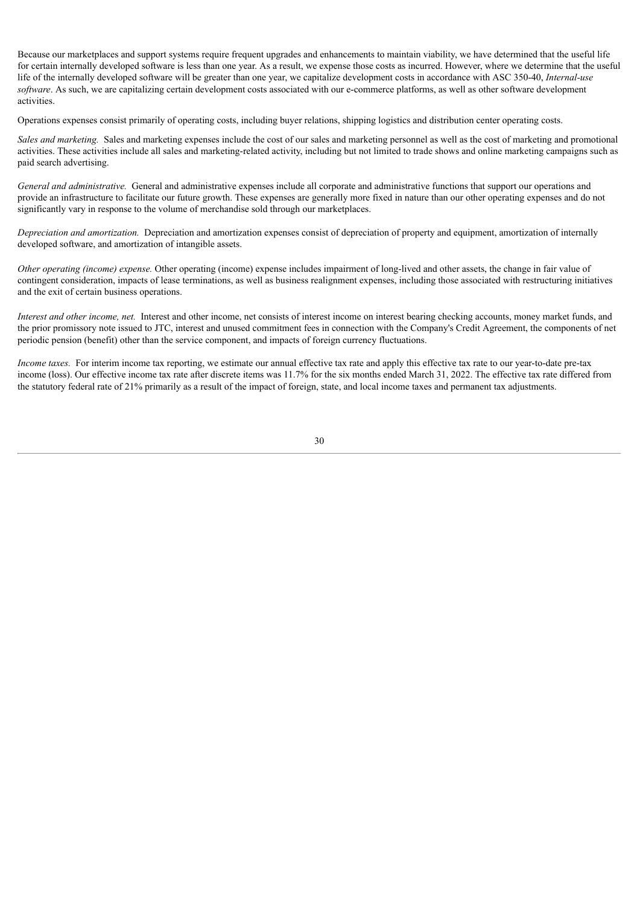Because our marketplaces and support systems require frequent upgrades and enhancements to maintain viability, we have determined that the useful life for certain internally developed software is less than one year. As a result, we expense those costs as incurred. However, where we determine that the useful life of the internally developed software will be greater than one year, we capitalize development costs in accordance with ASC 350-40, *Internal-use software*. As such, we are capitalizing certain development costs associated with our e-commerce platforms, as well as other software development activities.

Operations expenses consist primarily of operating costs, including buyer relations, shipping logistics and distribution center operating costs.

*Sales and marketing.* Sales and marketing expenses include the cost of our sales and marketing personnel as well as the cost of marketing and promotional activities. These activities include all sales and marketing-related activity, including but not limited to trade shows and online marketing campaigns such as paid search advertising.

*General and administrative.* General and administrative expenses include all corporate and administrative functions that support our operations and provide an infrastructure to facilitate our future growth. These expenses are generally more fixed in nature than our other operating expenses and do not significantly vary in response to the volume of merchandise sold through our marketplaces.

*Depreciation and amortization.* Depreciation and amortization expenses consist of depreciation of property and equipment, amortization of internally developed software, and amortization of intangible assets.

*Other operating (income) expense.* Other operating (income) expense includes impairment of long-lived and other assets, the change in fair value of contingent consideration, impacts of lease terminations, as well as business realignment expenses, including those associated with restructuring initiatives and the exit of certain business operations.

*Interest and other income, net.* Interest and other income, net consists of interest income on interest bearing checking accounts, money market funds, and the prior promissory note issued to JTC, interest and unused commitment fees in connection with the Company's Credit Agreement, the components of net periodic pension (benefit) other than the service component, and impacts of foreign currency fluctuations.

*Income taxes.* For interim income tax reporting, we estimate our annual effective tax rate and apply this effective tax rate to our year-to-date pre-tax income (loss). Our effective income tax rate after discrete items was 11.7% for the six months ended March 31, 2022. The effective tax rate differed from the statutory federal rate of 21% primarily as a result of the impact of foreign, state, and local income taxes and permanent tax adjustments.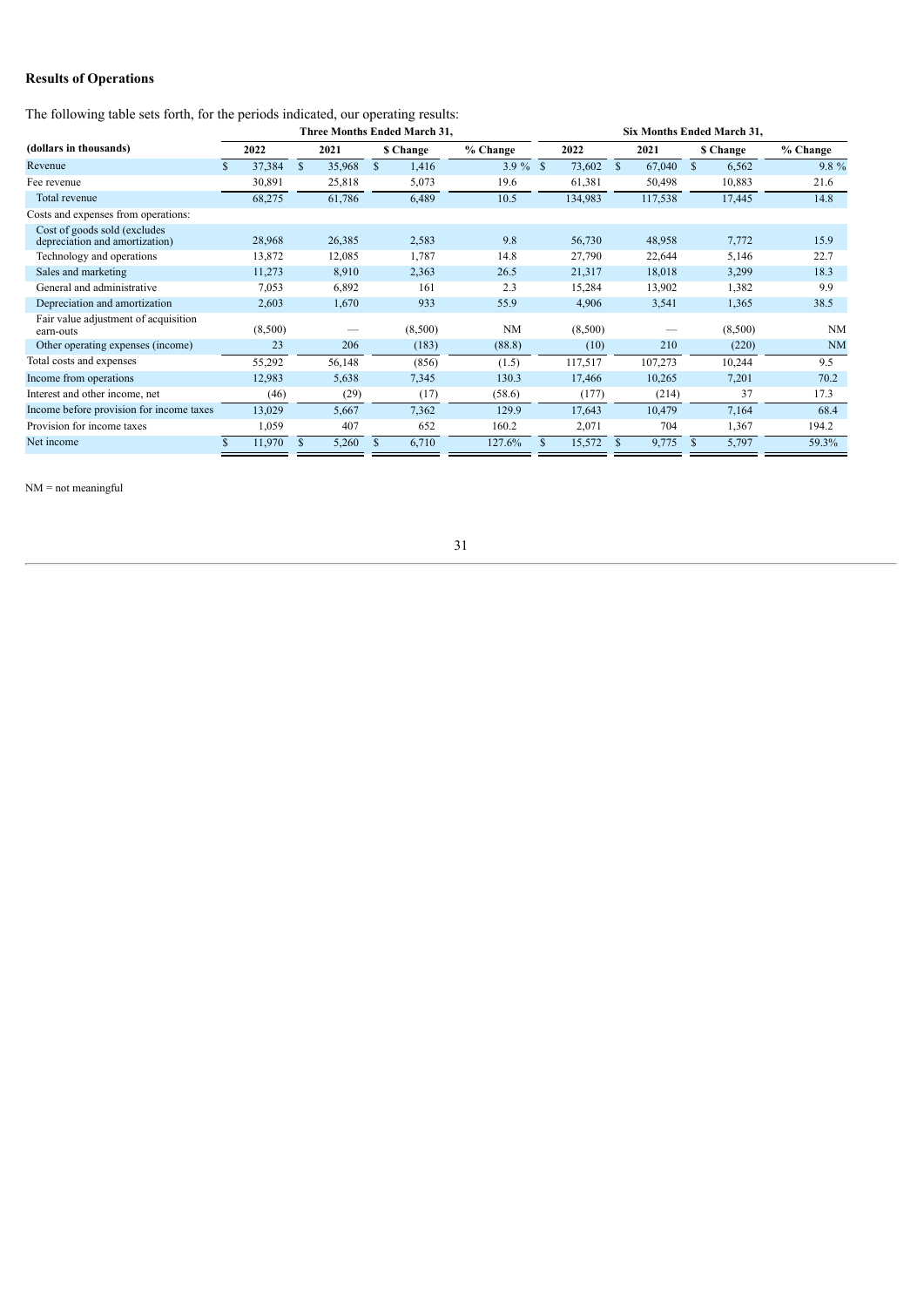## Results of Operations

The following table sets forth, for the periods indicated, our operating results:

| (dollars in thousands) | Three Months Ended March 31, | | | | Six Months Ended March 31, | | | |
|---|---|---|---|---|---|---|---|---|
| | 2022 | 2021 | $ Change | % Change | 2022 | 2021 | $ Change | % Change |
| Revenue | $ 37,384 | $ 35,968 | $ 1,416 | 3.9 % | $ 73,602 | $ 67,040 | $ 6,562 | 9.8 % |
| Fee revenue | 30,891 | 25,818 | 5,073 | 19.6 | 61,381 | 50,498 | 10,883 | 21.6 |
| Total revenue | 68,275 | 61,786 | 6,489 | 10.5 | 134,983 | 117,538 | 17,445 | 14.8 |
| Costs and expenses from operations: | | | | | | | | |
| Cost of goods sold (excludes depreciation and amortization) | 28,968 | 26,385 | 2,583 | 9.8 | 56,730 | 48,958 | 7,772 | 15.9 |
| Technology and operations | 13,872 | 12,085 | 1,787 | 14.8 | 27,790 | 22,644 | 5,146 | 22.7 |
| Sales and marketing | 11,273 | 8,910 | 2,363 | 26.5 | 21,317 | 18,018 | 3,299 | 18.3 |
| General and administrative | 7,053 | 6,892 | 161 | 2.3 | 15,284 | 13,902 | 1,382 | 9.9 |
| Depreciation and amortization | 2,603 | 1,670 | 933 | 55.9 | 4,906 | 3,541 | 1,365 | 38.5 |
| Fair value adjustment of acquisition earn-outs | (8,500) | — | (8,500) | NM | (8,500) | — | (8,500) | NM |
| Other operating expenses (income) | 23 | 206 | (183) | (88.8) | (10) | 210 | (220) | NM |
| Total costs and expenses | 55,292 | 56,148 | (856) | (1.5) | 117,517 | 107,273 | 10,244 | 9.5 |
| Income from operations | 12,983 | 5,638 | 7,345 | 130.3 | 17,466 | 10,265 | 7,201 | 70.2 |
| Interest and other income, net | (46) | (29) | (17) | (58.6) | (177) | (214) | 37 | 17.3 |
| Income before provision for income taxes | 13,029 | 5,667 | 7,362 | 129.9 | 17,643 | 10,479 | 7,164 | 68.4 |
| Provision for income taxes | 1,059 | 407 | 652 | 160.2 | 2,071 | 704 | 1,367 | 194.2 |
| Net income | $ 11,970 | $ 5,260 | $ 6,710 | 127.6% | $ 15,572 | $ 9,775 | $ 5,797 | 59.3% |

NM = not meaningful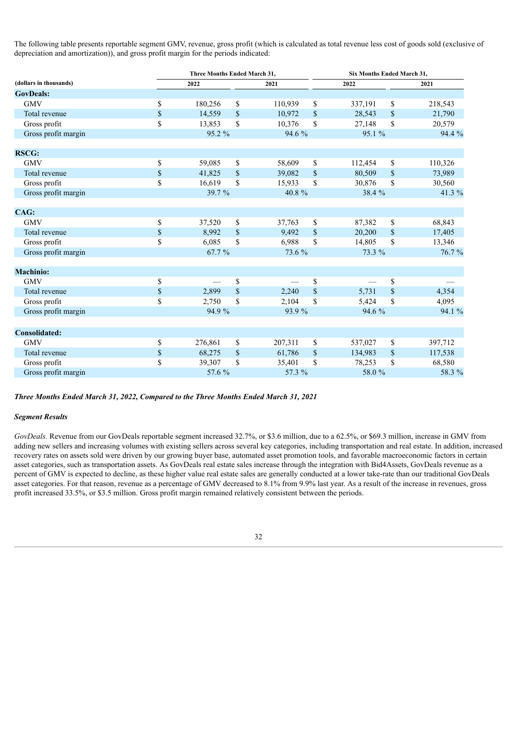The following table presents reportable segment GMV, revenue, gross profit (which is calculated as total revenue less cost of goods sold (exclusive of depreciation and amortization)), and gross profit margin for the periods indicated:

| (dollars in thousands) | Three Months Ended March 31, 2022 | Three Months Ended March 31, 2021 | Six Months Ended March 31, 2022 | Six Months Ended March 31, 2021 |
|---|---|---|---|---|
| **GovDeals:** | | | | |
| GMV | $ 180,256 | $ 110,939 | $ 337,191 | $ 218,543 |
| Total revenue | $ 14,559 | $ 10,972 | $ 28,543 | $ 21,790 |
| Gross profit | $ 13,853 | $ 10,376 | $ 27,148 | $ 20,579 |
| Gross profit margin | 95.2 % | 94.6 % | 95.1 % | 94.4 % |
| **RSCG:** | | | | |
| GMV | $ 59,085 | $ 58,609 | $ 112,454 | $ 110,326 |
| Total revenue | $ 41,825 | $ 39,082 | $ 80,509 | $ 73,989 |
| Gross profit | $ 16,619 | $ 15,933 | $ 30,876 | $ 30,560 |
| Gross profit margin | 39.7 % | 40.8 % | 38.4 % | 41.3 % |
| **CAG:** | | | | |
| GMV | $ 37,520 | $ 37,763 | $ 87,382 | $ 68,843 |
| Total revenue | $ 8,992 | $ 9,492 | $ 20,200 | $ 17,405 |
| Gross profit | $ 6,085 | $ 6,988 | $ 14,805 | $ 13,346 |
| Gross profit margin | 67.7 % | 73.6 % | 73.3 % | 76.7 % |
| **Machinio:** | | | | |
| GMV | $ — | $ — | $ — | $ — |
| Total revenue | $ 2,899 | $ 2,240 | $ 5,731 | $ 4,354 |
| Gross profit | $ 2,750 | $ 2,104 | $ 5,424 | $ 4,095 |
| Gross profit margin | 94.9 % | 93.9 % | 94.6 % | 94.1 % |
| **Consolidated:** | | | | |
| GMV | $ 276,861 | $ 207,311 | $ 537,027 | $ 397,712 |
| Total revenue | $ 68,275 | $ 61,786 | $ 134,983 | $ 117,538 |
| Gross profit | $ 39,307 | $ 35,401 | $ 78,253 | $ 68,580 |
| Gross profit margin | 57.6 % | 57.3 % | 58.0 % | 58.3 % |

***Three Months Ended March 31, 2022, Compared to the Three Months Ended March 31, 2021***

***Segment Results***

*GovDeals.* Revenue from our GovDeals reportable segment increased 32.7%, or $3.6 million, due to a 62.5%, or $69.3 million, increase in GMV from adding new sellers and increasing volumes with existing sellers across several key categories, including transportation and real estate. In addition, increased recovery rates on assets sold were driven by our growing buyer base, automated asset promotion tools, and favorable macroeconomic factors in certain asset categories, such as transportation assets. As GovDeals real estate sales increase through the integration with Bid4Assets, GovDeals revenue as a percent of GMV is expected to decline, as these higher value real estate sales are generally conducted at a lower take-rate than our traditional GovDeals asset categories. For that reason, revenue as a percentage of GMV decreased to 8.1% from 9.9% last year. As a result of the increase in revenues, gross profit increased 33.5%, or $3.5 million. Gross profit margin remained relatively consistent between the periods.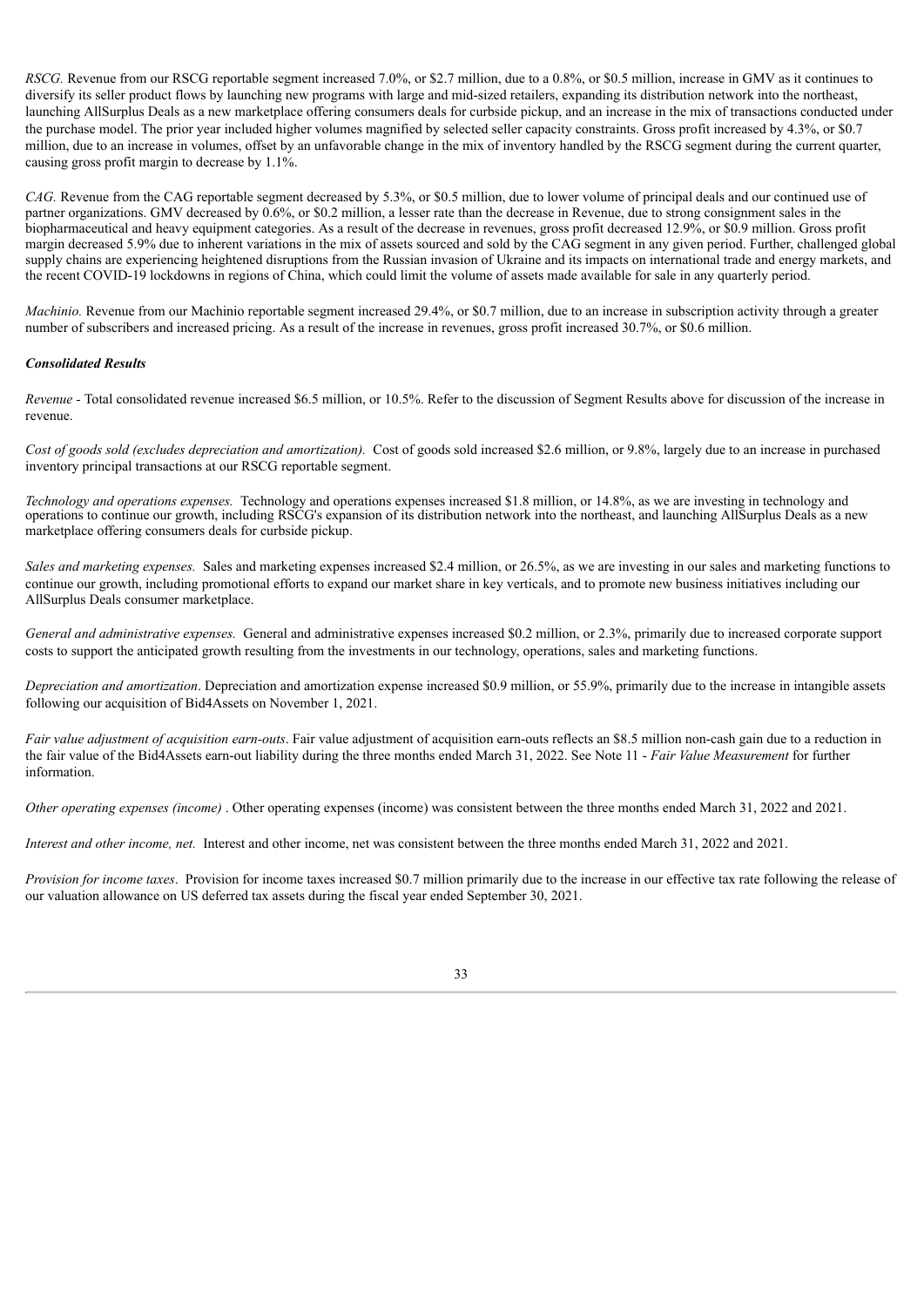*RSCG.* Revenue from our RSCG reportable segment increased 7.0%, or $2.7 million, due to a 0.8%, or $0.5 million, increase in GMV as it continues to diversify its seller product flows by launching new programs with large and mid-sized retailers, expanding its distribution network into the northeast, launching AllSurplus Deals as a new marketplace offering consumers deals for curbside pickup, and an increase in the mix of transactions conducted under the purchase model. The prior year included higher volumes magnified by selected seller capacity constraints. Gross profit increased by 4.3%, or $0.7 million, due to an increase in volumes, offset by an unfavorable change in the mix of inventory handled by the RSCG segment during the current quarter, causing gross profit margin to decrease by 1.1%.

*CAG.* Revenue from the CAG reportable segment decreased by 5.3%, or $0.5 million, due to lower volume of principal deals and our continued use of partner organizations. GMV decreased by 0.6%, or $0.2 million, a lesser rate than the decrease in Revenue, due to strong consignment sales in the biopharmaceutical and heavy equipment categories. As a result of the decrease in revenues, gross profit decreased 12.9%, or $0.9 million. Gross profit margin decreased 5.9% due to inherent variations in the mix of assets sourced and sold by the CAG segment in any given period. Further, challenged global supply chains are experiencing heightened disruptions from the Russian invasion of Ukraine and its impacts on international trade and energy markets, and the recent COVID-19 lockdowns in regions of China, which could limit the volume of assets made available for sale in any quarterly period.

*Machinio.* Revenue from our Machinio reportable segment increased 29.4%, or $0.7 million, due to an increase in subscription activity through a greater number of subscribers and increased pricing. As a result of the increase in revenues, gross profit increased 30.7%, or $0.6 million.

***Consolidated Results***

*Revenue* - Total consolidated revenue increased $6.5 million, or 10.5%. Refer to the discussion of Segment Results above for discussion of the increase in revenue.

*Cost of goods sold (excludes depreciation and amortization).* Cost of goods sold increased $2.6 million, or 9.8%, largely due to an increase in purchased inventory principal transactions at our RSCG reportable segment.

*Technology and operations expenses.* Technology and operations expenses increased $1.8 million, or 14.8%, as we are investing in technology and operations to continue our growth, including RSCG's expansion of its distribution network into the northeast, and launching AllSurplus Deals as a new marketplace offering consumers deals for curbside pickup.

*Sales and marketing expenses.* Sales and marketing expenses increased $2.4 million, or 26.5%, as we are investing in our sales and marketing functions to continue our growth, including promotional efforts to expand our market share in key verticals, and to promote new business initiatives including our AllSurplus Deals consumer marketplace.

*General and administrative expenses.* General and administrative expenses increased $0.2 million, or 2.3%, primarily due to increased corporate support costs to support the anticipated growth resulting from the investments in our technology, operations, sales and marketing functions.

*Depreciation and amortization*. Depreciation and amortization expense increased $0.9 million, or 55.9%, primarily due to the increase in intangible assets following our acquisition of Bid4Assets on November 1, 2021.

*Fair value adjustment of acquisition earn-outs*. Fair value adjustment of acquisition earn-outs reflects an $8.5 million non-cash gain due to a reduction in the fair value of the Bid4Assets earn-out liability during the three months ended March 31, 2022. See Note 11 - *Fair Value Measurement* for further information.

*Other operating expenses (income)* . Other operating expenses (income) was consistent between the three months ended March 31, 2022 and 2021.

*Interest and other income, net.* Interest and other income, net was consistent between the three months ended March 31, 2022 and 2021.

*Provision for income taxes*. Provision for income taxes increased $0.7 million primarily due to the increase in our effective tax rate following the release of our valuation allowance on US deferred tax assets during the fiscal year ended September 30, 2021.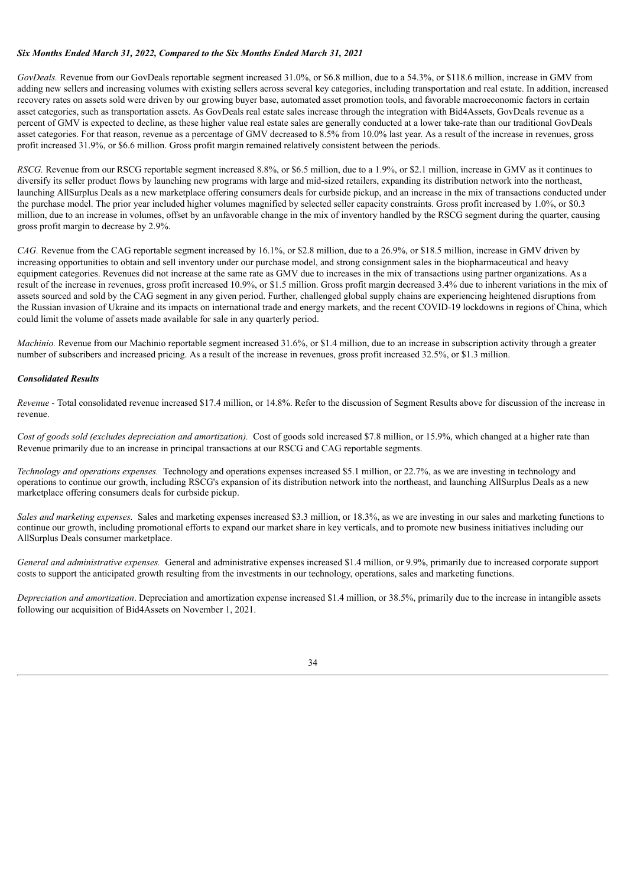***Six Months Ended March 31, 2022, Compared to the Six Months Ended March 31, 2021***

*GovDeals.* Revenue from our GovDeals reportable segment increased 31.0%, or $6.8 million, due to a 54.3%, or $118.6 million, increase in GMV from adding new sellers and increasing volumes with existing sellers across several key categories, including transportation and real estate. In addition, increased recovery rates on assets sold were driven by our growing buyer base, automated asset promotion tools, and favorable macroeconomic factors in certain asset categories, such as transportation assets. As GovDeals real estate sales increase through the integration with Bid4Assets, GovDeals revenue as a percent of GMV is expected to decline, as these higher value real estate sales are generally conducted at a lower take-rate than our traditional GovDeals asset categories. For that reason, revenue as a percentage of GMV decreased to 8.5% from 10.0% last year. As a result of the increase in revenues, gross profit increased 31.9%, or $6.6 million. Gross profit margin remained relatively consistent between the periods.

*RSCG.* Revenue from our RSCG reportable segment increased 8.8%, or $6.5 million, due to a 1.9%, or $2.1 million, increase in GMV as it continues to diversify its seller product flows by launching new programs with large and mid-sized retailers, expanding its distribution network into the northeast, launching AllSurplus Deals as a new marketplace offering consumers deals for curbside pickup, and an increase in the mix of transactions conducted under the purchase model. The prior year included higher volumes magnified by selected seller capacity constraints. Gross profit increased by 1.0%, or $0.3 million, due to an increase in volumes, offset by an unfavorable change in the mix of inventory handled by the RSCG segment during the quarter, causing gross profit margin to decrease by 2.9%.

*CAG.* Revenue from the CAG reportable segment increased by 16.1%, or $2.8 million, due to a 26.9%, or $18.5 million, increase in GMV driven by increasing opportunities to obtain and sell inventory under our purchase model, and strong consignment sales in the biopharmaceutical and heavy equipment categories. Revenues did not increase at the same rate as GMV due to increases in the mix of transactions using partner organizations. As a result of the increase in revenues, gross profit increased 10.9%, or $1.5 million. Gross profit margin decreased 3.4% due to inherent variations in the mix of assets sourced and sold by the CAG segment in any given period. Further, challenged global supply chains are experiencing heightened disruptions from the Russian invasion of Ukraine and its impacts on international trade and energy markets, and the recent COVID-19 lockdowns in regions of China, which could limit the volume of assets made available for sale in any quarterly period.

*Machinio.* Revenue from our Machinio reportable segment increased 31.6%, or $1.4 million, due to an increase in subscription activity through a greater number of subscribers and increased pricing. As a result of the increase in revenues, gross profit increased 32.5%, or $1.3 million.

***Consolidated Results***

*Revenue* - Total consolidated revenue increased $17.4 million, or 14.8%. Refer to the discussion of Segment Results above for discussion of the increase in revenue.

*Cost of goods sold (excludes depreciation and amortization).* Cost of goods sold increased $7.8 million, or 15.9%, which changed at a higher rate than Revenue primarily due to an increase in principal transactions at our RSCG and CAG reportable segments.

*Technology and operations expenses.* Technology and operations expenses increased $5.1 million, or 22.7%, as we are investing in technology and operations to continue our growth, including RSCG's expansion of its distribution network into the northeast, and launching AllSurplus Deals as a new marketplace offering consumers deals for curbside pickup.

*Sales and marketing expenses.* Sales and marketing expenses increased $3.3 million, or 18.3%, as we are investing in our sales and marketing functions to continue our growth, including promotional efforts to expand our market share in key verticals, and to promote new business initiatives including our AllSurplus Deals consumer marketplace.

*General and administrative expenses.* General and administrative expenses increased $1.4 million, or 9.9%, primarily due to increased corporate support costs to support the anticipated growth resulting from the investments in our technology, operations, sales and marketing functions.

*Depreciation and amortization*. Depreciation and amortization expense increased $1.4 million, or 38.5%, primarily due to the increase in intangible assets following our acquisition of Bid4Assets on November 1, 2021.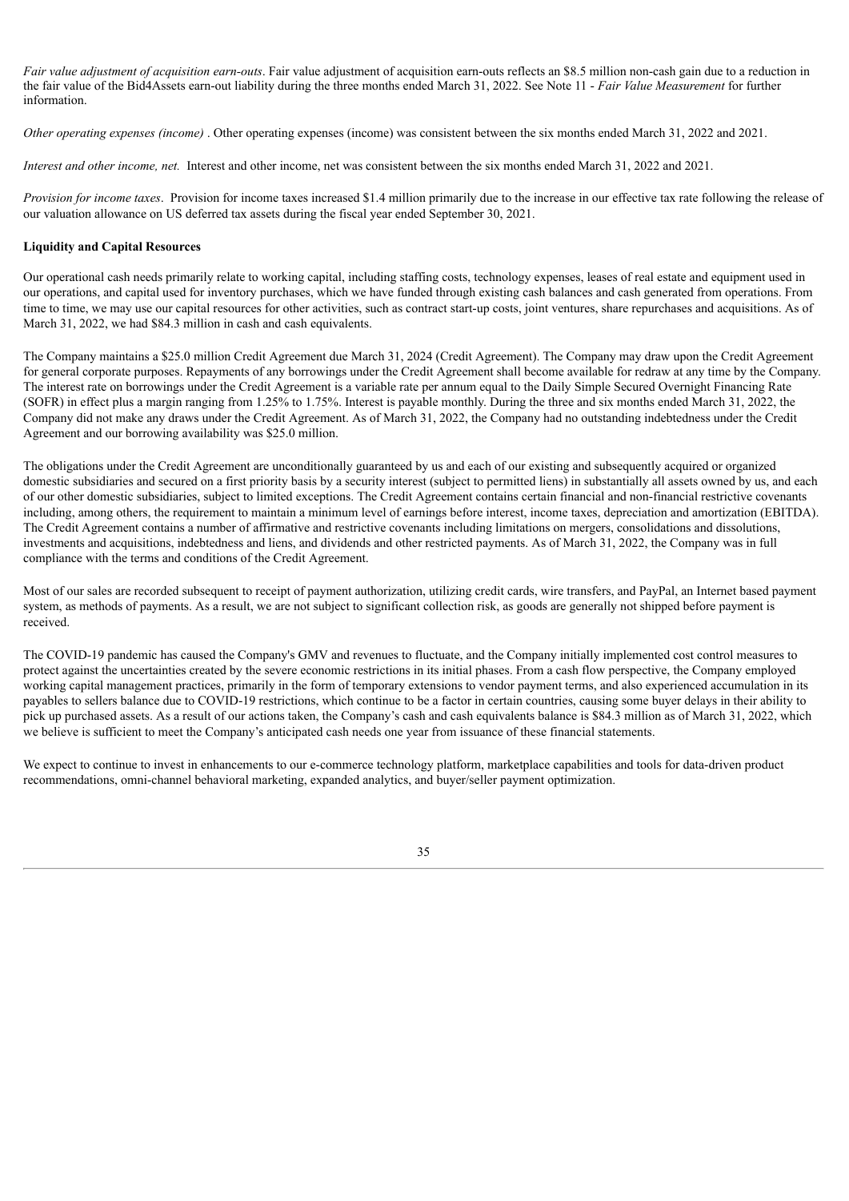*Fair value adjustment of acquisition earn-outs*. Fair value adjustment of acquisition earn-outs reflects an $8.5 million non-cash gain due to a reduction in the fair value of the Bid4Assets earn-out liability during the three months ended March 31, 2022. See Note 11 - *Fair Value Measurement* for further information.

*Other operating expenses (income)* . Other operating expenses (income) was consistent between the six months ended March 31, 2022 and 2021.

*Interest and other income, net.* Interest and other income, net was consistent between the six months ended March 31, 2022 and 2021.

*Provision for income taxes*. Provision for income taxes increased $1.4 million primarily due to the increase in our effective tax rate following the release of our valuation allowance on US deferred tax assets during the fiscal year ended September 30, 2021.

**Liquidity and Capital Resources**

Our operational cash needs primarily relate to working capital, including staffing costs, technology expenses, leases of real estate and equipment used in our operations, and capital used for inventory purchases, which we have funded through existing cash balances and cash generated from operations. From time to time, we may use our capital resources for other activities, such as contract start-up costs, joint ventures, share repurchases and acquisitions. As of March 31, 2022, we had $84.3 million in cash and cash equivalents.

The Company maintains a $25.0 million Credit Agreement due March 31, 2024 (Credit Agreement). The Company may draw upon the Credit Agreement for general corporate purposes. Repayments of any borrowings under the Credit Agreement shall become available for redraw at any time by the Company. The interest rate on borrowings under the Credit Agreement is a variable rate per annum equal to the Daily Simple Secured Overnight Financing Rate (SOFR) in effect plus a margin ranging from 1.25% to 1.75%. Interest is payable monthly. During the three and six months ended March 31, 2022, the Company did not make any draws under the Credit Agreement. As of March 31, 2022, the Company had no outstanding indebtedness under the Credit Agreement and our borrowing availability was $25.0 million.

The obligations under the Credit Agreement are unconditionally guaranteed by us and each of our existing and subsequently acquired or organized domestic subsidiaries and secured on a first priority basis by a security interest (subject to permitted liens) in substantially all assets owned by us, and each of our other domestic subsidiaries, subject to limited exceptions. The Credit Agreement contains certain financial and non-financial restrictive covenants including, among others, the requirement to maintain a minimum level of earnings before interest, income taxes, depreciation and amortization (EBITDA). The Credit Agreement contains a number of affirmative and restrictive covenants including limitations on mergers, consolidations and dissolutions, investments and acquisitions, indebtedness and liens, and dividends and other restricted payments. As of March 31, 2022, the Company was in full compliance with the terms and conditions of the Credit Agreement.

Most of our sales are recorded subsequent to receipt of payment authorization, utilizing credit cards, wire transfers, and PayPal, an Internet based payment system, as methods of payments. As a result, we are not subject to significant collection risk, as goods are generally not shipped before payment is received.

The COVID-19 pandemic has caused the Company's GMV and revenues to fluctuate, and the Company initially implemented cost control measures to protect against the uncertainties created by the severe economic restrictions in its initial phases. From a cash flow perspective, the Company employed working capital management practices, primarily in the form of temporary extensions to vendor payment terms, and also experienced accumulation in its payables to sellers balance due to COVID-19 restrictions, which continue to be a factor in certain countries, causing some buyer delays in their ability to pick up purchased assets. As a result of our actions taken, the Company's cash and cash equivalents balance is $84.3 million as of March 31, 2022, which we believe is sufficient to meet the Company's anticipated cash needs one year from issuance of these financial statements.

We expect to continue to invest in enhancements to our e-commerce technology platform, marketplace capabilities and tools for data-driven product recommendations, omni-channel behavioral marketing, expanded analytics, and buyer/seller payment optimization.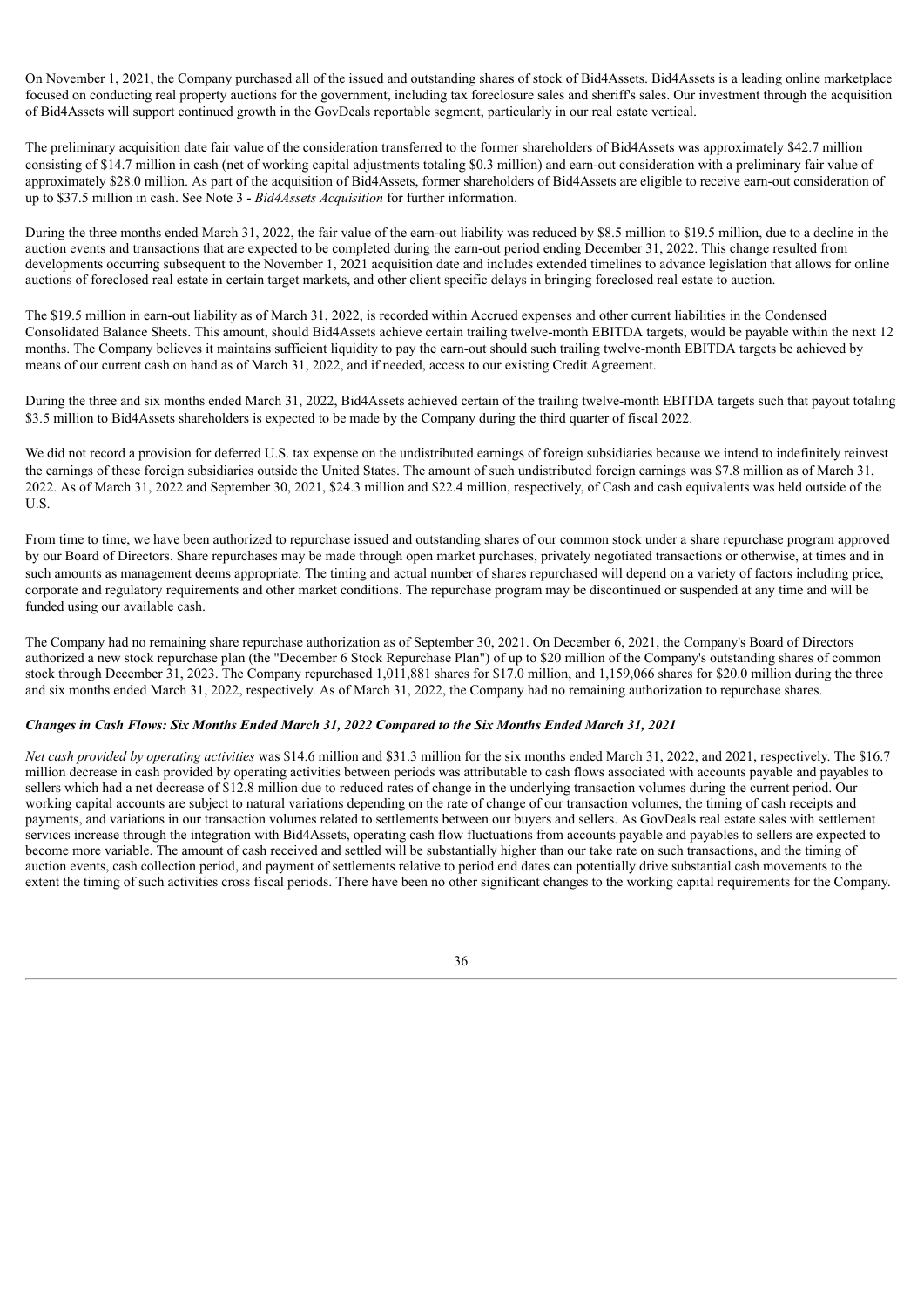On November 1, 2021, the Company purchased all of the issued and outstanding shares of stock of Bid4Assets. Bid4Assets is a leading online marketplace focused on conducting real property auctions for the government, including tax foreclosure sales and sheriff's sales. Our investment through the acquisition of Bid4Assets will support continued growth in the GovDeals reportable segment, particularly in our real estate vertical.

The preliminary acquisition date fair value of the consideration transferred to the former shareholders of Bid4Assets was approximately $42.7 million consisting of $14.7 million in cash (net of working capital adjustments totaling $0.3 million) and earn-out consideration with a preliminary fair value of approximately $28.0 million. As part of the acquisition of Bid4Assets, former shareholders of Bid4Assets are eligible to receive earn-out consideration of up to $37.5 million in cash. See Note 3 - *Bid4Assets Acquisition* for further information.

During the three months ended March 31, 2022, the fair value of the earn-out liability was reduced by $8.5 million to $19.5 million, due to a decline in the auction events and transactions that are expected to be completed during the earn-out period ending December 31, 2022. This change resulted from developments occurring subsequent to the November 1, 2021 acquisition date and includes extended timelines to advance legislation that allows for online auctions of foreclosed real estate in certain target markets, and other client specific delays in bringing foreclosed real estate to auction.

The $19.5 million in earn-out liability as of March 31, 2022, is recorded within Accrued expenses and other current liabilities in the Condensed Consolidated Balance Sheets. This amount, should Bid4Assets achieve certain trailing twelve-month EBITDA targets, would be payable within the next 12 months. The Company believes it maintains sufficient liquidity to pay the earn-out should such trailing twelve-month EBITDA targets be achieved by means of our current cash on hand as of March 31, 2022, and if needed, access to our existing Credit Agreement.

During the three and six months ended March 31, 2022, Bid4Assets achieved certain of the trailing twelve-month EBITDA targets such that payout totaling $3.5 million to Bid4Assets shareholders is expected to be made by the Company during the third quarter of fiscal 2022.

We did not record a provision for deferred U.S. tax expense on the undistributed earnings of foreign subsidiaries because we intend to indefinitely reinvest the earnings of these foreign subsidiaries outside the United States. The amount of such undistributed foreign earnings was $7.8 million as of March 31, 2022. As of March 31, 2022 and September 30, 2021, $24.3 million and $22.4 million, respectively, of Cash and cash equivalents was held outside of the U.S.

From time to time, we have been authorized to repurchase issued and outstanding shares of our common stock under a share repurchase program approved by our Board of Directors. Share repurchases may be made through open market purchases, privately negotiated transactions or otherwise, at times and in such amounts as management deems appropriate. The timing and actual number of shares repurchased will depend on a variety of factors including price, corporate and regulatory requirements and other market conditions. The repurchase program may be discontinued or suspended at any time and will be funded using our available cash.

The Company had no remaining share repurchase authorization as of September 30, 2021. On December 6, 2021, the Company's Board of Directors authorized a new stock repurchase plan (the "December 6 Stock Repurchase Plan") of up to $20 million of the Company's outstanding shares of common stock through December 31, 2023. The Company repurchased 1,011,881 shares for $17.0 million, and 1,159,066 shares for $20.0 million during the three and six months ended March 31, 2022, respectively. As of March 31, 2022, the Company had no remaining authorization to repurchase shares.

***Changes in Cash Flows: Six Months Ended March 31, 2022 Compared to the Six Months Ended March 31, 2021***

*Net cash provided by operating activities* was $14.6 million and $31.3 million for the six months ended March 31, 2022, and 2021, respectively. The $16.7 million decrease in cash provided by operating activities between periods was attributable to cash flows associated with accounts payable and payables to sellers which had a net decrease of $12.8 million due to reduced rates of change in the underlying transaction volumes during the current period. Our working capital accounts are subject to natural variations depending on the rate of change of our transaction volumes, the timing of cash receipts and payments, and variations in our transaction volumes related to settlements between our buyers and sellers. As GovDeals real estate sales with settlement services increase through the integration with Bid4Assets, operating cash flow fluctuations from accounts payable and payables to sellers are expected to become more variable. The amount of cash received and settled will be substantially higher than our take rate on such transactions, and the timing of auction events, cash collection period, and payment of settlements relative to period end dates can potentially drive substantial cash movements to the extent the timing of such activities cross fiscal periods. There have been no other significant changes to the working capital requirements for the Company.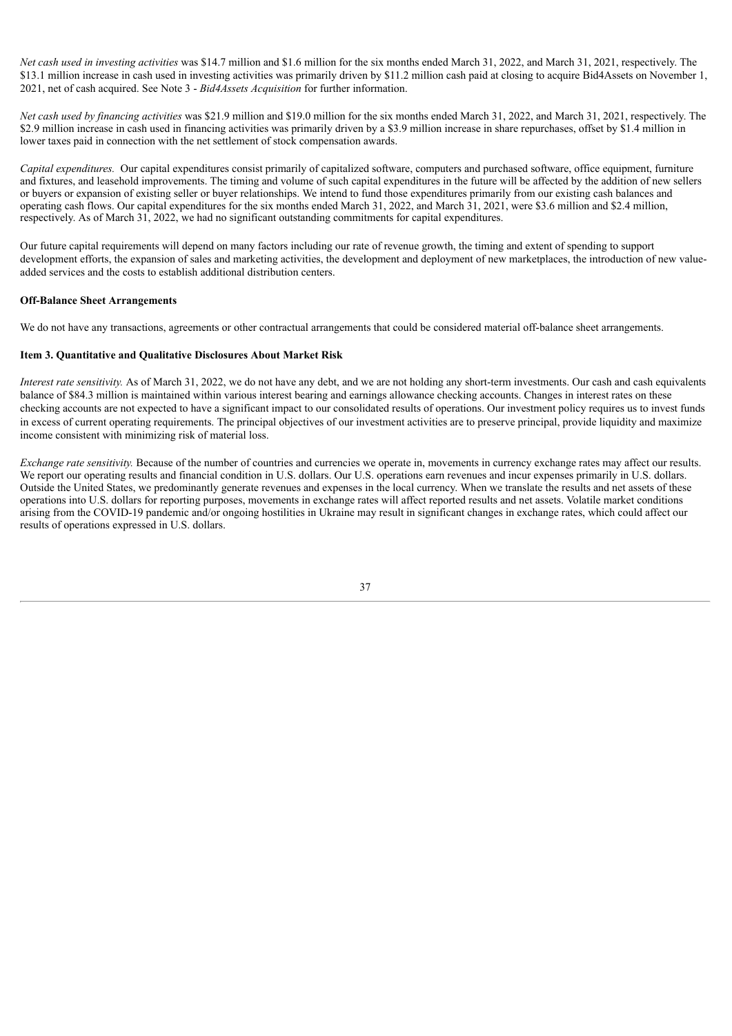*Net cash used in investing activities* was $14.7 million and $1.6 million for the six months ended March 31, 2022, and March 31, 2021, respectively. The $13.1 million increase in cash used in investing activities was primarily driven by $11.2 million cash paid at closing to acquire Bid4Assets on November 1, 2021, net of cash acquired. See Note 3 - *Bid4Assets Acquisition* for further information.

*Net cash used by financing activities* was $21.9 million and $19.0 million for the six months ended March 31, 2022, and March 31, 2021, respectively. The $2.9 million increase in cash used in financing activities was primarily driven by a $3.9 million increase in share repurchases, offset by $1.4 million in lower taxes paid in connection with the net settlement of stock compensation awards.

*Capital expenditures.* Our capital expenditures consist primarily of capitalized software, computers and purchased software, office equipment, furniture and fixtures, and leasehold improvements. The timing and volume of such capital expenditures in the future will be affected by the addition of new sellers or buyers or expansion of existing seller or buyer relationships. We intend to fund those expenditures primarily from our existing cash balances and operating cash flows. Our capital expenditures for the six months ended March 31, 2022, and March 31, 2021, were $3.6 million and $2.4 million, respectively. As of March 31, 2022, we had no significant outstanding commitments for capital expenditures.

Our future capital requirements will depend on many factors including our rate of revenue growth, the timing and extent of spending to support development efforts, the expansion of sales and marketing activities, the development and deployment of new marketplaces, the introduction of new value-added services and the costs to establish additional distribution centers.

**Off-Balance Sheet Arrangements**

We do not have any transactions, agreements or other contractual arrangements that could be considered material off-balance sheet arrangements.

**Item 3. Quantitative and Qualitative Disclosures About Market Risk**

*Interest rate sensitivity.* As of March 31, 2022, we do not have any debt, and we are not holding any short-term investments. Our cash and cash equivalents balance of $84.3 million is maintained within various interest bearing and earnings allowance checking accounts. Changes in interest rates on these checking accounts are not expected to have a significant impact to our consolidated results of operations. Our investment policy requires us to invest funds in excess of current operating requirements. The principal objectives of our investment activities are to preserve principal, provide liquidity and maximize income consistent with minimizing risk of material loss.

*Exchange rate sensitivity.* Because of the number of countries and currencies we operate in, movements in currency exchange rates may affect our results. We report our operating results and financial condition in U.S. dollars. Our U.S. operations earn revenues and incur expenses primarily in U.S. dollars. Outside the United States, we predominantly generate revenues and expenses in the local currency. When we translate the results and net assets of these operations into U.S. dollars for reporting purposes, movements in exchange rates will affect reported results and net assets. Volatile market conditions arising from the COVID-19 pandemic and/or ongoing hostilities in Ukraine may result in significant changes in exchange rates, which could affect our results of operations expressed in U.S. dollars.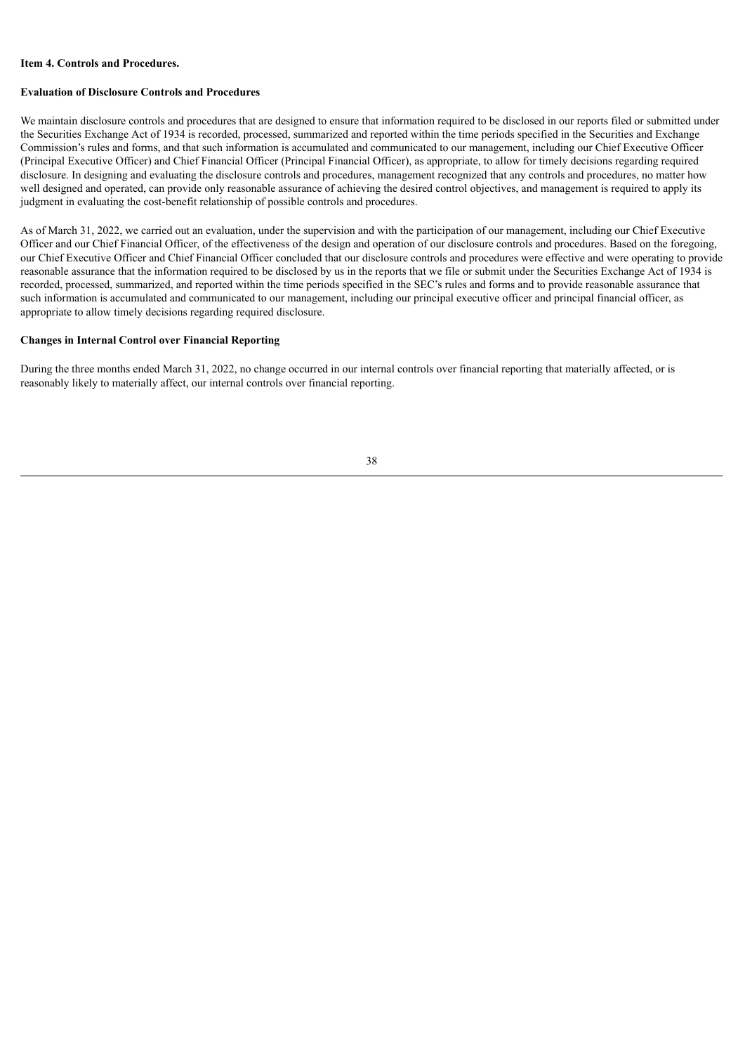**Item 4. Controls and Procedures.**

**Evaluation of Disclosure Controls and Procedures**

We maintain disclosure controls and procedures that are designed to ensure that information required to be disclosed in our reports filed or submitted under the Securities Exchange Act of 1934 is recorded, processed, summarized and reported within the time periods specified in the Securities and Exchange Commission's rules and forms, and that such information is accumulated and communicated to our management, including our Chief Executive Officer (Principal Executive Officer) and Chief Financial Officer (Principal Financial Officer), as appropriate, to allow for timely decisions regarding required disclosure. In designing and evaluating the disclosure controls and procedures, management recognized that any controls and procedures, no matter how well designed and operated, can provide only reasonable assurance of achieving the desired control objectives, and management is required to apply its judgment in evaluating the cost-benefit relationship of possible controls and procedures.

As of March 31, 2022, we carried out an evaluation, under the supervision and with the participation of our management, including our Chief Executive Officer and our Chief Financial Officer, of the effectiveness of the design and operation of our disclosure controls and procedures. Based on the foregoing, our Chief Executive Officer and Chief Financial Officer concluded that our disclosure controls and procedures were effective and were operating to provide reasonable assurance that the information required to be disclosed by us in the reports that we file or submit under the Securities Exchange Act of 1934 is recorded, processed, summarized, and reported within the time periods specified in the SEC's rules and forms and to provide reasonable assurance that such information is accumulated and communicated to our management, including our principal executive officer and principal financial officer, as appropriate to allow timely decisions regarding required disclosure.

**Changes in Internal Control over Financial Reporting**

During the three months ended March 31, 2022, no change occurred in our internal controls over financial reporting that materially affected, or is reasonably likely to materially affect, our internal controls over financial reporting.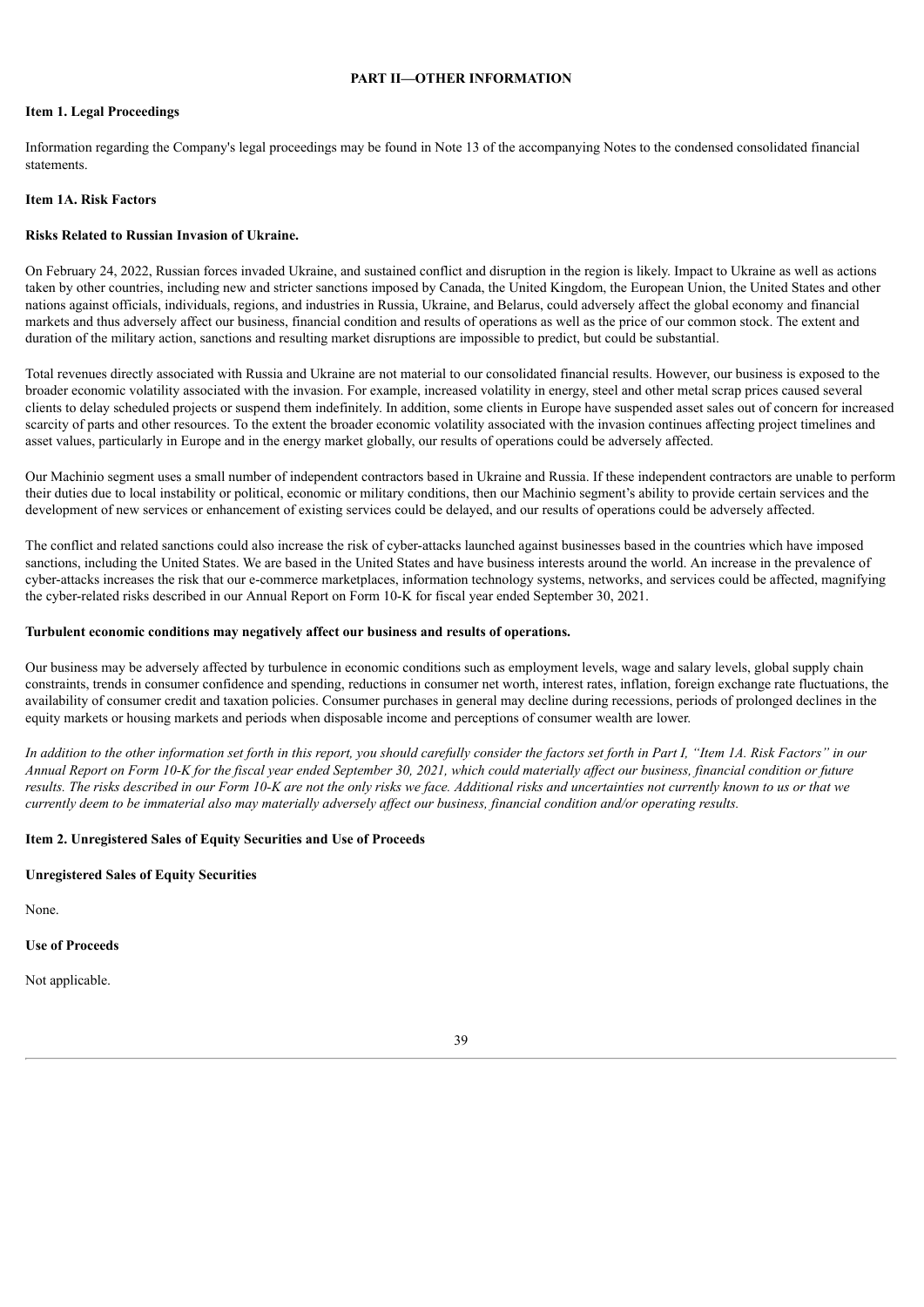# PART II—OTHER INFORMATION

## Item 1. Legal Proceedings

Information regarding the Company's legal proceedings may be found in Note 13 of the accompanying Notes to the condensed consolidated financial statements.

## Item 1A. Risk Factors

### Risks Related to Russian Invasion of Ukraine.

On February 24, 2022, Russian forces invaded Ukraine, and sustained conflict and disruption in the region is likely. Impact to Ukraine as well as actions taken by other countries, including new and stricter sanctions imposed by Canada, the United Kingdom, the European Union, the United States and other nations against officials, individuals, regions, and industries in Russia, Ukraine, and Belarus, could adversely affect the global economy and financial markets and thus adversely affect our business, financial condition and results of operations as well as the price of our common stock. The extent and duration of the military action, sanctions and resulting market disruptions are impossible to predict, but could be substantial.

Total revenues directly associated with Russia and Ukraine are not material to our consolidated financial results. However, our business is exposed to the broader economic volatility associated with the invasion. For example, increased volatility in energy, steel and other metal scrap prices caused several clients to delay scheduled projects or suspend them indefinitely. In addition, some clients in Europe have suspended asset sales out of concern for increased scarcity of parts and other resources. To the extent the broader economic volatility associated with the invasion continues affecting project timelines and asset values, particularly in Europe and in the energy market globally, our results of operations could be adversely affected.

Our Machinio segment uses a small number of independent contractors based in Ukraine and Russia. If these independent contractors are unable to perform their duties due to local instability or political, economic or military conditions, then our Machinio segment's ability to provide certain services and the development of new services or enhancement of existing services could be delayed, and our results of operations could be adversely affected.

The conflict and related sanctions could also increase the risk of cyber-attacks launched against businesses based in the countries which have imposed sanctions, including the United States. We are based in the United States and have business interests around the world. An increase in the prevalence of cyber-attacks increases the risk that our e-commerce marketplaces, information technology systems, networks, and services could be affected, magnifying the cyber-related risks described in our Annual Report on Form 10-K for fiscal year ended September 30, 2021.

### Turbulent economic conditions may negatively affect our business and results of operations.

Our business may be adversely affected by turbulence in economic conditions such as employment levels, wage and salary levels, global supply chain constraints, trends in consumer confidence and spending, reductions in consumer net worth, interest rates, inflation, foreign exchange rate fluctuations, the availability of consumer credit and taxation policies. Consumer purchases in general may decline during recessions, periods of prolonged declines in the equity markets or housing markets and periods when disposable income and perceptions of consumer wealth are lower.

*In addition to the other information set forth in this report, you should carefully consider the factors set forth in Part I, "Item 1A. Risk Factors" in our Annual Report on Form 10-K for the fiscal year ended September 30, 2021, which could materially affect our business, financial condition or future results. The risks described in our Form 10-K are not the only risks we face. Additional risks and uncertainties not currently known to us or that we currently deem to be immaterial also may materially adversely affect our business, financial condition and/or operating results.*

## Item 2. Unregistered Sales of Equity Securities and Use of Proceeds

### Unregistered Sales of Equity Securities

None.

### Use of Proceeds

Not applicable.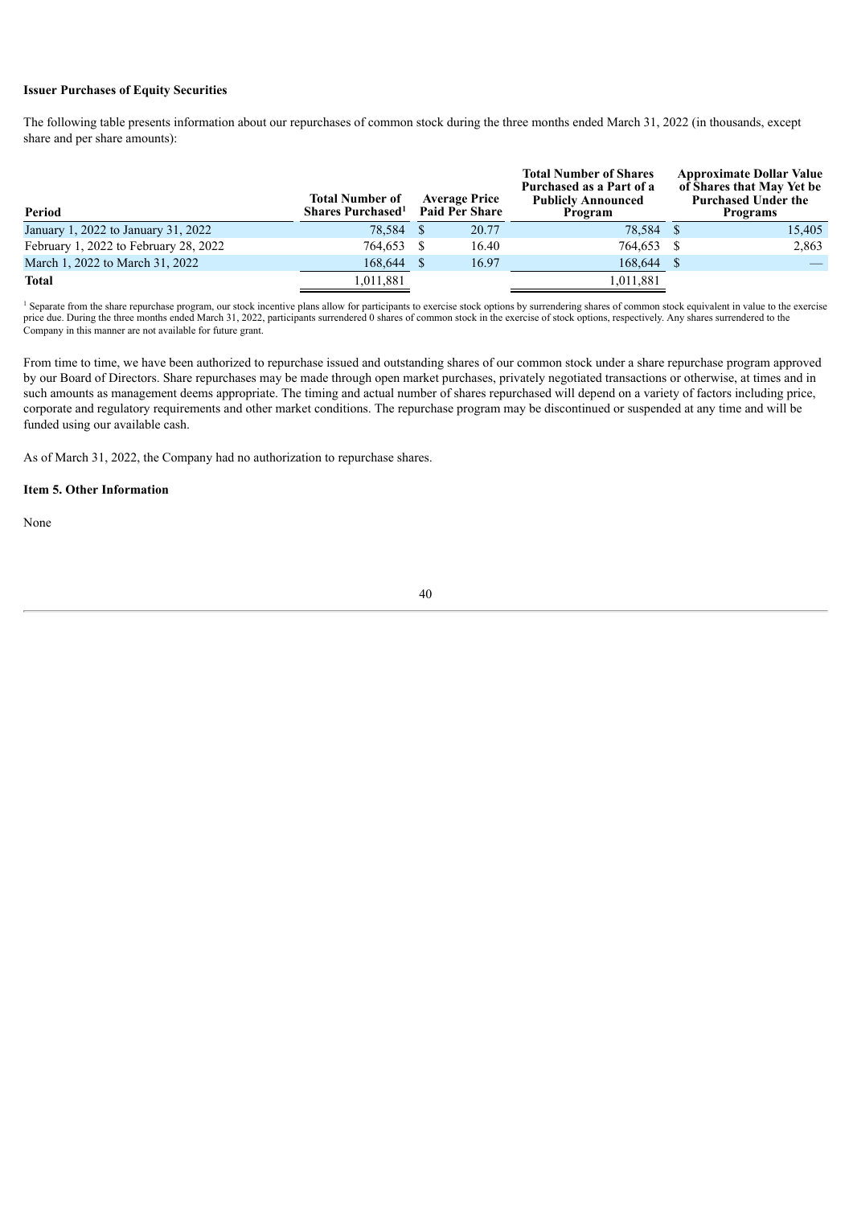**Issuer Purchases of Equity Securities**

The following table presents information about our repurchases of common stock during the three months ended March 31, 2022 (in thousands, except share and per share amounts):

| Period | Total Number of Shares Purchased[1] | Average Price Paid Per Share | Total Number of Shares Purchased as a Part of a Publicly Announced Program | Approximate Dollar Value of Shares that May Yet be Purchased Under the Programs |
|---|---|---|---|---|
| January 1, 2022 to January 31, 2022 | 78,584 | $ 20.77 | 78,584 | $ 15,405 |
| February 1, 2022 to February 28, 2022 | 764,653 | $ 16.40 | 764,653 | $ 2,863 |
| March 1, 2022 to March 31, 2022 | 168,644 | $ 16.97 | 168,644 | $ — |
| **Total** | 1,011,881 | | 1,011,881 | |

[1] Separate from the share repurchase program, our stock incentive plans allow for participants to exercise stock options by surrendering shares of common stock equivalent in value to the exercise price due. During the three months ended March 31, 2022, participants surrendered 0 shares of common stock in the exercise of stock options, respectively. Any shares surrendered to the Company in this manner are not available for future grant.

From time to time, we have been authorized to repurchase issued and outstanding shares of our common stock under a share repurchase program approved by our Board of Directors. Share repurchases may be made through open market purchases, privately negotiated transactions or otherwise, at times and in such amounts as management deems appropriate. The timing and actual number of shares repurchased will depend on a variety of factors including price, corporate and regulatory requirements and other market conditions. The repurchase program may be discontinued or suspended at any time and will be funded using our available cash.

As of March 31, 2022, the Company had no authorization to repurchase shares.

**Item 5. Other Information**

None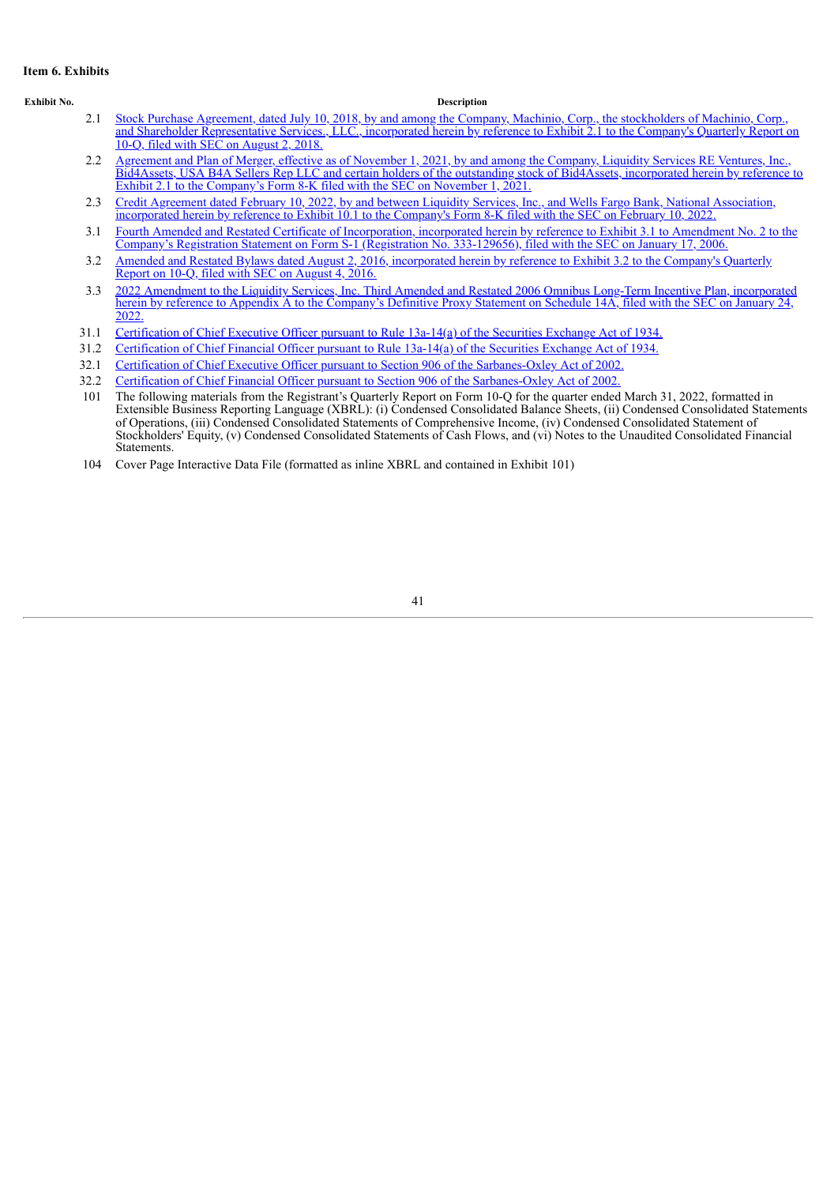### Item 6. Exhibits

| Exhibit No. | Description |
|---|---|
| 2.1 | Stock Purchase Agreement, dated July 10, 2018, by and among the Company, Machinio, Corp., the stockholders of Machinio, Corp., and Shareholder Representative Services., LLC., incorporated herein by reference to Exhibit 2.1 to the Company's Quarterly Report on 10-Q, filed with SEC on August 2, 2018. |
| 2.2 | Agreement and Plan of Merger, effective as of November 1, 2021, by and among the Company, Liquidity Services RE Ventures, Inc., Bid4Assets, USA B4A Sellers Rep LLC and certain holders of the outstanding stock of Bid4Assets, incorporated herein by reference to Exhibit 2.1 to the Company's Form 8-K filed with the SEC on November 1, 2021. |
| 2.3 | Credit Agreement dated February 10, 2022, by and between Liquidity Services, Inc., and Wells Fargo Bank, National Association, incorporated herein by reference to Exhibit 10.1 to the Company's Form 8-K filed with the SEC on February 10, 2022. |
| 3.1 | Fourth Amended and Restated Certificate of Incorporation, incorporated herein by reference to Exhibit 3.1 to Amendment No. 2 to the Company's Registration Statement on Form S-1 (Registration No. 333-129656), filed with the SEC on January 17, 2006. |
| 3.2 | Amended and Restated Bylaws dated August 2, 2016, incorporated herein by reference to Exhibit 3.2 to the Company's Quarterly Report on 10-Q, filed with SEC on August 4, 2016. |
| 3.3 | 2022 Amendment to the Liquidity Services, Inc. Third Amended and Restated 2006 Omnibus Long-Term Incentive Plan, incorporated herein by reference to Appendix A to the Company's Definitive Proxy Statement on Schedule 14A, filed with the SEC on January 24, 2022. |
| 31.1 | Certification of Chief Executive Officer pursuant to Rule 13a-14(a) of the Securities Exchange Act of 1934. |
| 31.2 | Certification of Chief Financial Officer pursuant to Rule 13a-14(a) of the Securities Exchange Act of 1934. |
| 32.1 | Certification of Chief Executive Officer pursuant to Section 906 of the Sarbanes-Oxley Act of 2002. |
| 32.2 | Certification of Chief Financial Officer pursuant to Section 906 of the Sarbanes-Oxley Act of 2002. |
| 101 | The following materials from the Registrant's Quarterly Report on Form 10-Q for the quarter ended March 31, 2022, formatted in Extensible Business Reporting Language (XBRL): (i) Condensed Consolidated Balance Sheets, (ii) Condensed Consolidated Statements of Operations, (iii) Condensed Consolidated Statements of Comprehensive Income, (iv) Condensed Consolidated Statement of Stockholders' Equity, (v) Condensed Consolidated Statements of Cash Flows, and (vi) Notes to the Unaudited Consolidated Financial Statements. |
| 104 | Cover Page Interactive Data File (formatted as inline XBRL and contained in Exhibit 101) |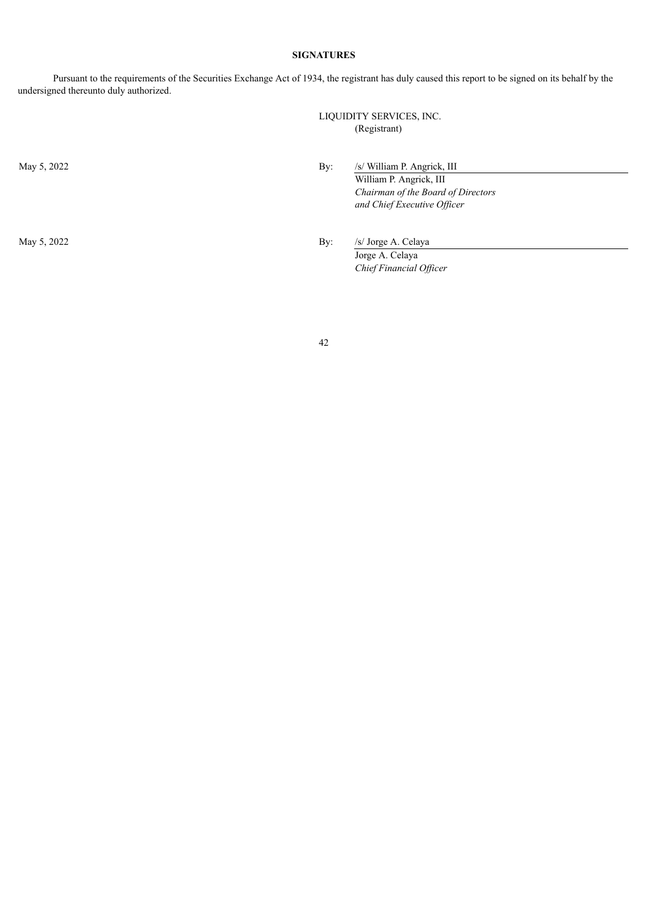## SIGNATURES

Pursuant to the requirements of the Securities Exchange Act of 1934, the registrant has duly caused this report to be signed on its behalf by the undersigned thereunto duly authorized.

LIQUIDITY SERVICES, INC.
(Registrant)

May 5, 2022

By: /s/ William P. Angrick, III
William P. Angrick, III
*Chairman of the Board of Directors and Chief Executive Officer*

May 5, 2022

By: /s/ Jorge A. Celaya
Jorge A. Celaya
*Chief Financial Officer*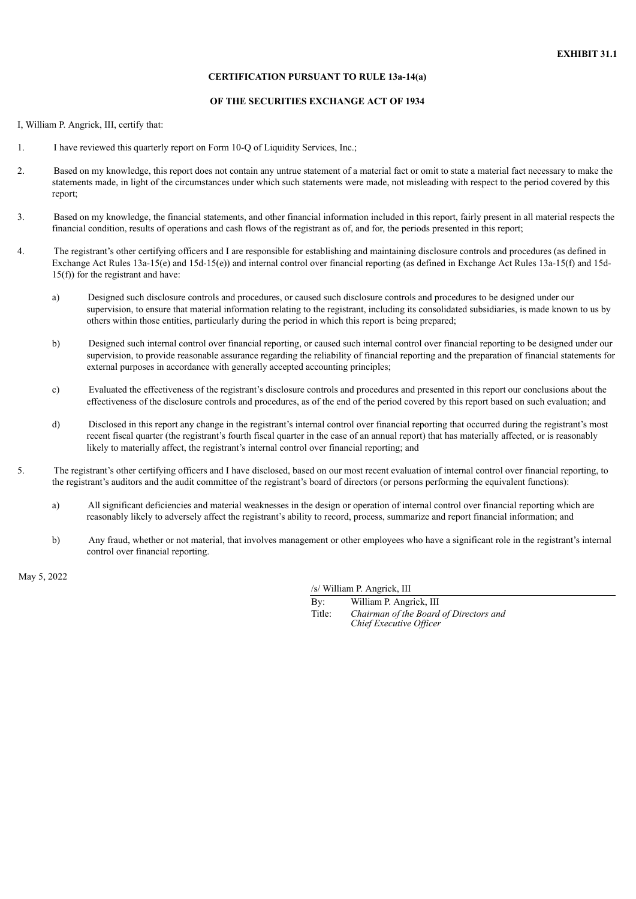**EXHIBIT 31.1**

**CERTIFICATION PURSUANT TO RULE 13a-14(a)**

**OF THE SECURITIES EXCHANGE ACT OF 1934**

I, William P. Angrick, III, certify that:

1. I have reviewed this quarterly report on Form 10-Q of Liquidity Services, Inc.;

2. Based on my knowledge, this report does not contain any untrue statement of a material fact or omit to state a material fact necessary to make the statements made, in light of the circumstances under which such statements were made, not misleading with respect to the period covered by this report;

3. Based on my knowledge, the financial statements, and other financial information included in this report, fairly present in all material respects the financial condition, results of operations and cash flows of the registrant as of, and for, the periods presented in this report;

4. The registrant's other certifying officers and I are responsible for establishing and maintaining disclosure controls and procedures (as defined in Exchange Act Rules 13a-15(e) and 15d-15(e)) and internal control over financial reporting (as defined in Exchange Act Rules 13a-15(f) and 15d-15(f)) for the registrant and have:

   a) Designed such disclosure controls and procedures, or caused such disclosure controls and procedures to be designed under our supervision, to ensure that material information relating to the registrant, including its consolidated subsidiaries, is made known to us by others within those entities, particularly during the period in which this report is being prepared;

   b) Designed such internal control over financial reporting, or caused such internal control over financial reporting to be designed under our supervision, to provide reasonable assurance regarding the reliability of financial reporting and the preparation of financial statements for external purposes in accordance with generally accepted accounting principles;

   c) Evaluated the effectiveness of the registrant's disclosure controls and procedures and presented in this report our conclusions about the effectiveness of the disclosure controls and procedures, as of the end of the period covered by this report based on such evaluation; and

   d) Disclosed in this report any change in the registrant's internal control over financial reporting that occurred during the registrant's most recent fiscal quarter (the registrant's fourth fiscal quarter in the case of an annual report) that has materially affected, or is reasonably likely to materially affect, the registrant's internal control over financial reporting; and

5. The registrant's other certifying officers and I have disclosed, based on our most recent evaluation of internal control over financial reporting, to the registrant's auditors and the audit committee of the registrant's board of directors (or persons performing the equivalent functions):

   a) All significant deficiencies and material weaknesses in the design or operation of internal control over financial reporting which are reasonably likely to adversely affect the registrant's ability to record, process, summarize and report financial information; and

   b) Any fraud, whether or not material, that involves management or other employees who have a significant role in the registrant's internal control over financial reporting.

May 5, 2022

/s/ William P. Angrick, III

By: William P. Angrick, III
Title: *Chairman of the Board of Directors and Chief Executive Officer*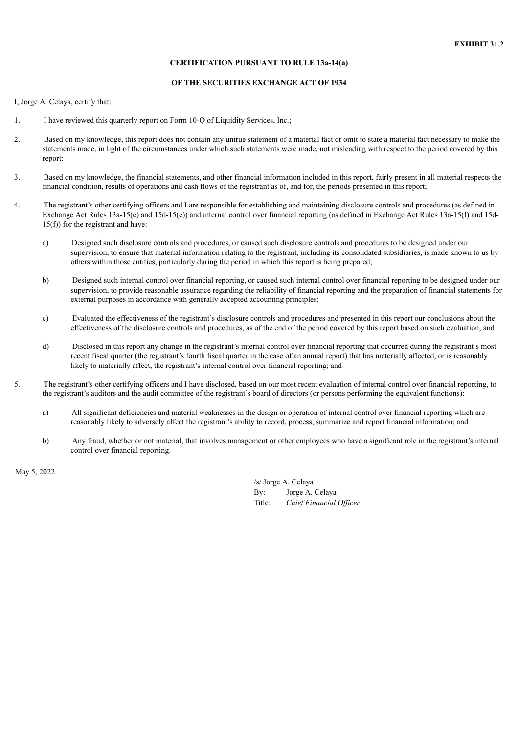**EXHIBIT 31.2**

**CERTIFICATION PURSUANT TO RULE 13a-14(a)**

**OF THE SECURITIES EXCHANGE ACT OF 1934**

I, Jorge A. Celaya, certify that:

1. I have reviewed this quarterly report on Form 10-Q of Liquidity Services, Inc.;

2. Based on my knowledge, this report does not contain any untrue statement of a material fact or omit to state a material fact necessary to make the statements made, in light of the circumstances under which such statements were made, not misleading with respect to the period covered by this report;

3. Based on my knowledge, the financial statements, and other financial information included in this report, fairly present in all material respects the financial condition, results of operations and cash flows of the registrant as of, and for, the periods presented in this report;

4. The registrant's other certifying officers and I are responsible for establishing and maintaining disclosure controls and procedures (as defined in Exchange Act Rules 13a-15(e) and 15d-15(e)) and internal control over financial reporting (as defined in Exchange Act Rules 13a-15(f) and 15d-15(f)) for the registrant and have:

   a) Designed such disclosure controls and procedures, or caused such disclosure controls and procedures to be designed under our supervision, to ensure that material information relating to the registrant, including its consolidated subsidiaries, is made known to us by others within those entities, particularly during the period in which this report is being prepared;

   b) Designed such internal control over financial reporting, or caused such internal control over financial reporting to be designed under our supervision, to provide reasonable assurance regarding the reliability of financial reporting and the preparation of financial statements for external purposes in accordance with generally accepted accounting principles;

   c) Evaluated the effectiveness of the registrant's disclosure controls and procedures and presented in this report our conclusions about the effectiveness of the disclosure controls and procedures, as of the end of the period covered by this report based on such evaluation; and

   d) Disclosed in this report any change in the registrant's internal control over financial reporting that occurred during the registrant's most recent fiscal quarter (the registrant's fourth fiscal quarter in the case of an annual report) that has materially affected, or is reasonably likely to materially affect, the registrant's internal control over financial reporting; and

5. The registrant's other certifying officers and I have disclosed, based on our most recent evaluation of internal control over financial reporting, to the registrant's auditors and the audit committee of the registrant's board of directors (or persons performing the equivalent functions):

   a) All significant deficiencies and material weaknesses in the design or operation of internal control over financial reporting which are reasonably likely to adversely affect the registrant's ability to record, process, summarize and report financial information; and

   b) Any fraud, whether or not material, that involves management or other employees who have a significant role in the registrant's internal control over financial reporting.

May 5, 2022

/s/ Jorge A. Celaya

By: Jorge A. Celaya

Title: *Chief Financial Officer*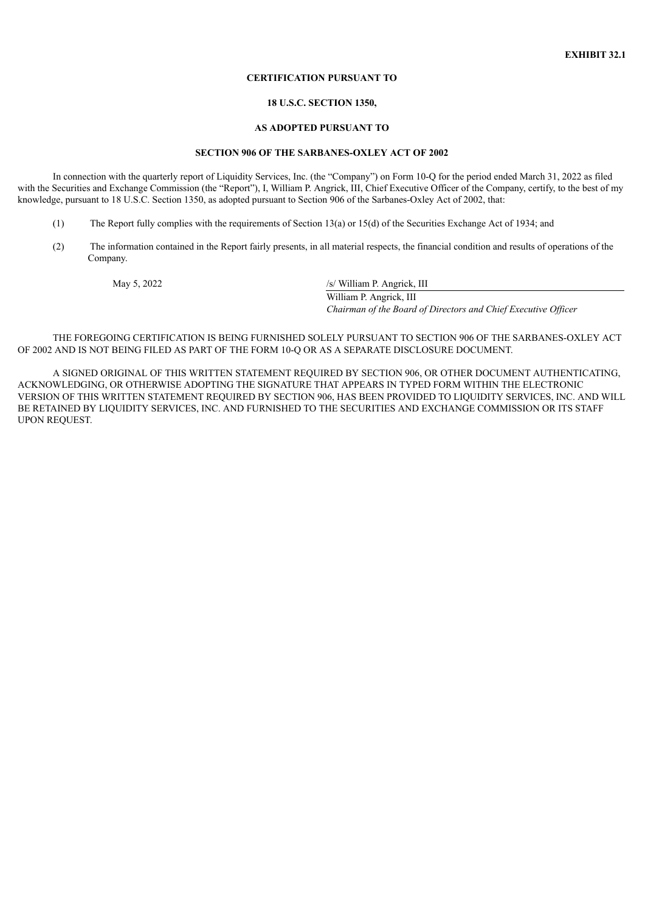**EXHIBIT 32.1**

**CERTIFICATION PURSUANT TO**

**18 U.S.C. SECTION 1350,**

**AS ADOPTED PURSUANT TO**

**SECTION 906 OF THE SARBANES-OXLEY ACT OF 2002**

In connection with the quarterly report of Liquidity Services, Inc. (the "Company") on Form 10-Q for the period ended March 31, 2022 as filed with the Securities and Exchange Commission (the "Report"), I, William P. Angrick, III, Chief Executive Officer of the Company, certify, to the best of my knowledge, pursuant to 18 U.S.C. Section 1350, as adopted pursuant to Section 906 of the Sarbanes-Oxley Act of 2002, that:

(1) The Report fully complies with the requirements of Section 13(a) or 15(d) of the Securities Exchange Act of 1934; and

(2) The information contained in the Report fairly presents, in all material respects, the financial condition and results of operations of the Company.

May 5, 2022

/s/ William P. Angrick, III

William P. Angrick, III

*Chairman of the Board of Directors and Chief Executive Officer*

THE FOREGOING CERTIFICATION IS BEING FURNISHED SOLELY PURSUANT TO SECTION 906 OF THE SARBANES-OXLEY ACT OF 2002 AND IS NOT BEING FILED AS PART OF THE FORM 10-Q OR AS A SEPARATE DISCLOSURE DOCUMENT.

A SIGNED ORIGINAL OF THIS WRITTEN STATEMENT REQUIRED BY SECTION 906, OR OTHER DOCUMENT AUTHENTICATING, ACKNOWLEDGING, OR OTHERWISE ADOPTING THE SIGNATURE THAT APPEARS IN TYPED FORM WITHIN THE ELECTRONIC VERSION OF THIS WRITTEN STATEMENT REQUIRED BY SECTION 906, HAS BEEN PROVIDED TO LIQUIDITY SERVICES, INC. AND WILL BE RETAINED BY LIQUIDITY SERVICES, INC. AND FURNISHED TO THE SECURITIES AND EXCHANGE COMMISSION OR ITS STAFF UPON REQUEST.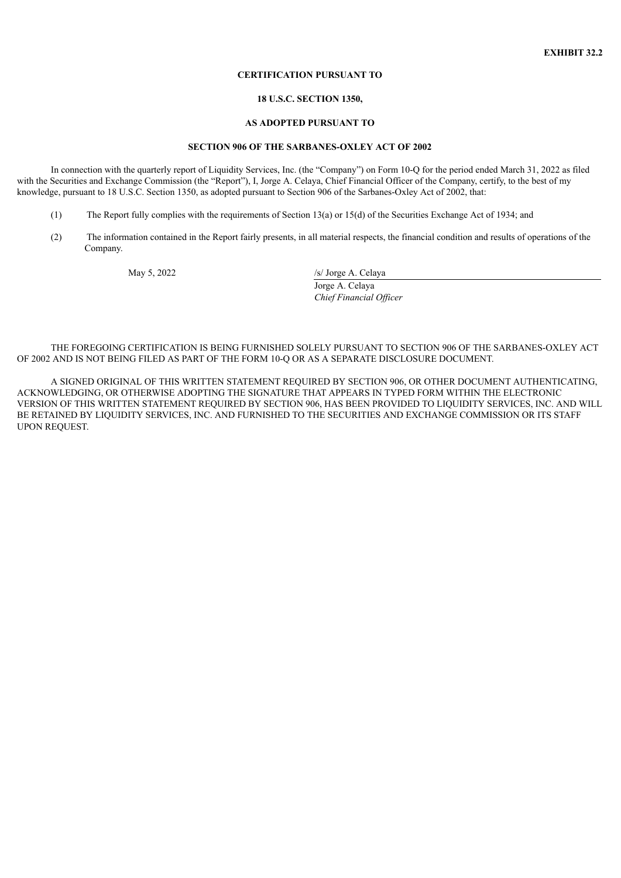**EXHIBIT 32.2**

**CERTIFICATION PURSUANT TO**

**18 U.S.C. SECTION 1350,**

**AS ADOPTED PURSUANT TO**

**SECTION 906 OF THE SARBANES-OXLEY ACT OF 2002**

In connection with the quarterly report of Liquidity Services, Inc. (the "Company") on Form 10-Q for the period ended March 31, 2022 as filed with the Securities and Exchange Commission (the "Report"), I, Jorge A. Celaya, Chief Financial Officer of the Company, certify, to the best of my knowledge, pursuant to 18 U.S.C. Section 1350, as adopted pursuant to Section 906 of the Sarbanes-Oxley Act of 2002, that:

(1) The Report fully complies with the requirements of Section 13(a) or 15(d) of the Securities Exchange Act of 1934; and

(2) The information contained in the Report fairly presents, in all material respects, the financial condition and results of operations of the Company.

May 5, 2022

/s/ Jorge A. Celaya

Jorge A. Celaya
*Chief Financial Officer*

THE FOREGOING CERTIFICATION IS BEING FURNISHED SOLELY PURSUANT TO SECTION 906 OF THE SARBANES-OXLEY ACT OF 2002 AND IS NOT BEING FILED AS PART OF THE FORM 10-Q OR AS A SEPARATE DISCLOSURE DOCUMENT.

A SIGNED ORIGINAL OF THIS WRITTEN STATEMENT REQUIRED BY SECTION 906, OR OTHER DOCUMENT AUTHENTICATING, ACKNOWLEDGING, OR OTHERWISE ADOPTING THE SIGNATURE THAT APPEARS IN TYPED FORM WITHIN THE ELECTRONIC VERSION OF THIS WRITTEN STATEMENT REQUIRED BY SECTION 906, HAS BEEN PROVIDED TO LIQUIDITY SERVICES, INC. AND WILL BE RETAINED BY LIQUIDITY SERVICES, INC. AND FURNISHED TO THE SECURITIES AND EXCHANGE COMMISSION OR ITS STAFF UPON REQUEST.